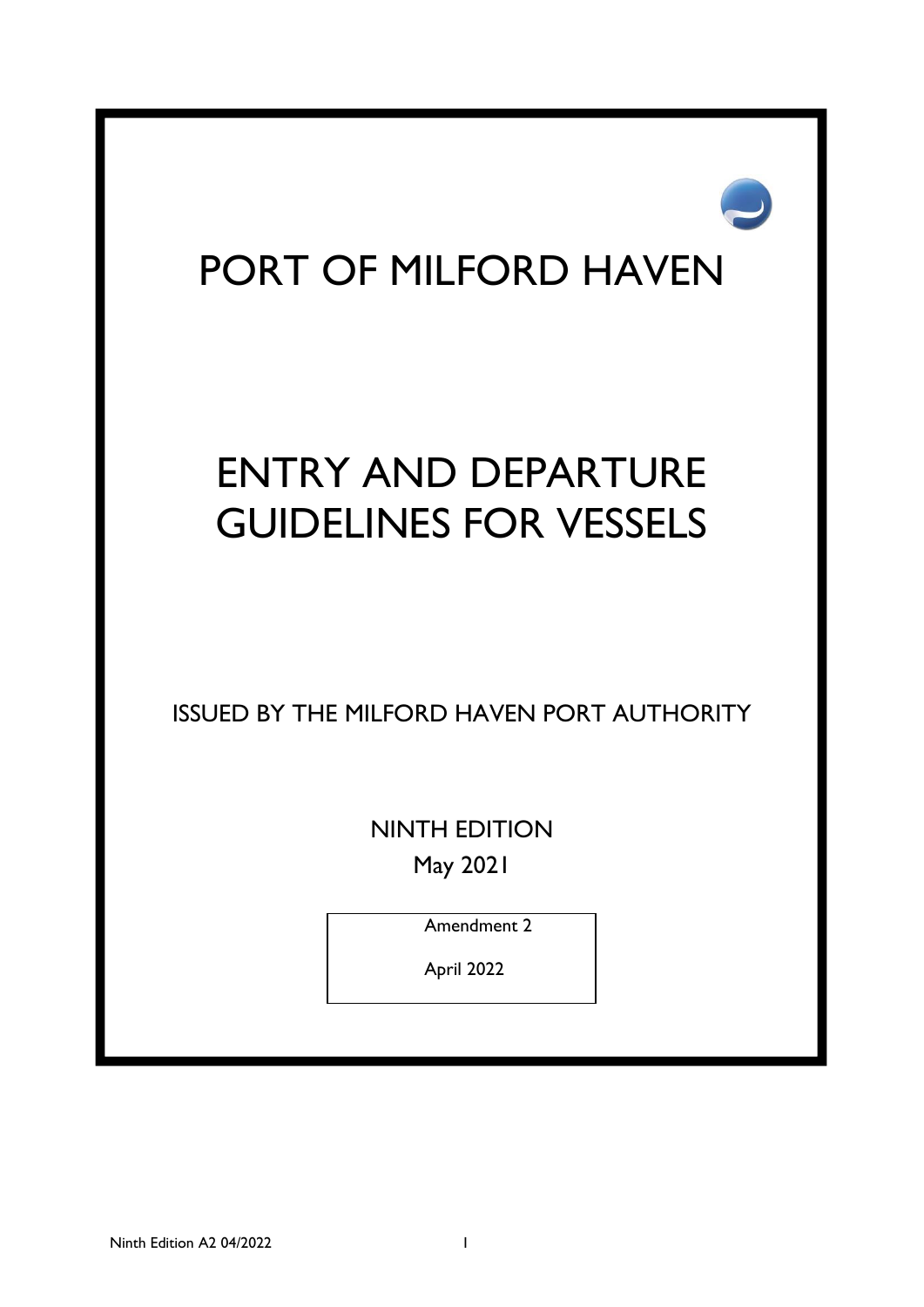# PORT OF MILFORD HAVEN

# ENTRY AND DEPARTURE GUIDELINES FOR VESSELS

ISSUED BY THE MILFORD HAVEN PORT AUTHORITY

NINTH EDITION

May 2021

Amendment 2

April 2022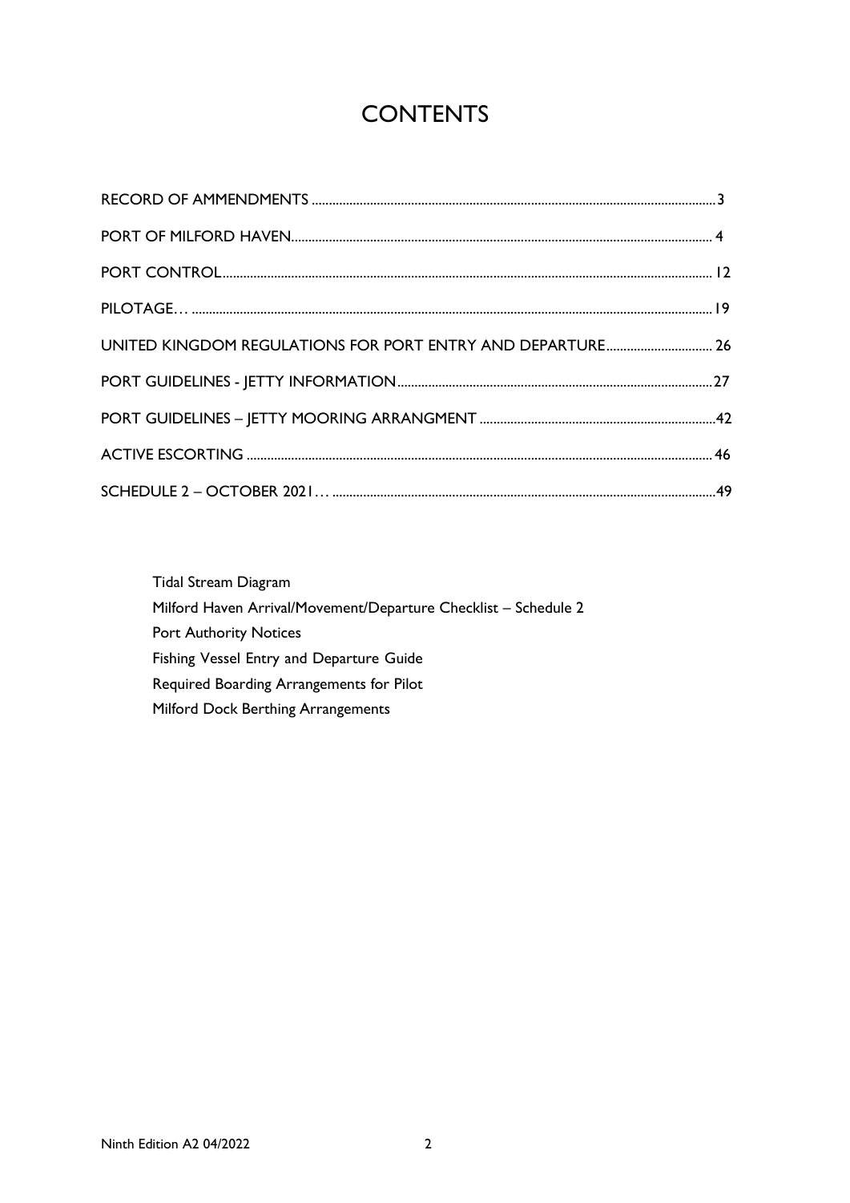# CONTENTS

| | |
|---|---|
| RECORD OF AMMENDMENTS | 3 |
| PORT OF MILFORD HAVEN | 4 |
| PORT CONTROL | 12 |
| PILOTAGE… | 19 |
| UNITED KINGDOM REGULATIONS FOR PORT ENTRY AND DEPARTURE | 26 |
| PORT GUIDELINES - JETTY INFORMATION | 27 |
| PORT GUIDELINES – JETTY MOORING ARRANGMENT | 42 |
| ACTIVE ESCORTING | 46 |
| SCHEDULE 2 – OCTOBER 2021… | 49 |

Tidal Stream Diagram
Milford Haven Arrival/Movement/Departure Checklist – Schedule 2
Port Authority Notices
Fishing Vessel Entry and Departure Guide
Required Boarding Arrangements for Pilot
Milford Dock Berthing Arrangements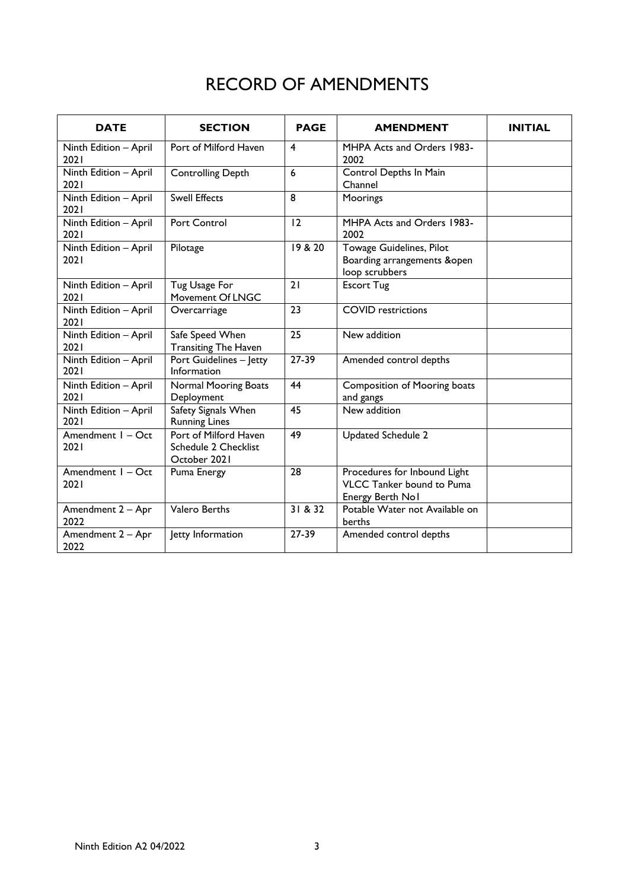# RECORD OF AMENDMENTS

| DATE | SECTION | PAGE | AMENDMENT | INITIAL |
|---|---|---|---|---|
| Ninth Edition – April 2021 | Port of Milford Haven | 4 | MHPA Acts and Orders 1983-2002 | |
| Ninth Edition – April 2021 | Controlling Depth | 6 | Control Depths In Main Channel | |
| Ninth Edition – April 2021 | Swell Effects | 8 | Moorings | |
| Ninth Edition – April 2021 | Port Control | 12 | MHPA Acts and Orders 1983-2002 | |
| Ninth Edition – April 2021 | Pilotage | 19 & 20 | Towage Guidelines, Pilot Boarding arrangements &open loop scrubbers | |
| Ninth Edition – April 2021 | Tug Usage For Movement Of LNGC | 21 | Escort Tug | |
| Ninth Edition – April 2021 | Overcarriage | 23 | COVID restrictions | |
| Ninth Edition – April 2021 | Safe Speed When Transiting The Haven | 25 | New addition | |
| Ninth Edition – April 2021 | Port Guidelines – Jetty Information | 27-39 | Amended control depths | |
| Ninth Edition – April 2021 | Normal Mooring Boats Deployment | 44 | Composition of Mooring boats and gangs | |
| Ninth Edition – April 2021 | Safety Signals When Running Lines | 45 | New addition | |
| Amendment 1 – Oct 2021 | Port of Milford Haven Schedule 2 Checklist October 2021 | 49 | Updated Schedule 2 | |
| Amendment 1 – Oct 2021 | Puma Energy | 28 | Procedures for Inbound Light VLCC Tanker bound to Puma Energy Berth No1 | |
| Amendment 2 – Apr 2022 | Valero Berths | 31 & 32 | Potable Water not Available on berths | |
| Amendment 2 – Apr 2022 | Jetty Information | 27-39 | Amended control depths | |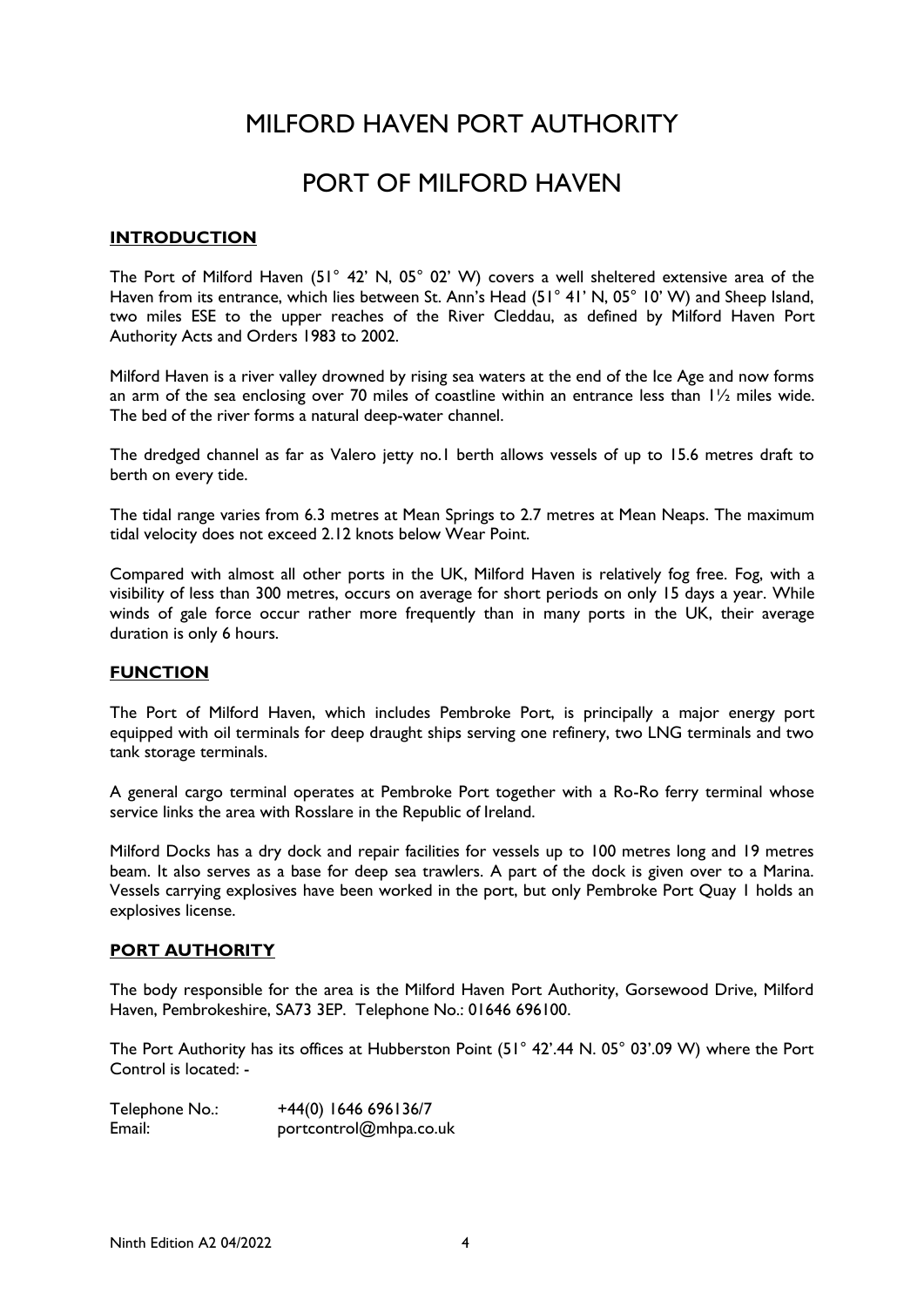# MILFORD HAVEN PORT AUTHORITY

# PORT OF MILFORD HAVEN

## INTRODUCTION

The Port of Milford Haven (51° 42' N, 05° 02' W) covers a well sheltered extensive area of the Haven from its entrance, which lies between St. Ann's Head (51° 41' N, 05° 10' W) and Sheep Island, two miles ESE to the upper reaches of the River Cleddau, as defined by Milford Haven Port Authority Acts and Orders 1983 to 2002.

Milford Haven is a river valley drowned by rising sea waters at the end of the Ice Age and now forms an arm of the sea enclosing over 70 miles of coastline within an entrance less than 1½ miles wide. The bed of the river forms a natural deep-water channel.

The dredged channel as far as Valero jetty no.1 berth allows vessels of up to 15.6 metres draft to berth on every tide.

The tidal range varies from 6.3 metres at Mean Springs to 2.7 metres at Mean Neaps. The maximum tidal velocity does not exceed 2.12 knots below Wear Point.

Compared with almost all other ports in the UK, Milford Haven is relatively fog free. Fog, with a visibility of less than 300 metres, occurs on average for short periods on only 15 days a year. While winds of gale force occur rather more frequently than in many ports in the UK, their average duration is only 6 hours.

## FUNCTION

The Port of Milford Haven, which includes Pembroke Port, is principally a major energy port equipped with oil terminals for deep draught ships serving one refinery, two LNG terminals and two tank storage terminals.

A general cargo terminal operates at Pembroke Port together with a Ro-Ro ferry terminal whose service links the area with Rosslare in the Republic of Ireland.

Milford Docks has a dry dock and repair facilities for vessels up to 100 metres long and 19 metres beam. It also serves as a base for deep sea trawlers. A part of the dock is given over to a Marina. Vessels carrying explosives have been worked in the port, but only Pembroke Port Quay 1 holds an explosives license.

## PORT AUTHORITY

The body responsible for the area is the Milford Haven Port Authority, Gorsewood Drive, Milford Haven, Pembrokeshire, SA73 3EP. Telephone No.: 01646 696100.

The Port Authority has its offices at Hubberston Point (51° 42'.44 N. 05° 03'.09 W) where the Port Control is located: -

Telephone No.: +44(0) 1646 696136/7
Email: portcontrol@mhpa.co.uk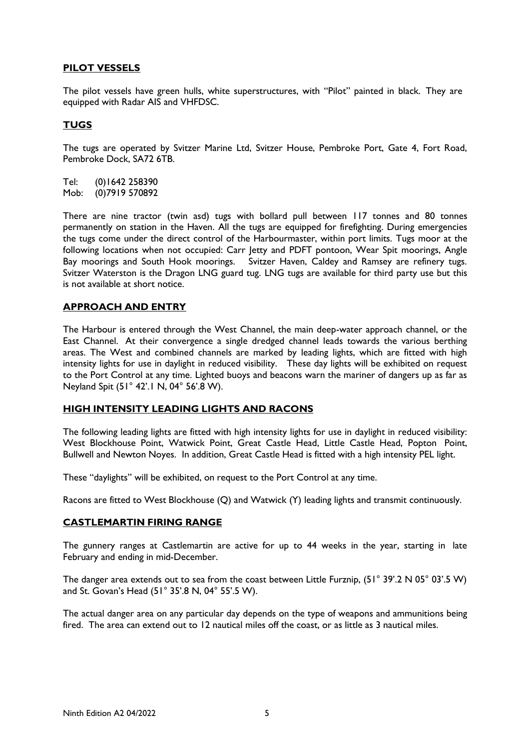## PILOT VESSELS

The pilot vessels have green hulls, white superstructures, with "Pilot" painted in black. They are equipped with Radar AIS and VHFDSC.

## TUGS

The tugs are operated by Svitzer Marine Ltd, Svitzer House, Pembroke Port, Gate 4, Fort Road, Pembroke Dock, SA72 6TB.

Tel: (0)1642 258390
Mob: (0)7919 570892

There are nine tractor (twin asd) tugs with bollard pull between 117 tonnes and 80 tonnes permanently on station in the Haven. All the tugs are equipped for firefighting. During emergencies the tugs come under the direct control of the Harbourmaster, within port limits. Tugs moor at the following locations when not occupied: Carr Jetty and PDFT pontoon, Wear Spit moorings, Angle Bay moorings and South Hook moorings. Svitzer Haven, Caldey and Ramsey are refinery tugs. Svitzer Waterston is the Dragon LNG guard tug. LNG tugs are available for third party use but this is not available at short notice.

## APPROACH AND ENTRY

The Harbour is entered through the West Channel, the main deep-water approach channel, or the East Channel. At their convergence a single dredged channel leads towards the various berthing areas. The West and combined channels are marked by leading lights, which are fitted with high intensity lights for use in daylight in reduced visibility. These day lights will be exhibited on request to the Port Control at any time. Lighted buoys and beacons warn the mariner of dangers up as far as Neyland Spit (51° 42'.1 N, 04° 56'.8 W).

## HIGH INTENSITY LEADING LIGHTS AND RACONS

The following leading lights are fitted with high intensity lights for use in daylight in reduced visibility: West Blockhouse Point, Watwick Point, Great Castle Head, Little Castle Head, Popton Point, Bullwell and Newton Noyes. In addition, Great Castle Head is fitted with a high intensity PEL light.

These "daylights" will be exhibited, on request to the Port Control at any time.

Racons are fitted to West Blockhouse (Q) and Watwick (Y) leading lights and transmit continuously.

## CASTLEMARTIN FIRING RANGE

The gunnery ranges at Castlemartin are active for up to 44 weeks in the year, starting in late February and ending in mid-December.

The danger area extends out to sea from the coast between Little Furznip, (51° 39'.2 N 05° 03'.5 W) and St. Govan's Head (51° 35'.8 N, 04° 55'.5 W).

The actual danger area on any particular day depends on the type of weapons and ammunitions being fired. The area can extend out to 12 nautical miles off the coast, or as little as 3 nautical miles.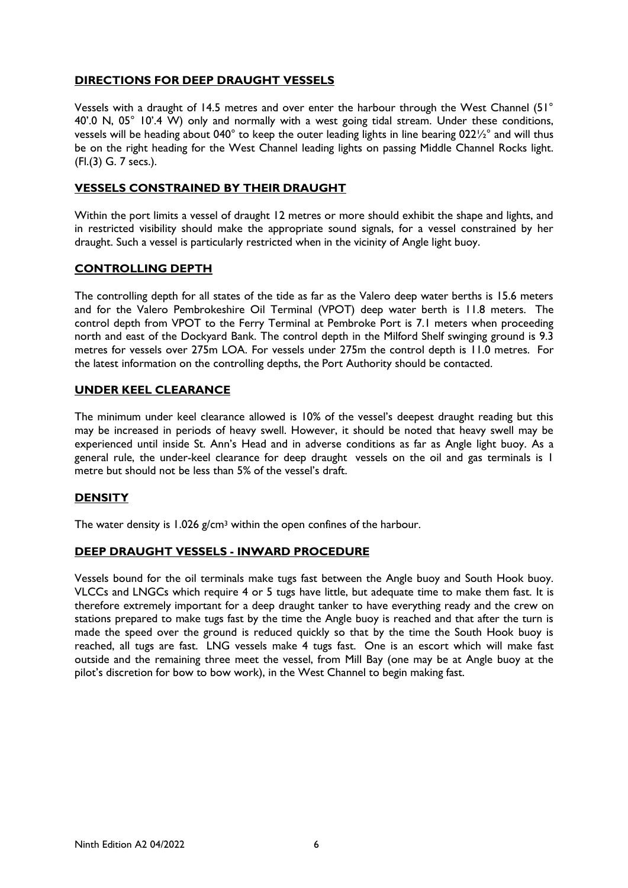## DIRECTIONS FOR DEEP DRAUGHT VESSELS

Vessels with a draught of 14.5 metres and over enter the harbour through the West Channel (51° 40'.0 N, 05° 10'.4 W) only and normally with a west going tidal stream. Under these conditions, vessels will be heading about 040° to keep the outer leading lights in line bearing 022½° and will thus be on the right heading for the West Channel leading lights on passing Middle Channel Rocks light. (Fl.(3) G. 7 secs.).

## VESSELS CONSTRAINED BY THEIR DRAUGHT

Within the port limits a vessel of draught 12 metres or more should exhibit the shape and lights, and in restricted visibility should make the appropriate sound signals, for a vessel constrained by her draught. Such a vessel is particularly restricted when in the vicinity of Angle light buoy.

## CONTROLLING DEPTH

The controlling depth for all states of the tide as far as the Valero deep water berths is 15.6 meters and for the Valero Pembrokeshire Oil Terminal (VPOT) deep water berth is 11.8 meters. The control depth from VPOT to the Ferry Terminal at Pembroke Port is 7.1 meters when proceeding north and east of the Dockyard Bank. The control depth in the Milford Shelf swinging ground is 9.3 metres for vessels over 275m LOA. For vessels under 275m the control depth is 11.0 metres. For the latest information on the controlling depths, the Port Authority should be contacted.

## UNDER KEEL CLEARANCE

The minimum under keel clearance allowed is 10% of the vessel's deepest draught reading but this may be increased in periods of heavy swell. However, it should be noted that heavy swell may be experienced until inside St. Ann's Head and in adverse conditions as far as Angle light buoy. As a general rule, the under-keel clearance for deep draught vessels on the oil and gas terminals is 1 metre but should not be less than 5% of the vessel's draft.

## DENSITY

The water density is 1.026 g/cm³ within the open confines of the harbour.

## DEEP DRAUGHT VESSELS - INWARD PROCEDURE

Vessels bound for the oil terminals make tugs fast between the Angle buoy and South Hook buoy. VLCCs and LNGCs which require 4 or 5 tugs have little, but adequate time to make them fast. It is therefore extremely important for a deep draught tanker to have everything ready and the crew on stations prepared to make tugs fast by the time the Angle buoy is reached and that after the turn is made the speed over the ground is reduced quickly so that by the time the South Hook buoy is reached, all tugs are fast. LNG vessels make 4 tugs fast. One is an escort which will make fast outside and the remaining three meet the vessel, from Mill Bay (one may be at Angle buoy at the pilot's discretion for bow to bow work), in the West Channel to begin making fast.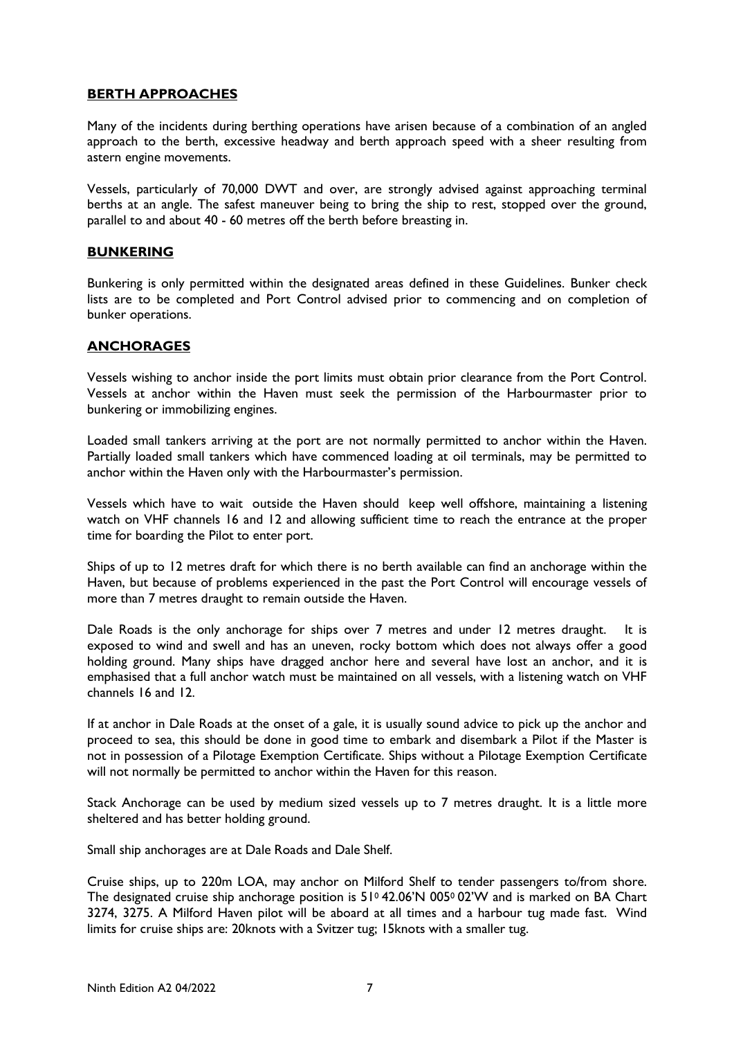## BERTH APPROACHES

Many of the incidents during berthing operations have arisen because of a combination of an angled approach to the berth, excessive headway and berth approach speed with a sheer resulting from astern engine movements.

Vessels, particularly of 70,000 DWT and over, are strongly advised against approaching terminal berths at an angle. The safest maneuver being to bring the ship to rest, stopped over the ground, parallel to and about 40 - 60 metres off the berth before breasting in.

## BUNKERING

Bunkering is only permitted within the designated areas defined in these Guidelines. Bunker check lists are to be completed and Port Control advised prior to commencing and on completion of bunker operations.

## ANCHORAGES

Vessels wishing to anchor inside the port limits must obtain prior clearance from the Port Control. Vessels at anchor within the Haven must seek the permission of the Harbourmaster prior to bunkering or immobilizing engines.

Loaded small tankers arriving at the port are not normally permitted to anchor within the Haven. Partially loaded small tankers which have commenced loading at oil terminals, may be permitted to anchor within the Haven only with the Harbourmaster's permission.

Vessels which have to wait outside the Haven should keep well offshore, maintaining a listening watch on VHF channels 16 and 12 and allowing sufficient time to reach the entrance at the proper time for boarding the Pilot to enter port.

Ships of up to 12 metres draft for which there is no berth available can find an anchorage within the Haven, but because of problems experienced in the past the Port Control will encourage vessels of more than 7 metres draught to remain outside the Haven.

Dale Roads is the only anchorage for ships over 7 metres and under 12 metres draught. It is exposed to wind and swell and has an uneven, rocky bottom which does not always offer a good holding ground. Many ships have dragged anchor here and several have lost an anchor, and it is emphasised that a full anchor watch must be maintained on all vessels, with a listening watch on VHF channels 16 and 12.

If at anchor in Dale Roads at the onset of a gale, it is usually sound advice to pick up the anchor and proceed to sea, this should be done in good time to embark and disembark a Pilot if the Master is not in possession of a Pilotage Exemption Certificate. Ships without a Pilotage Exemption Certificate will not normally be permitted to anchor within the Haven for this reason.

Stack Anchorage can be used by medium sized vessels up to 7 metres draught. It is a little more sheltered and has better holding ground.

Small ship anchorages are at Dale Roads and Dale Shelf.

Cruise ships, up to 220m LOA, may anchor on Milford Shelf to tender passengers to/from shore. The designated cruise ship anchorage position is 51° 42.06'N 005° 02'W and is marked on BA Chart 3274, 3275. A Milford Haven pilot will be aboard at all times and a harbour tug made fast. Wind limits for cruise ships are: 20knots with a Svitzer tug; 15knots with a smaller tug.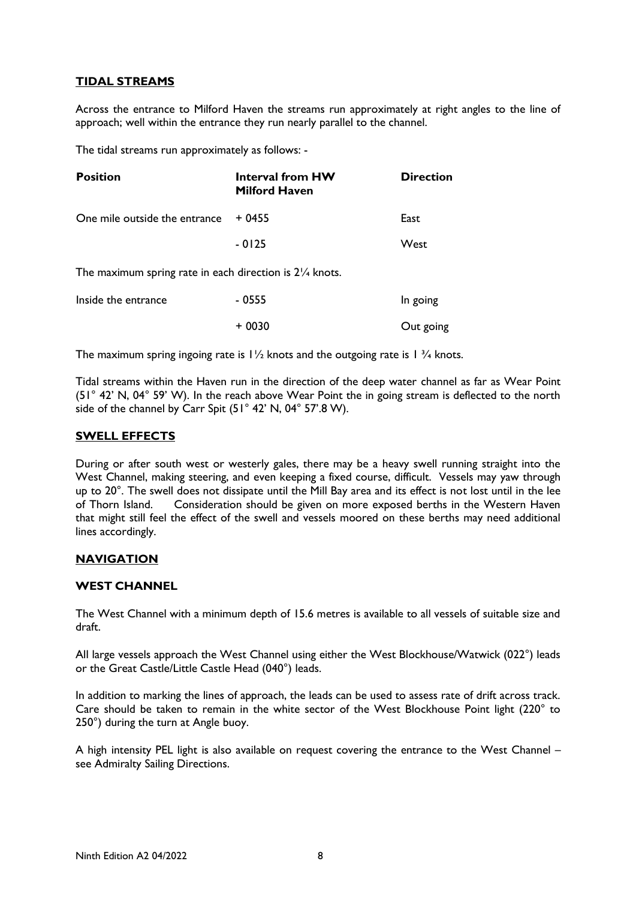## TIDAL STREAMS

Across the entrance to Milford Haven the streams run approximately at right angles to the line of approach; well within the entrance they run nearly parallel to the channel.

The tidal streams run approximately as follows: -

| Position | Interval from HW Milford Haven | Direction |
|---|---|---|
| One mile outside the entrance | + 0455 | East |
| | - 0125 | West |

The maximum spring rate in each direction is 2¼ knots.

| Position | Interval from HW Milford Haven | Direction |
|---|---|---|
| Inside the entrance | - 0555 | In going |
| | + 0030 | Out going |

The maximum spring ingoing rate is 1½ knots and the outgoing rate is 1 ¾ knots.

Tidal streams within the Haven run in the direction of the deep water channel as far as Wear Point (51° 42' N, 04° 59' W). In the reach above Wear Point the in going stream is deflected to the north side of the channel by Carr Spit (51° 42' N, 04° 57'.8 W).

## SWELL EFFECTS

During or after south west or westerly gales, there may be a heavy swell running straight into the West Channel, making steering, and even keeping a fixed course, difficult. Vessels may yaw through up to 20°. The swell does not dissipate until the Mill Bay area and its effect is not lost until in the lee of Thorn Island. Consideration should be given on more exposed berths in the Western Haven that might still feel the effect of the swell and vessels moored on these berths may need additional lines accordingly.

## NAVIGATION

### WEST CHANNEL

The West Channel with a minimum depth of 15.6 metres is available to all vessels of suitable size and draft.

All large vessels approach the West Channel using either the West Blockhouse/Watwick (022°) leads or the Great Castle/Little Castle Head (040°) leads.

In addition to marking the lines of approach, the leads can be used to assess rate of drift across track. Care should be taken to remain in the white sector of the West Blockhouse Point light (220° to 250°) during the turn at Angle buoy.

A high intensity PEL light is also available on request covering the entrance to the West Channel – see Admiralty Sailing Directions.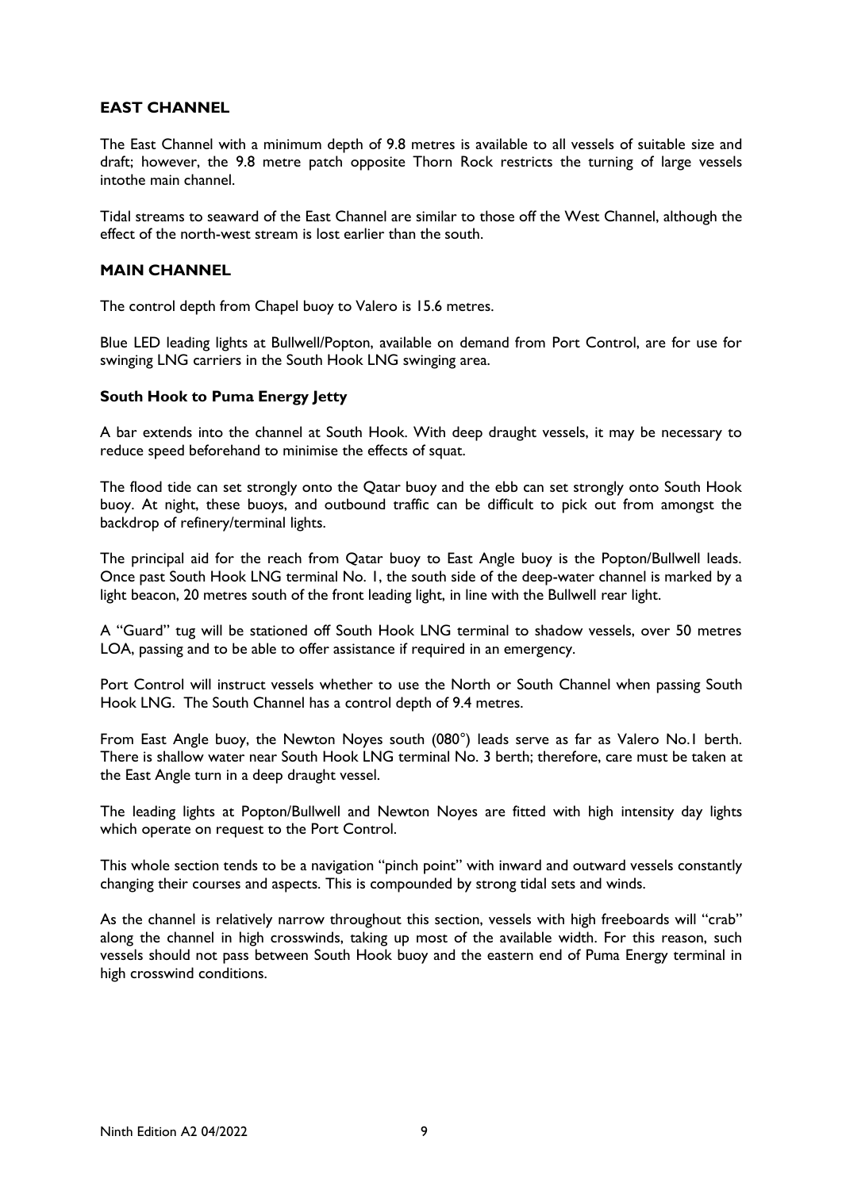## EAST CHANNEL

The East Channel with a minimum depth of 9.8 metres is available to all vessels of suitable size and draft; however, the 9.8 metre patch opposite Thorn Rock restricts the turning of large vessels intothe main channel.

Tidal streams to seaward of the East Channel are similar to those off the West Channel, although the effect of the north-west stream is lost earlier than the south.

## MAIN CHANNEL

The control depth from Chapel buoy to Valero is 15.6 metres.

Blue LED leading lights at Bullwell/Popton, available on demand from Port Control, are for use for swinging LNG carriers in the South Hook LNG swinging area.

### South Hook to Puma Energy Jetty

A bar extends into the channel at South Hook. With deep draught vessels, it may be necessary to reduce speed beforehand to minimise the effects of squat.

The flood tide can set strongly onto the Qatar buoy and the ebb can set strongly onto South Hook buoy. At night, these buoys, and outbound traffic can be difficult to pick out from amongst the backdrop of refinery/terminal lights.

The principal aid for the reach from Qatar buoy to East Angle buoy is the Popton/Bullwell leads. Once past South Hook LNG terminal No. 1, the south side of the deep-water channel is marked by a light beacon, 20 metres south of the front leading light, in line with the Bullwell rear light.

A "Guard" tug will be stationed off South Hook LNG terminal to shadow vessels, over 50 metres LOA, passing and to be able to offer assistance if required in an emergency.

Port Control will instruct vessels whether to use the North or South Channel when passing South Hook LNG. The South Channel has a control depth of 9.4 metres.

From East Angle buoy, the Newton Noyes south (080°) leads serve as far as Valero No.1 berth. There is shallow water near South Hook LNG terminal No. 3 berth; therefore, care must be taken at the East Angle turn in a deep draught vessel.

The leading lights at Popton/Bullwell and Newton Noyes are fitted with high intensity day lights which operate on request to the Port Control.

This whole section tends to be a navigation "pinch point" with inward and outward vessels constantly changing their courses and aspects. This is compounded by strong tidal sets and winds.

As the channel is relatively narrow throughout this section, vessels with high freeboards will "crab" along the channel in high crosswinds, taking up most of the available width. For this reason, such vessels should not pass between South Hook buoy and the eastern end of Puma Energy terminal in high crosswind conditions.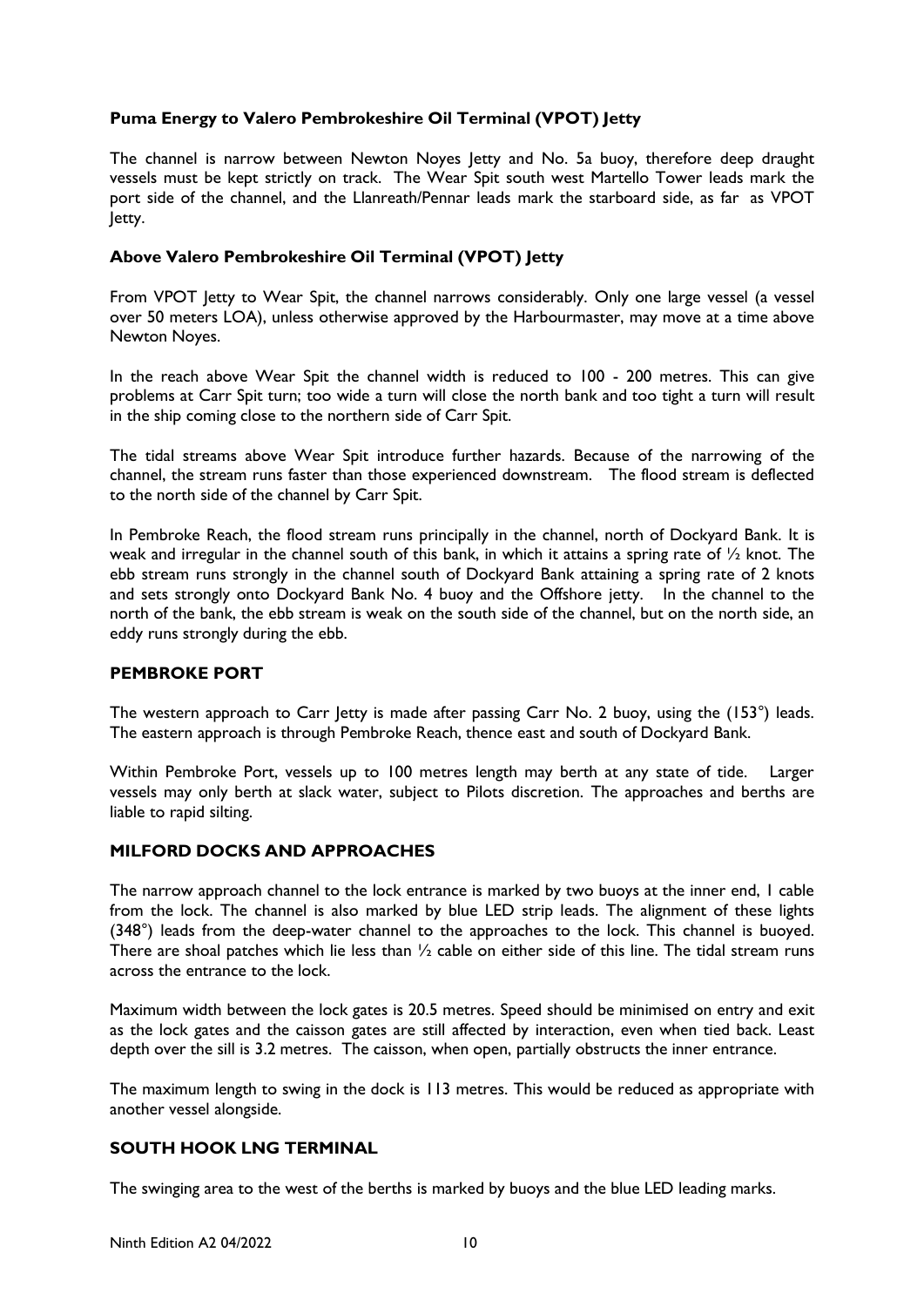### Puma Energy to Valero Pembrokeshire Oil Terminal (VPOT) Jetty

The channel is narrow between Newton Noyes Jetty and No. 5a buoy, therefore deep draught vessels must be kept strictly on track. The Wear Spit south west Martello Tower leads mark the port side of the channel, and the Llanreath/Pennar leads mark the starboard side, as far as VPOT Jetty.

### Above Valero Pembrokeshire Oil Terminal (VPOT) Jetty

From VPOT Jetty to Wear Spit, the channel narrows considerably. Only one large vessel (a vessel over 50 meters LOA), unless otherwise approved by the Harbourmaster, may move at a time above Newton Noyes.

In the reach above Wear Spit the channel width is reduced to 100 - 200 metres. This can give problems at Carr Spit turn; too wide a turn will close the north bank and too tight a turn will result in the ship coming close to the northern side of Carr Spit.

The tidal streams above Wear Spit introduce further hazards. Because of the narrowing of the channel, the stream runs faster than those experienced downstream. The flood stream is deflected to the north side of the channel by Carr Spit.

In Pembroke Reach, the flood stream runs principally in the channel, north of Dockyard Bank. It is weak and irregular in the channel south of this bank, in which it attains a spring rate of ½ knot. The ebb stream runs strongly in the channel south of Dockyard Bank attaining a spring rate of 2 knots and sets strongly onto Dockyard Bank No. 4 buoy and the Offshore jetty. In the channel to the north of the bank, the ebb stream is weak on the south side of the channel, but on the north side, an eddy runs strongly during the ebb.

## PEMBROKE PORT

The western approach to Carr Jetty is made after passing Carr No. 2 buoy, using the (153°) leads. The eastern approach is through Pembroke Reach, thence east and south of Dockyard Bank.

Within Pembroke Port, vessels up to 100 metres length may berth at any state of tide. Larger vessels may only berth at slack water, subject to Pilots discretion. The approaches and berths are liable to rapid silting.

## MILFORD DOCKS AND APPROACHES

The narrow approach channel to the lock entrance is marked by two buoys at the inner end, 1 cable from the lock. The channel is also marked by blue LED strip leads. The alignment of these lights (348°) leads from the deep-water channel to the approaches to the lock. This channel is buoyed. There are shoal patches which lie less than ½ cable on either side of this line. The tidal stream runs across the entrance to the lock.

Maximum width between the lock gates is 20.5 metres. Speed should be minimised on entry and exit as the lock gates and the caisson gates are still affected by interaction, even when tied back. Least depth over the sill is 3.2 metres. The caisson, when open, partially obstructs the inner entrance.

The maximum length to swing in the dock is 113 metres. This would be reduced as appropriate with another vessel alongside.

## SOUTH HOOK LNG TERMINAL

The swinging area to the west of the berths is marked by buoys and the blue LED leading marks.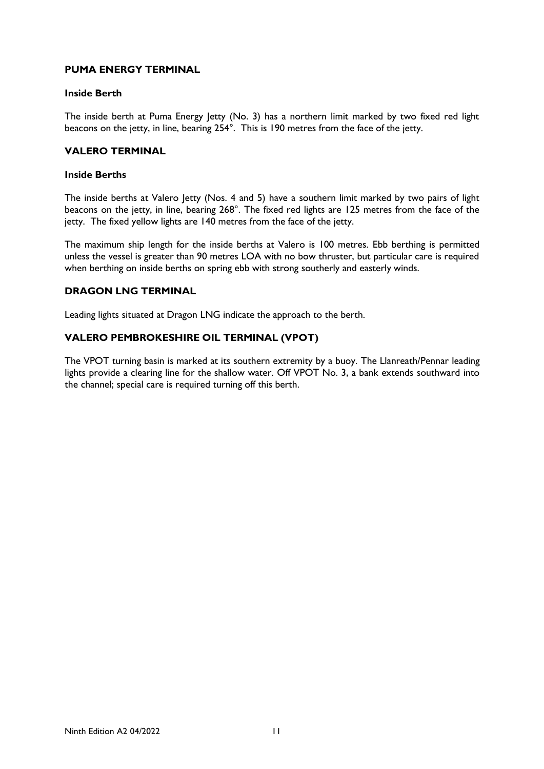## PUMA ENERGY TERMINAL

### Inside Berth

The inside berth at Puma Energy Jetty (No. 3) has a northern limit marked by two fixed red light beacons on the jetty, in line, bearing 254°. This is 190 metres from the face of the jetty.

## VALERO TERMINAL

### Inside Berths

The inside berths at Valero Jetty (Nos. 4 and 5) have a southern limit marked by two pairs of light beacons on the jetty, in line, bearing 268°. The fixed red lights are 125 metres from the face of the jetty. The fixed yellow lights are 140 metres from the face of the jetty.

The maximum ship length for the inside berths at Valero is 100 metres. Ebb berthing is permitted unless the vessel is greater than 90 metres LOA with no bow thruster, but particular care is required when berthing on inside berths on spring ebb with strong southerly and easterly winds.

## DRAGON LNG TERMINAL

Leading lights situated at Dragon LNG indicate the approach to the berth.

## VALERO PEMBROKESHIRE OIL TERMINAL (VPOT)

The VPOT turning basin is marked at its southern extremity by a buoy. The Llanreath/Pennar leading lights provide a clearing line for the shallow water. Off VPOT No. 3, a bank extends southward into the channel; special care is required turning off this berth.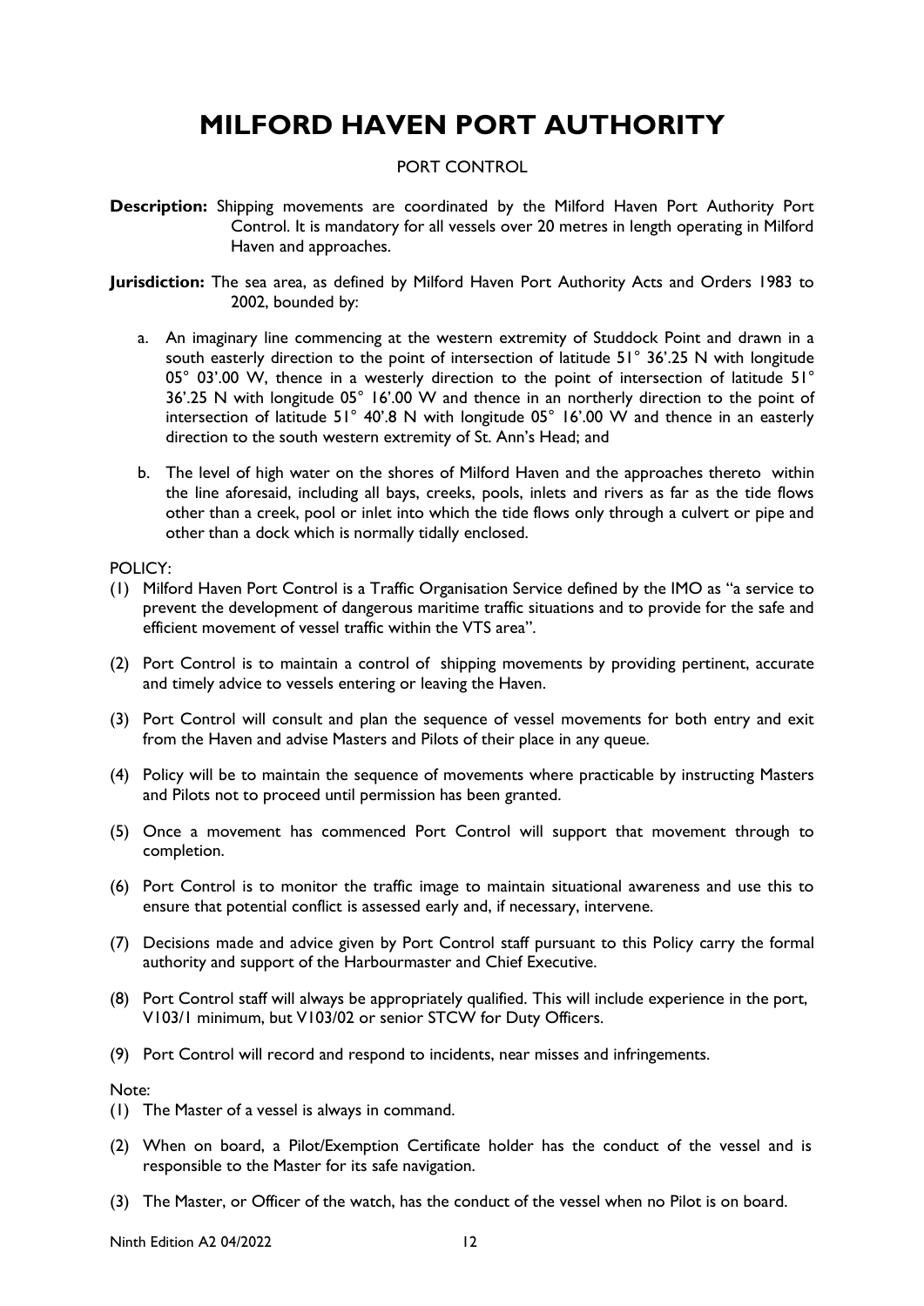# MILFORD HAVEN PORT AUTHORITY

PORT CONTROL

**Description:** Shipping movements are coordinated by the Milford Haven Port Authority Port Control. It is mandatory for all vessels over 20 metres in length operating in Milford Haven and approaches.

**Jurisdiction:** The sea area, as defined by Milford Haven Port Authority Acts and Orders 1983 to 2002, bounded by:

a. An imaginary line commencing at the western extremity of Studdock Point and drawn in a south easterly direction to the point of intersection of latitude 51° 36'.25 N with longitude 05° 03'.00 W, thence in a westerly direction to the point of intersection of latitude 51° 36'.25 N with longitude 05° 16'.00 W and thence in an northerly direction to the point of intersection of latitude 51° 40'.8 N with longitude 05° 16'.00 W and thence in an easterly direction to the south western extremity of St. Ann's Head; and

b. The level of high water on the shores of Milford Haven and the approaches thereto within the line aforesaid, including all bays, creeks, pools, inlets and rivers as far as the tide flows other than a creek, pool or inlet into which the tide flows only through a culvert or pipe and other than a dock which is normally tidally enclosed.

POLICY:

(1) Milford Haven Port Control is a Traffic Organisation Service defined by the IMO as "a service to prevent the development of dangerous maritime traffic situations and to provide for the safe and efficient movement of vessel traffic within the VTS area".

(2) Port Control is to maintain a control of shipping movements by providing pertinent, accurate and timely advice to vessels entering or leaving the Haven.

(3) Port Control will consult and plan the sequence of vessel movements for both entry and exit from the Haven and advise Masters and Pilots of their place in any queue.

(4) Policy will be to maintain the sequence of movements where practicable by instructing Masters and Pilots not to proceed until permission has been granted.

(5) Once a movement has commenced Port Control will support that movement through to completion.

(6) Port Control is to monitor the traffic image to maintain situational awareness and use this to ensure that potential conflict is assessed early and, if necessary, intervene.

(7) Decisions made and advice given by Port Control staff pursuant to this Policy carry the formal authority and support of the Harbourmaster and Chief Executive.

(8) Port Control staff will always be appropriately qualified. This will include experience in the port, V103/1 minimum, but V103/02 or senior STCW for Duty Officers.

(9) Port Control will record and respond to incidents, near misses and infringements.

Note:

(1) The Master of a vessel is always in command.

(2) When on board, a Pilot/Exemption Certificate holder has the conduct of the vessel and is responsible to the Master for its safe navigation.

(3) The Master, or Officer of the watch, has the conduct of the vessel when no Pilot is on board.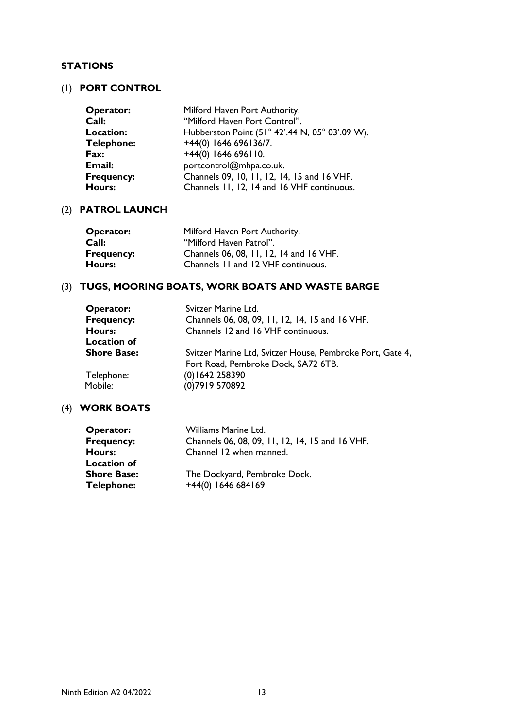## STATIONS

### (1) PORT CONTROL

**Operator:** Milford Haven Port Authority.
**Call:** "Milford Haven Port Control".
**Location:** Hubberston Point (51° 42'.44 N, 05° 03'.09 W).
**Telephone:** +44(0) 1646 696136/7.
**Fax:** +44(0) 1646 696110.
**Email:** portcontrol@mhpa.co.uk.
**Frequency:** Channels 09, 10, 11, 12, 14, 15 and 16 VHF.
**Hours:** Channels 11, 12, 14 and 16 VHF continuous.

### (2) PATROL LAUNCH

**Operator:** Milford Haven Port Authority.
**Call:** "Milford Haven Patrol".
**Frequency:** Channels 06, 08, 11, 12, 14 and 16 VHF.
**Hours:** Channels 11 and 12 VHF continuous.

### (3) TUGS, MOORING BOATS, WORK BOATS AND WASTE BARGE

**Operator:** Svitzer Marine Ltd.
**Frequency:** Channels 06, 08, 09, 11, 12, 14, 15 and 16 VHF.
**Hours:** Channels 12 and 16 VHF continuous.
**Location of Shore Base:** Svitzer Marine Ltd, Svitzer House, Pembroke Port, Gate 4, Fort Road, Pembroke Dock, SA72 6TB.
Telephone: (0)1642 258390
Mobile: (0)7919 570892

### (4) WORK BOATS

**Operator:** Williams Marine Ltd.
**Frequency:** Channels 06, 08, 09, 11, 12, 14, 15 and 16 VHF.
**Hours:** Channel 12 when manned.
**Location of Shore Base:** The Dockyard, Pembroke Dock.
**Telephone:** +44(0) 1646 684169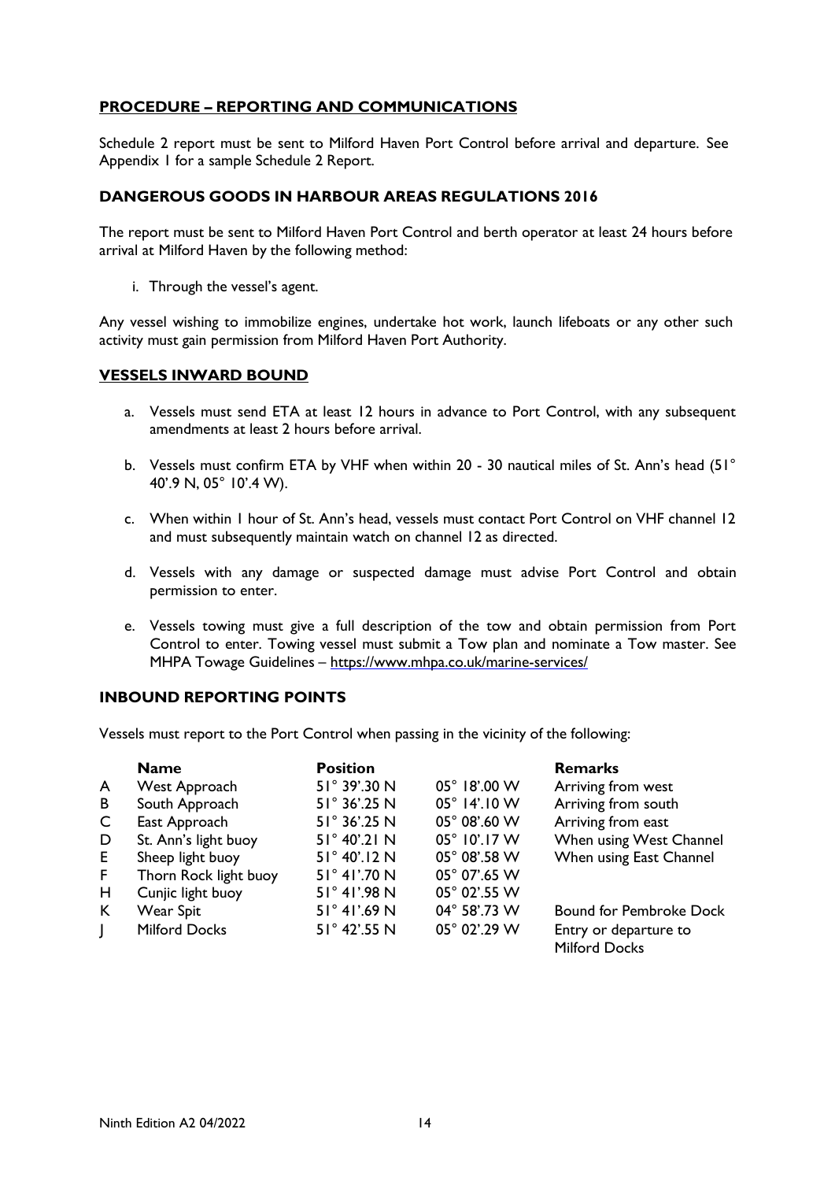## PROCEDURE – REPORTING AND COMMUNICATIONS

Schedule 2 report must be sent to Milford Haven Port Control before arrival and departure. See Appendix 1 for a sample Schedule 2 Report.

### DANGEROUS GOODS IN HARBOUR AREAS REGULATIONS 2016

The report must be sent to Milford Haven Port Control and berth operator at least 24 hours before arrival at Milford Haven by the following method:

i. Through the vessel's agent.

Any vessel wishing to immobilize engines, undertake hot work, launch lifeboats or any other such activity must gain permission from Milford Haven Port Authority.

## VESSELS INWARD BOUND

a. Vessels must send ETA at least 12 hours in advance to Port Control, with any subsequent amendments at least 2 hours before arrival.

b. Vessels must confirm ETA by VHF when within 20 - 30 nautical miles of St. Ann's head (51° 40'.9 N, 05° 10'.4 W).

c. When within 1 hour of St. Ann's head, vessels must contact Port Control on VHF channel 12 and must subsequently maintain watch on channel 12 as directed.

d. Vessels with any damage or suspected damage must advise Port Control and obtain permission to enter.

e. Vessels towing must give a full description of the tow and obtain permission from Port Control to enter. Towing vessel must submit a Tow plan and nominate a Tow master. See MHPA Towage Guidelines – https://www.mhpa.co.uk/marine-services/

### INBOUND REPORTING POINTS

Vessels must report to the Port Control when passing in the vicinity of the following:

| | Name | Position | | Remarks |
|---|---|---|---|---|
| A | West Approach | 51° 39'.30 N | 05° 18'.00 W | Arriving from west |
| B | South Approach | 51° 36'.25 N | 05° 14'.10 W | Arriving from south |
| C | East Approach | 51° 36'.25 N | 05° 08'.60 W | Arriving from east |
| D | St. Ann's light buoy | 51° 40'.21 N | 05° 10'.17 W | When using West Channel |
| E | Sheep light buoy | 51° 40'.12 N | 05° 08'.58 W | When using East Channel |
| F | Thorn Rock light buoy | 51° 41'.70 N | 05° 07'.65 W | |
| H | Cunjic light buoy | 51° 41'.98 N | 05° 02'.55 W | |
| K | Wear Spit | 51° 41'.69 N | 04° 58'.73 W | Bound for Pembroke Dock |
| J | Milford Docks | 51° 42'.55 N | 05° 02'.29 W | Entry or departure to Milford Docks |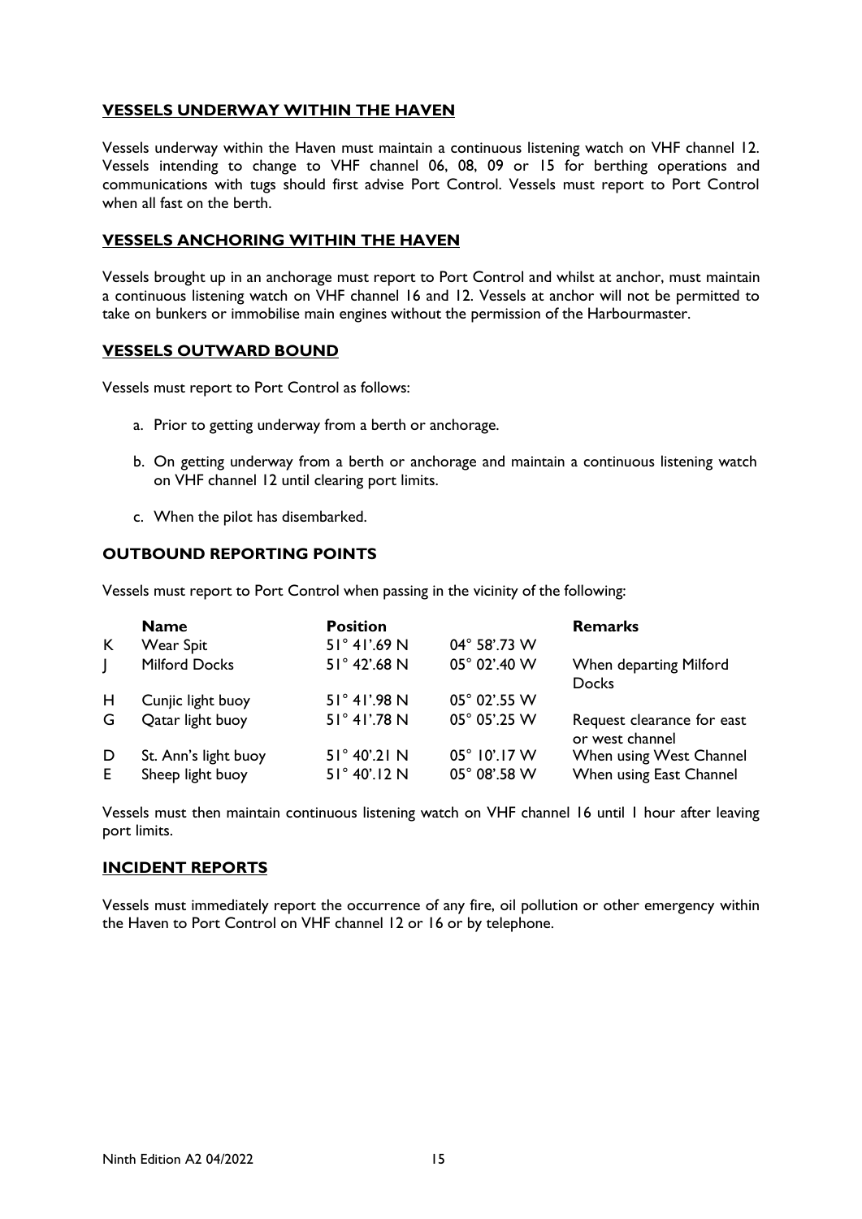## VESSELS UNDERWAY WITHIN THE HAVEN

Vessels underway within the Haven must maintain a continuous listening watch on VHF channel 12. Vessels intending to change to VHF channel 06, 08, 09 or 15 for berthing operations and communications with tugs should first advise Port Control. Vessels must report to Port Control when all fast on the berth.

## VESSELS ANCHORING WITHIN THE HAVEN

Vessels brought up in an anchorage must report to Port Control and whilst at anchor, must maintain a continuous listening watch on VHF channel 16 and 12. Vessels at anchor will not be permitted to take on bunkers or immobilise main engines without the permission of the Harbourmaster.

## VESSELS OUTWARD BOUND

Vessels must report to Port Control as follows:

a. Prior to getting underway from a berth or anchorage.

b. On getting underway from a berth or anchorage and maintain a continuous listening watch on VHF channel 12 until clearing port limits.

c. When the pilot has disembarked.

## OUTBOUND REPORTING POINTS

Vessels must report to Port Control when passing in the vicinity of the following:

| | Name | Position | | Remarks |
|---|---|---|---|---|
| K | Wear Spit | 51° 41'.69 N | 04° 58'.73 W | |
| J | Milford Docks | 51° 42'.68 N | 05° 02'.40 W | When departing Milford Docks |
| H | Cunjic light buoy | 51° 41'.98 N | 05° 02'.55 W | |
| G | Qatar light buoy | 51° 41'.78 N | 05° 05'.25 W | Request clearance for east or west channel |
| D | St. Ann's light buoy | 51° 40'.21 N | 05° 10'.17 W | When using West Channel |
| E | Sheep light buoy | 51° 40'.12 N | 05° 08'.58 W | When using East Channel |

Vessels must then maintain continuous listening watch on VHF channel 16 until 1 hour after leaving port limits.

## INCIDENT REPORTS

Vessels must immediately report the occurrence of any fire, oil pollution or other emergency within the Haven to Port Control on VHF channel 12 or 16 or by telephone.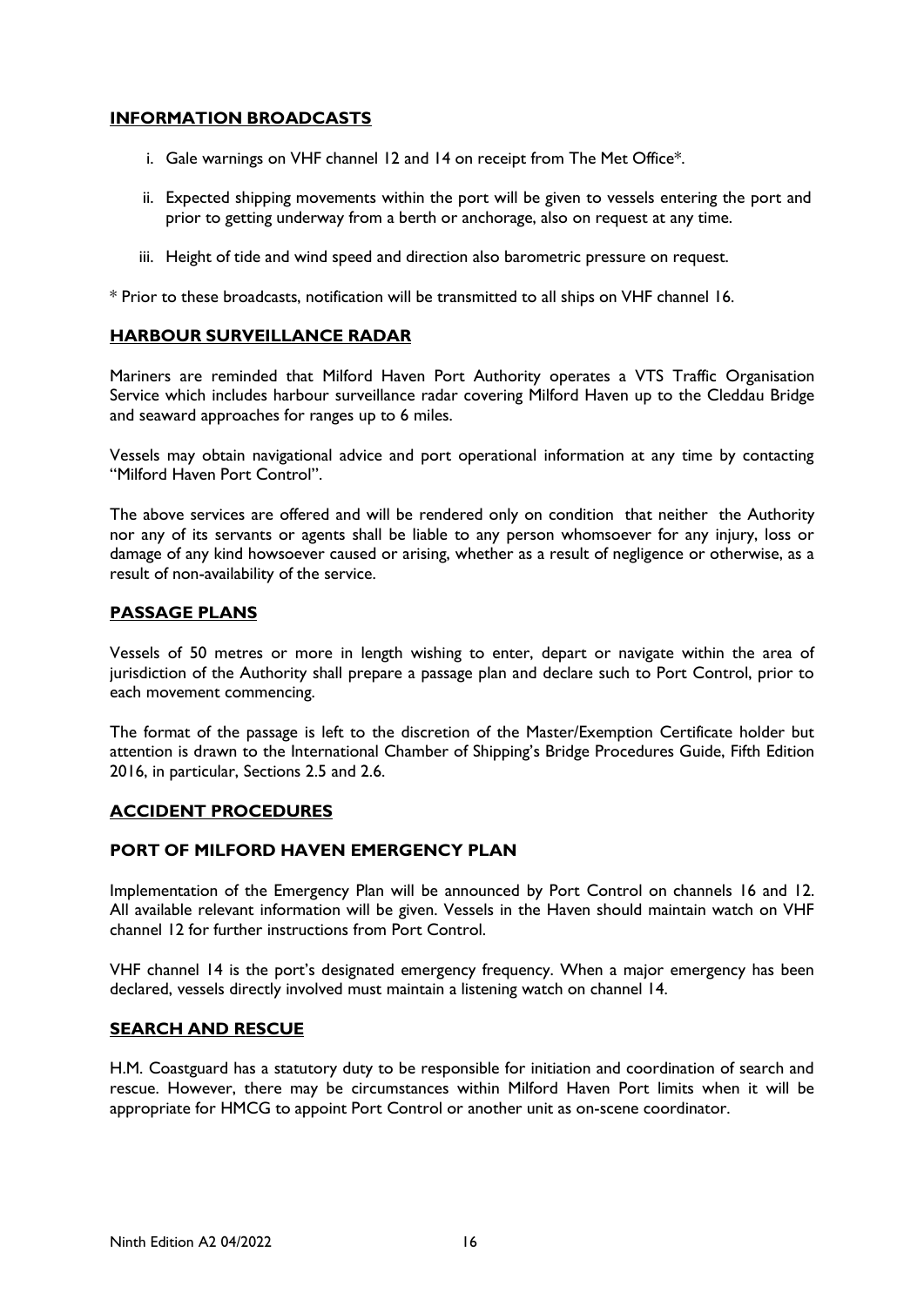## INFORMATION BROADCASTS

i. Gale warnings on VHF channel 12 and 14 on receipt from The Met Office*.

ii. Expected shipping movements within the port will be given to vessels entering the port and prior to getting underway from a berth or anchorage, also on request at any time.

iii. Height of tide and wind speed and direction also barometric pressure on request.

* Prior to these broadcasts, notification will be transmitted to all ships on VHF channel 16.

## HARBOUR SURVEILLANCE RADAR

Mariners are reminded that Milford Haven Port Authority operates a VTS Traffic Organisation Service which includes harbour surveillance radar covering Milford Haven up to the Cleddau Bridge and seaward approaches for ranges up to 6 miles.

Vessels may obtain navigational advice and port operational information at any time by contacting "Milford Haven Port Control".

The above services are offered and will be rendered only on condition that neither the Authority nor any of its servants or agents shall be liable to any person whomsoever for any injury, loss or damage of any kind howsoever caused or arising, whether as a result of negligence or otherwise, as a result of non-availability of the service.

## PASSAGE PLANS

Vessels of 50 metres or more in length wishing to enter, depart or navigate within the area of jurisdiction of the Authority shall prepare a passage plan and declare such to Port Control, prior to each movement commencing.

The format of the passage is left to the discretion of the Master/Exemption Certificate holder but attention is drawn to the International Chamber of Shipping's Bridge Procedures Guide, Fifth Edition 2016, in particular, Sections 2.5 and 2.6.

## ACCIDENT PROCEDURES

### PORT OF MILFORD HAVEN EMERGENCY PLAN

Implementation of the Emergency Plan will be announced by Port Control on channels 16 and 12. All available relevant information will be given. Vessels in the Haven should maintain watch on VHF channel 12 for further instructions from Port Control.

VHF channel 14 is the port's designated emergency frequency. When a major emergency has been declared, vessels directly involved must maintain a listening watch on channel 14.

## SEARCH AND RESCUE

H.M. Coastguard has a statutory duty to be responsible for initiation and coordination of search and rescue. However, there may be circumstances within Milford Haven Port limits when it will be appropriate for HMCG to appoint Port Control or another unit as on-scene coordinator.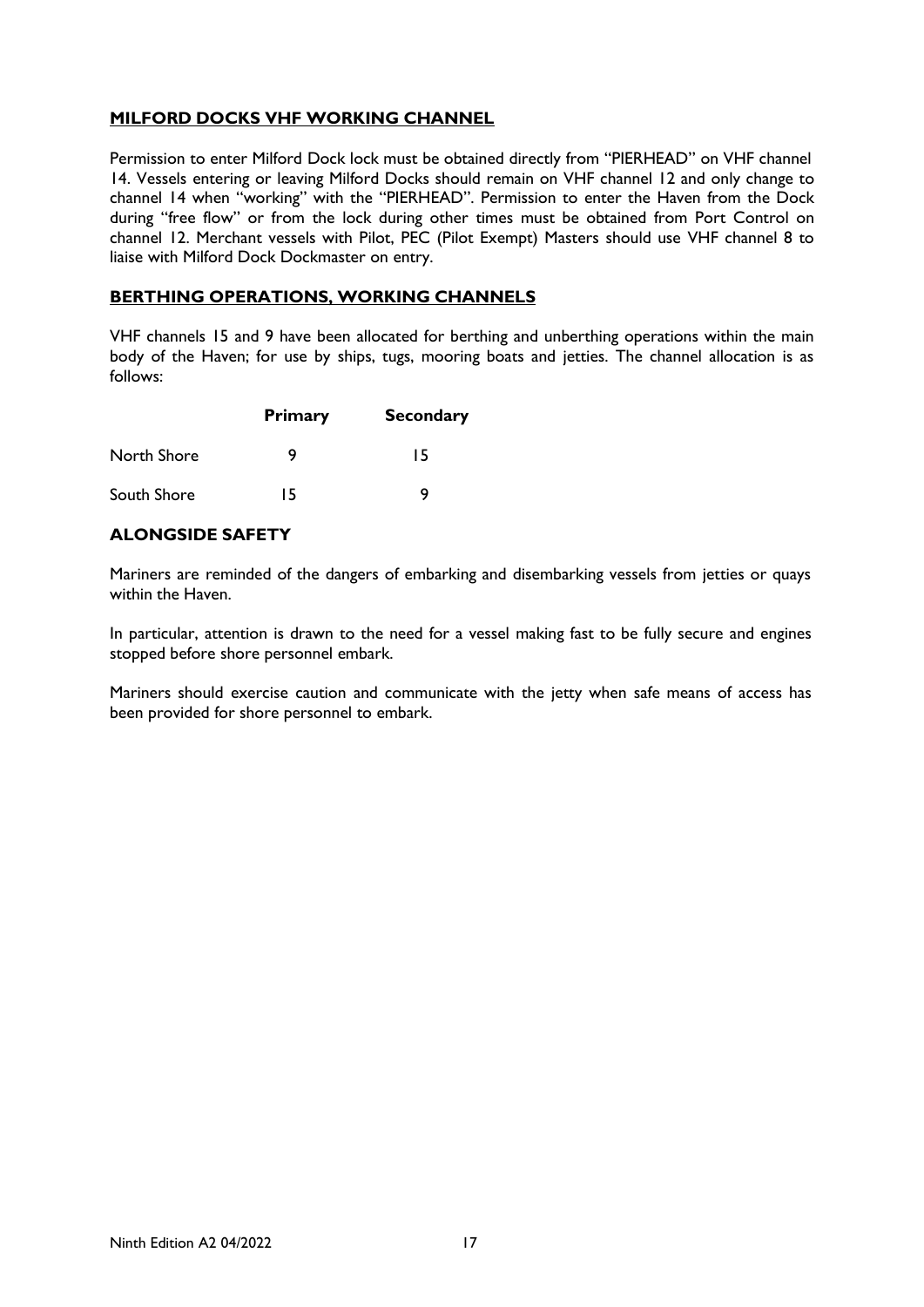## MILFORD DOCKS VHF WORKING CHANNEL

Permission to enter Milford Dock lock must be obtained directly from "PIERHEAD" on VHF channel 14. Vessels entering or leaving Milford Docks should remain on VHF channel 12 and only change to channel 14 when "working" with the "PIERHEAD". Permission to enter the Haven from the Dock during "free flow" or from the lock during other times must be obtained from Port Control on channel 12. Merchant vessels with Pilot, PEC (Pilot Exempt) Masters should use VHF channel 8 to liaise with Milford Dock Dockmaster on entry.

## BERTHING OPERATIONS, WORKING CHANNELS

VHF channels 15 and 9 have been allocated for berthing and unberthing operations within the main body of the Haven; for use by ships, tugs, mooring boats and jetties. The channel allocation is as follows:

| | Primary | Secondary |
|---|---|---|
| North Shore | 9 | 15 |
| South Shore | 15 | 9 |

## ALONGSIDE SAFETY

Mariners are reminded of the dangers of embarking and disembarking vessels from jetties or quays within the Haven.

In particular, attention is drawn to the need for a vessel making fast to be fully secure and engines stopped before shore personnel embark.

Mariners should exercise caution and communicate with the jetty when safe means of access has been provided for shore personnel to embark.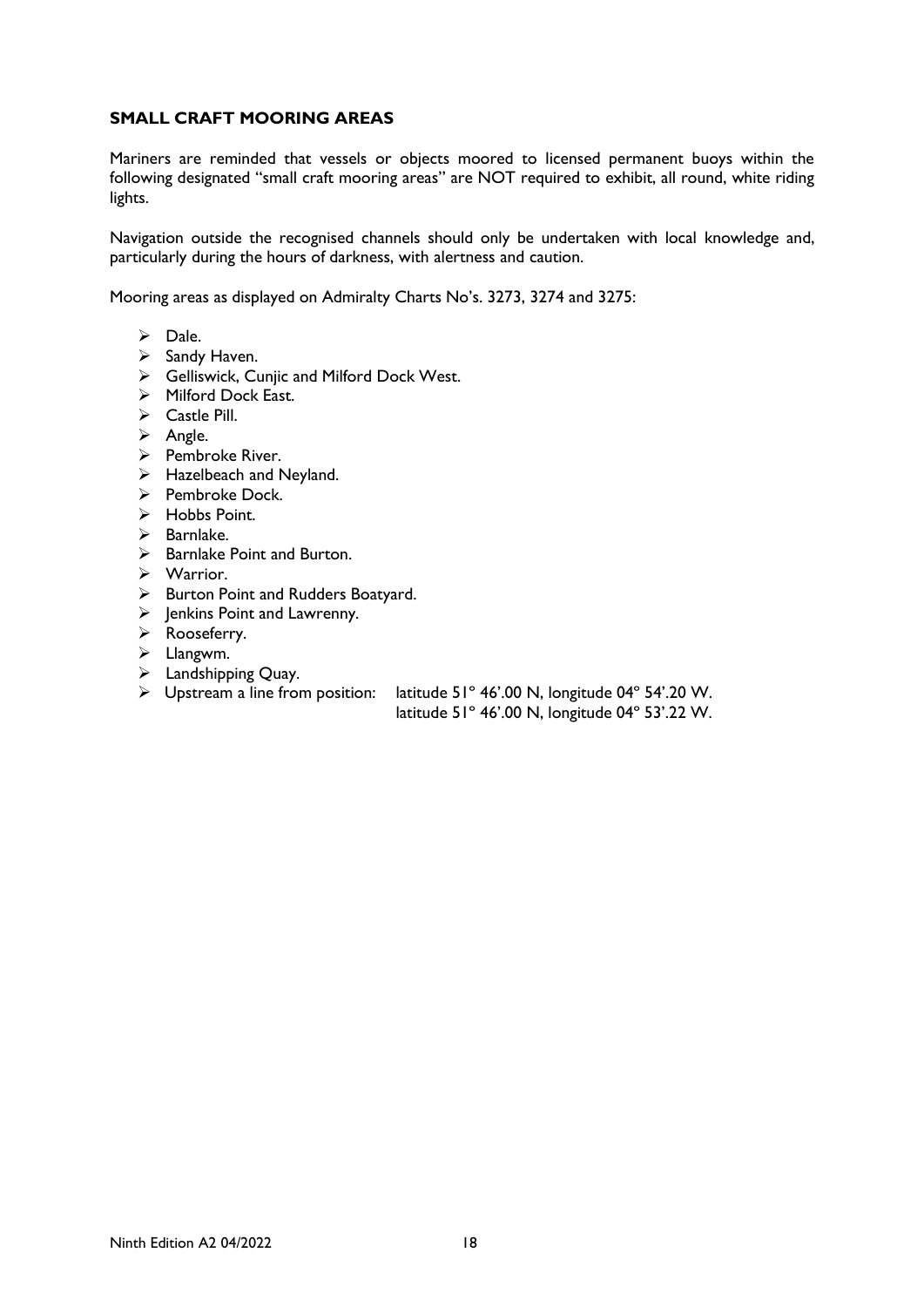## SMALL CRAFT MOORING AREAS

Mariners are reminded that vessels or objects moored to licensed permanent buoys within the following designated "small craft mooring areas" are NOT required to exhibit, all round, white riding lights.

Navigation outside the recognised channels should only be undertaken with local knowledge and, particularly during the hours of darkness, with alertness and caution.

Mooring areas as displayed on Admiralty Charts No's. 3273, 3274 and 3275:

- Dale.
- Sandy Haven.
- Gelliswick, Cunjic and Milford Dock West.
- Milford Dock East.
- Castle Pill.
- Angle.
- Pembroke River.
- Hazelbeach and Neyland.
- Pembroke Dock.
- Hobbs Point.
- Barnlake.
- Barnlake Point and Burton.
- Warrior.
- Burton Point and Rudders Boatyard.
- Jenkins Point and Lawrenny.
- Rooseferry.
- Llangwm.
- Landshipping Quay.
- Upstream a line from position: latitude 51° 46'.00 N, longitude 04° 54'.20 W.
  latitude 51° 46'.00 N, longitude 04° 53'.22 W.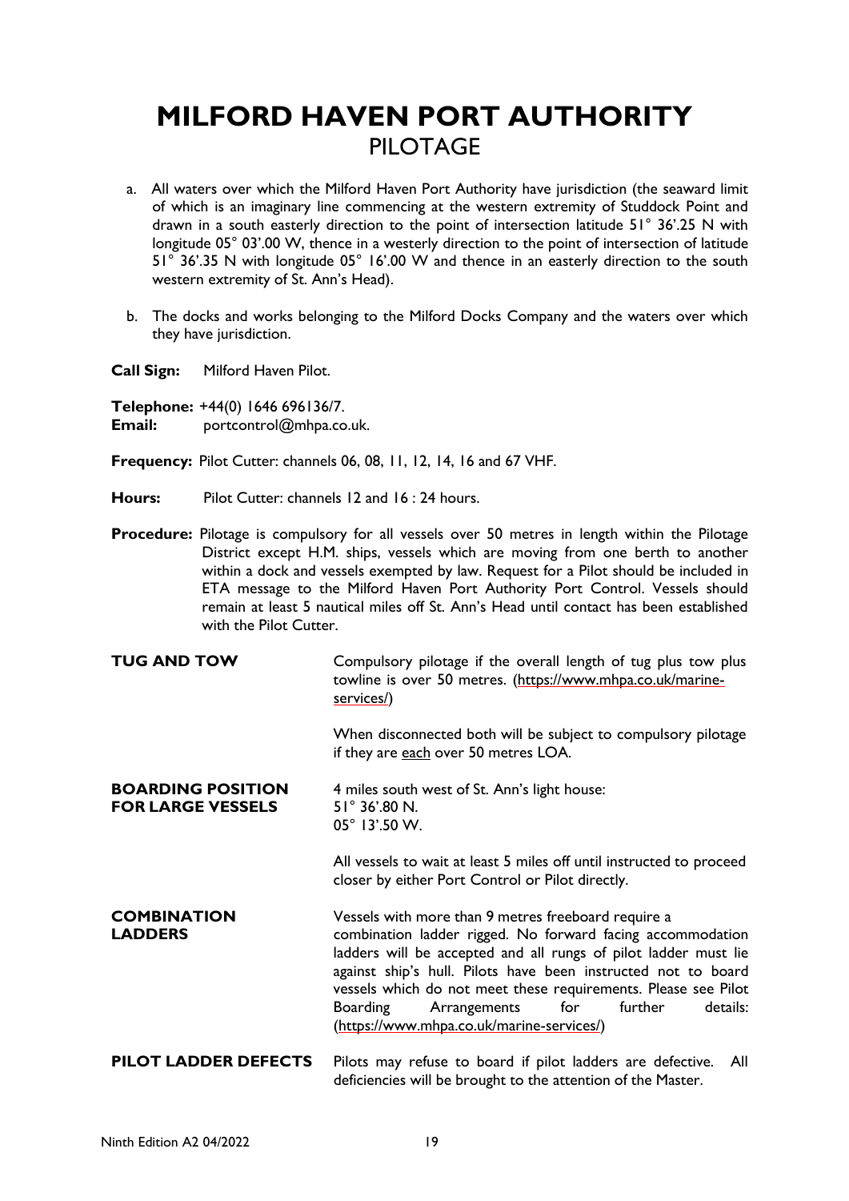# MILFORD HAVEN PORT AUTHORITY

## PILOTAGE

a. All waters over which the Milford Haven Port Authority have jurisdiction (the seaward limit of which is an imaginary line commencing at the western extremity of Studdock Point and drawn in a south easterly direction to the point of intersection latitude 51° 36'.25 N with longitude 05° 03'.00 W, thence in a westerly direction to the point of intersection of latitude 51° 36'.35 N with longitude 05° 16'.00 W and thence in an easterly direction to the south western extremity of St. Ann's Head).

b. The docks and works belonging to the Milford Docks Company and the waters over which they have jurisdiction.

**Call Sign:** Milford Haven Pilot.

**Telephone:** +44(0) 1646 696136/7.
**Email:** portcontrol@mhpa.co.uk.

**Frequency:** Pilot Cutter: channels 06, 08, 11, 12, 14, 16 and 67 VHF.

**Hours:** Pilot Cutter: channels 12 and 16 : 24 hours.

**Procedure:** Pilotage is compulsory for all vessels over 50 metres in length within the Pilotage District except H.M. ships, vessels which are moving from one berth to another within a dock and vessels exempted by law. Request for a Pilot should be included in ETA message to the Milford Haven Port Authority Port Control. Vessels should remain at least 5 nautical miles off St. Ann's Head until contact has been established with the Pilot Cutter.

**TUG AND TOW**

Compulsory pilotage if the overall length of tug plus tow plus towline is over 50 metres. (https://www.mhpa.co.uk/marine-services/)

When disconnected both will be subject to compulsory pilotage if they are each over 50 metres LOA.

**BOARDING POSITION FOR LARGE VESSELS**

4 miles south west of St. Ann's light house:
51° 36'.80 N.
05° 13'.50 W.

All vessels to wait at least 5 miles off until instructed to proceed closer by either Port Control or Pilot directly.

**COMBINATION LADDERS**

Vessels with more than 9 metres freeboard require a combination ladder rigged. No forward facing accommodation ladders will be accepted and all rungs of pilot ladder must lie against ship's hull. Pilots have been instructed not to board vessels which do not meet these requirements. Please see Pilot Boarding Arrangements for further details: (https://www.mhpa.co.uk/marine-services/)

**PILOT LADDER DEFECTS**

Pilots may refuse to board if pilot ladders are defective. All deficiencies will be brought to the attention of the Master.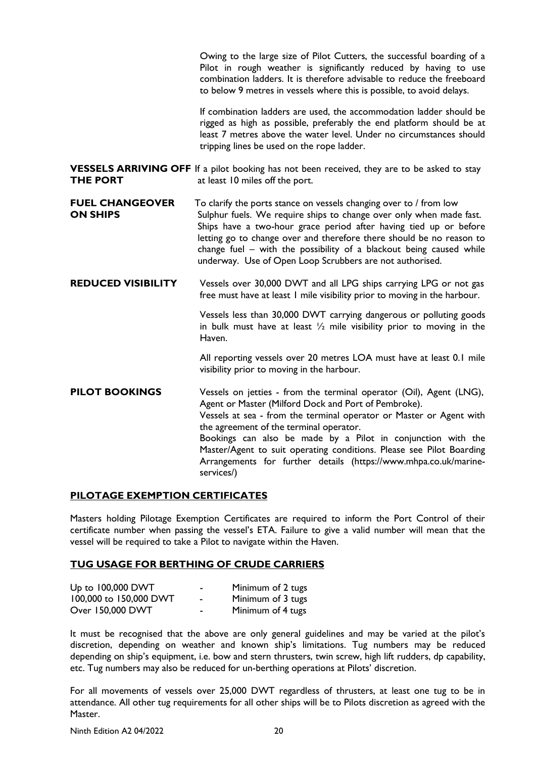Owing to the large size of Pilot Cutters, the successful boarding of a Pilot in rough weather is significantly reduced by having to use combination ladders. It is therefore advisable to reduce the freeboard to below 9 metres in vessels where this is possible, to avoid delays.

If combination ladders are used, the accommodation ladder should be rigged as high as possible, preferably the end platform should be at least 7 metres above the water level. Under no circumstances should tripping lines be used on the rope ladder.

**VESSELS ARRIVING OFF THE PORT** If a pilot booking has not been received, they are to be asked to stay at least 10 miles off the port.

**FUEL CHANGEOVER ON SHIPS** To clarify the ports stance on vessels changing over to / from low Sulphur fuels. We require ships to change over only when made fast. Ships have a two-hour grace period after having tied up or before letting go to change over and therefore there should be no reason to change fuel – with the possibility of a blackout being caused while underway. Use of Open Loop Scrubbers are not authorised.

**REDUCED VISIBILITY** Vessels over 30,000 DWT and all LPG ships carrying LPG or not gas free must have at least 1 mile visibility prior to moving in the harbour.

Vessels less than 30,000 DWT carrying dangerous or polluting goods in bulk must have at least ½ mile visibility prior to moving in the Haven.

All reporting vessels over 20 metres LOA must have at least 0.1 mile visibility prior to moving in the harbour.

**PILOT BOOKINGS** Vessels on jetties - from the terminal operator (Oil), Agent (LNG), Agent or Master (Milford Dock and Port of Pembroke).
Vessels at sea - from the terminal operator or Master or Agent with the agreement of the terminal operator.
Bookings can also be made by a Pilot in conjunction with the Master/Agent to suit operating conditions. Please see Pilot Boarding Arrangements for further details (https://www.mhpa.co.uk/marine-services/)

## PILOTAGE EXEMPTION CERTIFICATES

Masters holding Pilotage Exemption Certificates are required to inform the Port Control of their certificate number when passing the vessel's ETA. Failure to give a valid number will mean that the vessel will be required to take a Pilot to navigate within the Haven.

## TUG USAGE FOR BERTHING OF CRUDE CARRIERS

| | | |
|---|---|---|
| Up to 100,000 DWT | - | Minimum of 2 tugs |
| 100,000 to 150,000 DWT | - | Minimum of 3 tugs |
| Over 150,000 DWT | - | Minimum of 4 tugs |

It must be recognised that the above are only general guidelines and may be varied at the pilot's discretion, depending on weather and known ship's limitations. Tug numbers may be reduced depending on ship's equipment, i.e. bow and stern thrusters, twin screw, high lift rudders, dp capability, etc. Tug numbers may also be reduced for un-berthing operations at Pilots' discretion.

For all movements of vessels over 25,000 DWT regardless of thrusters, at least one tug to be in attendance. All other tug requirements for all other ships will be to Pilots discretion as agreed with the Master.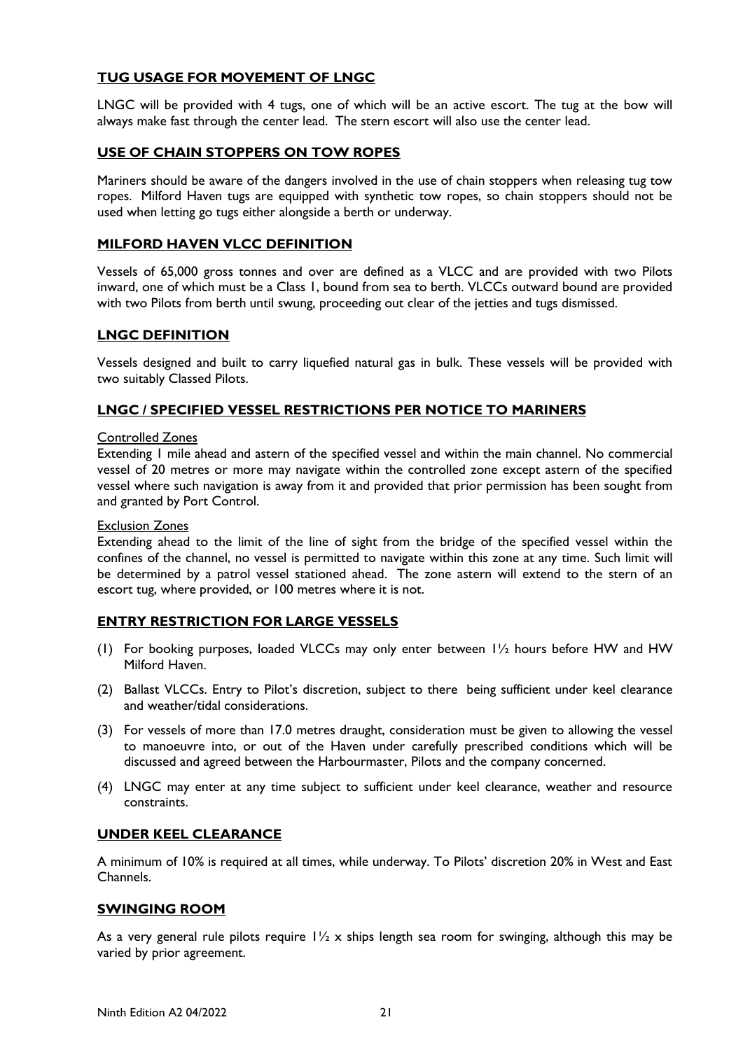## TUG USAGE FOR MOVEMENT OF LNGC

LNGC will be provided with 4 tugs, one of which will be an active escort. The tug at the bow will always make fast through the center lead. The stern escort will also use the center lead.

## USE OF CHAIN STOPPERS ON TOW ROPES

Mariners should be aware of the dangers involved in the use of chain stoppers when releasing tug tow ropes. Milford Haven tugs are equipped with synthetic tow ropes, so chain stoppers should not be used when letting go tugs either alongside a berth or underway.

## MILFORD HAVEN VLCC DEFINITION

Vessels of 65,000 gross tonnes and over are defined as a VLCC and are provided with two Pilots inward, one of which must be a Class 1, bound from sea to berth. VLCCs outward bound are provided with two Pilots from berth until swung, proceeding out clear of the jetties and tugs dismissed.

## LNGC DEFINITION

Vessels designed and built to carry liquefied natural gas in bulk. These vessels will be provided with two suitably Classed Pilots.

## LNGC / SPECIFIED VESSEL RESTRICTIONS PER NOTICE TO MARINERS

Controlled Zones

Extending 1 mile ahead and astern of the specified vessel and within the main channel. No commercial vessel of 20 metres or more may navigate within the controlled zone except astern of the specified vessel where such navigation is away from it and provided that prior permission has been sought from and granted by Port Control.

Exclusion Zones

Extending ahead to the limit of the line of sight from the bridge of the specified vessel within the confines of the channel, no vessel is permitted to navigate within this zone at any time. Such limit will be determined by a patrol vessel stationed ahead. The zone astern will extend to the stern of an escort tug, where provided, or 100 metres where it is not.

## ENTRY RESTRICTION FOR LARGE VESSELS

(1) For booking purposes, loaded VLCCs may only enter between 1½ hours before HW and HW Milford Haven.

(2) Ballast VLCCs. Entry to Pilot's discretion, subject to there being sufficient under keel clearance and weather/tidal considerations.

(3) For vessels of more than 17.0 metres draught, consideration must be given to allowing the vessel to manoeuvre into, or out of the Haven under carefully prescribed conditions which will be discussed and agreed between the Harbourmaster, Pilots and the company concerned.

(4) LNGC may enter at any time subject to sufficient under keel clearance, weather and resource constraints.

## UNDER KEEL CLEARANCE

A minimum of 10% is required at all times, while underway. To Pilots' discretion 20% in West and East Channels.

## SWINGING ROOM

As a very general rule pilots require 1½ x ships length sea room for swinging, although this may be varied by prior agreement.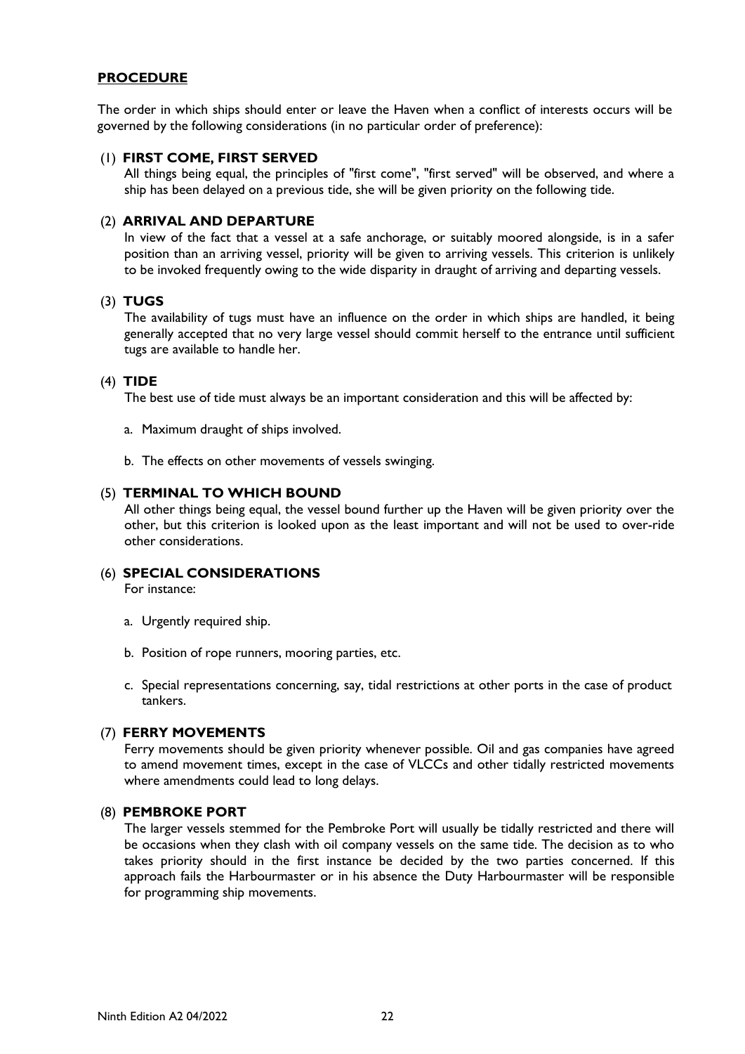## PROCEDURE

The order in which ships should enter or leave the Haven when a conflict of interests occurs will be governed by the following considerations (in no particular order of preference):

(1) **FIRST COME, FIRST SERVED**

All things being equal, the principles of "first come", "first served" will be observed, and where a ship has been delayed on a previous tide, she will be given priority on the following tide.

(2) **ARRIVAL AND DEPARTURE**

In view of the fact that a vessel at a safe anchorage, or suitably moored alongside, is in a safer position than an arriving vessel, priority will be given to arriving vessels. This criterion is unlikely to be invoked frequently owing to the wide disparity in draught of arriving and departing vessels.

(3) **TUGS**

The availability of tugs must have an influence on the order in which ships are handled, it being generally accepted that no very large vessel should commit herself to the entrance until sufficient tugs are available to handle her.

(4) **TIDE**

The best use of tide must always be an important consideration and this will be affected by:

a. Maximum draught of ships involved.

b. The effects on other movements of vessels swinging.

(5) **TERMINAL TO WHICH BOUND**

All other things being equal, the vessel bound further up the Haven will be given priority over the other, but this criterion is looked upon as the least important and will not be used to over-ride other considerations.

(6) **SPECIAL CONSIDERATIONS**

For instance:

a. Urgently required ship.

b. Position of rope runners, mooring parties, etc.

c. Special representations concerning, say, tidal restrictions at other ports in the case of product tankers.

(7) **FERRY MOVEMENTS**

Ferry movements should be given priority whenever possible. Oil and gas companies have agreed to amend movement times, except in the case of VLCCs and other tidally restricted movements where amendments could lead to long delays.

(8) **PEMBROKE PORT**

The larger vessels stemmed for the Pembroke Port will usually be tidally restricted and there will be occasions when they clash with oil company vessels on the same tide. The decision as to who takes priority should in the first instance be decided by the two parties concerned. If this approach fails the Harbourmaster or in his absence the Duty Harbourmaster will be responsible for programming ship movements.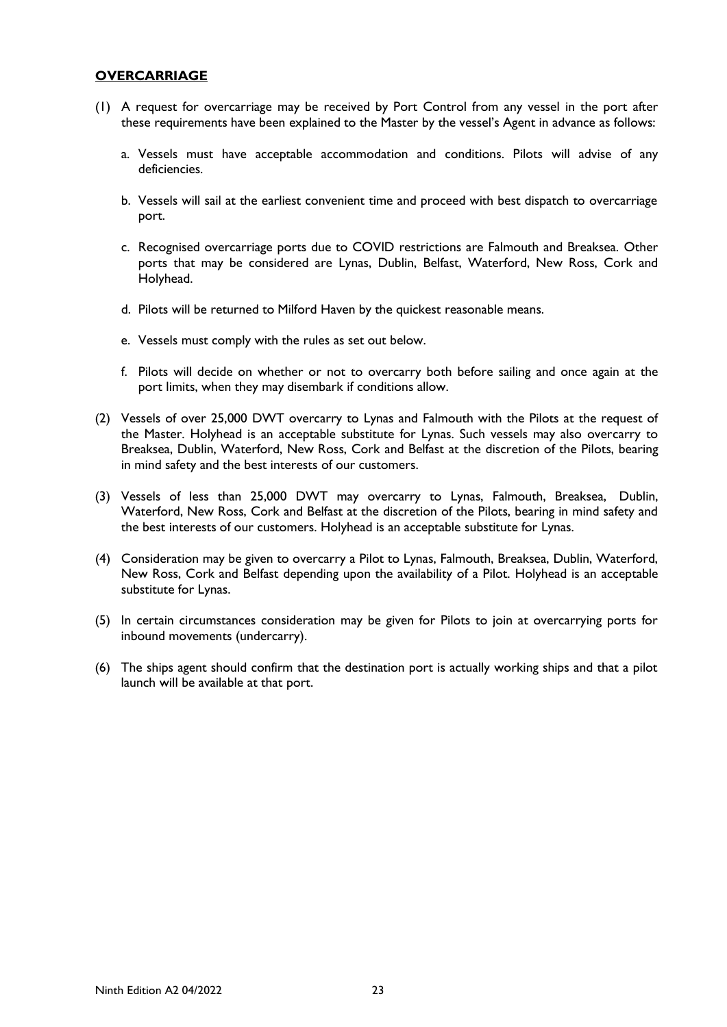## OVERCARRIAGE

(1) A request for overcarriage may be received by Port Control from any vessel in the port after these requirements have been explained to the Master by the vessel's Agent in advance as follows:

   a. Vessels must have acceptable accommodation and conditions. Pilots will advise of any deficiencies.

   b. Vessels will sail at the earliest convenient time and proceed with best dispatch to overcarriage port.

   c. Recognised overcarriage ports due to COVID restrictions are Falmouth and Breaksea. Other ports that may be considered are Lynas, Dublin, Belfast, Waterford, New Ross, Cork and Holyhead.

   d. Pilots will be returned to Milford Haven by the quickest reasonable means.

   e. Vessels must comply with the rules as set out below.

   f. Pilots will decide on whether or not to overcarry both before sailing and once again at the port limits, when they may disembark if conditions allow.

(2) Vessels of over 25,000 DWT overcarry to Lynas and Falmouth with the Pilots at the request of the Master. Holyhead is an acceptable substitute for Lynas. Such vessels may also overcarry to Breaksea, Dublin, Waterford, New Ross, Cork and Belfast at the discretion of the Pilots, bearing in mind safety and the best interests of our customers.

(3) Vessels of less than 25,000 DWT may overcarry to Lynas, Falmouth, Breaksea, Dublin, Waterford, New Ross, Cork and Belfast at the discretion of the Pilots, bearing in mind safety and the best interests of our customers. Holyhead is an acceptable substitute for Lynas.

(4) Consideration may be given to overcarry a Pilot to Lynas, Falmouth, Breaksea, Dublin, Waterford, New Ross, Cork and Belfast depending upon the availability of a Pilot. Holyhead is an acceptable substitute for Lynas.

(5) In certain circumstances consideration may be given for Pilots to join at overcarrying ports for inbound movements (undercarry).

(6) The ships agent should confirm that the destination port is actually working ships and that a pilot launch will be available at that port.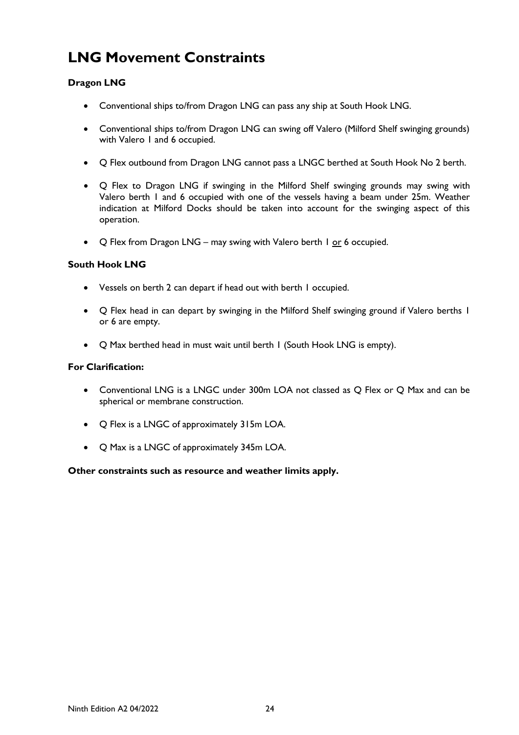# LNG Movement Constraints

**Dragon LNG**

- Conventional ships to/from Dragon LNG can pass any ship at South Hook LNG.
- Conventional ships to/from Dragon LNG can swing off Valero (Milford Shelf swinging grounds) with Valero 1 and 6 occupied.
- Q Flex outbound from Dragon LNG cannot pass a LNGC berthed at South Hook No 2 berth.
- Q Flex to Dragon LNG if swinging in the Milford Shelf swinging grounds may swing with Valero berth 1 and 6 occupied with one of the vessels having a beam under 25m. Weather indication at Milford Docks should be taken into account for the swinging aspect of this operation.
- Q Flex from Dragon LNG – may swing with Valero berth 1 <u>or</u> 6 occupied.

**South Hook LNG**

- Vessels on berth 2 can depart if head out with berth 1 occupied.
- Q Flex head in can depart by swinging in the Milford Shelf swinging ground if Valero berths 1 or 6 are empty.
- Q Max berthed head in must wait until berth 1 (South Hook LNG is empty).

**For Clarification:**

- Conventional LNG is a LNGC under 300m LOA not classed as Q Flex or Q Max and can be spherical or membrane construction.
- Q Flex is a LNGC of approximately 315m LOA.
- Q Max is a LNGC of approximately 345m LOA.

**Other constraints such as resource and weather limits apply.**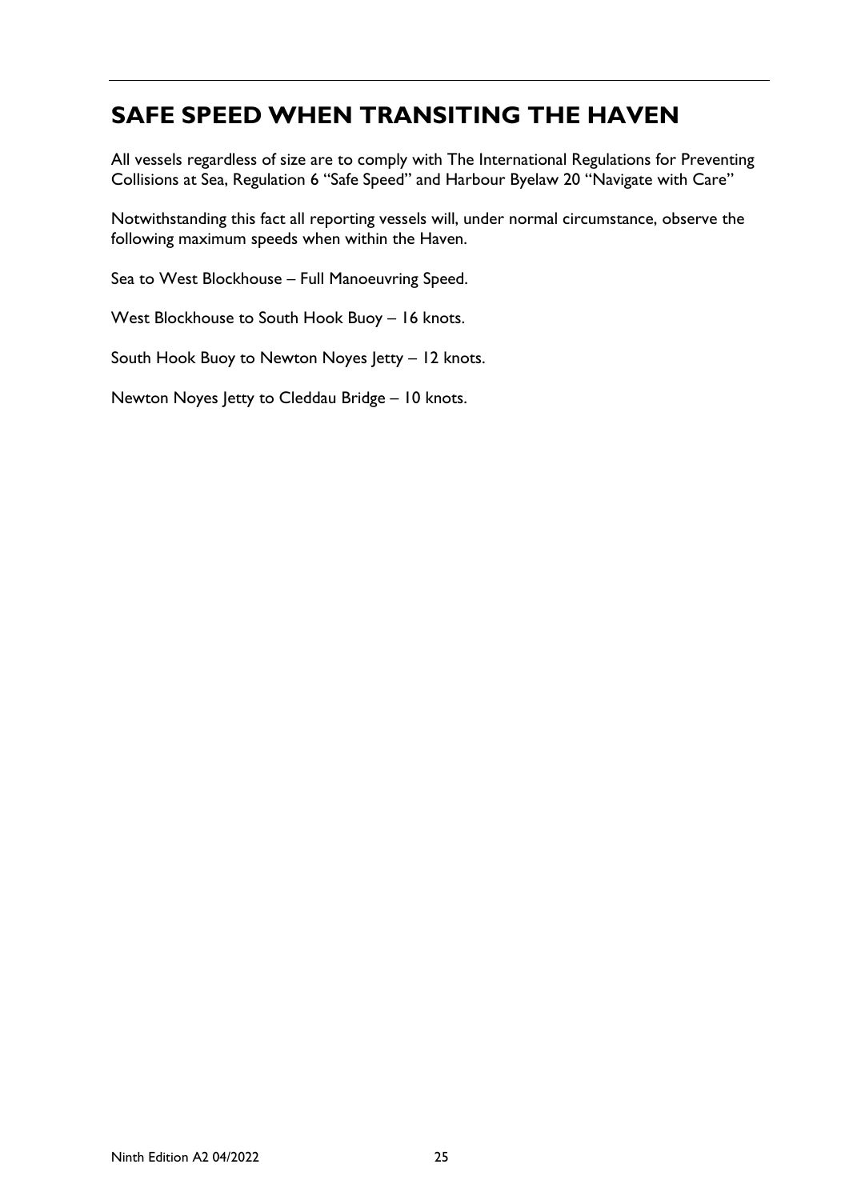## SAFE SPEED WHEN TRANSITING THE HAVEN

All vessels regardless of size are to comply with The International Regulations for Preventing Collisions at Sea, Regulation 6 "Safe Speed" and Harbour Byelaw 20 "Navigate with Care"

Notwithstanding this fact all reporting vessels will, under normal circumstance, observe the following maximum speeds when within the Haven.

Sea to West Blockhouse – Full Manoeuvring Speed.

West Blockhouse to South Hook Buoy – 16 knots.

South Hook Buoy to Newton Noyes Jetty – 12 knots.

Newton Noyes Jetty to Cleddau Bridge – 10 knots.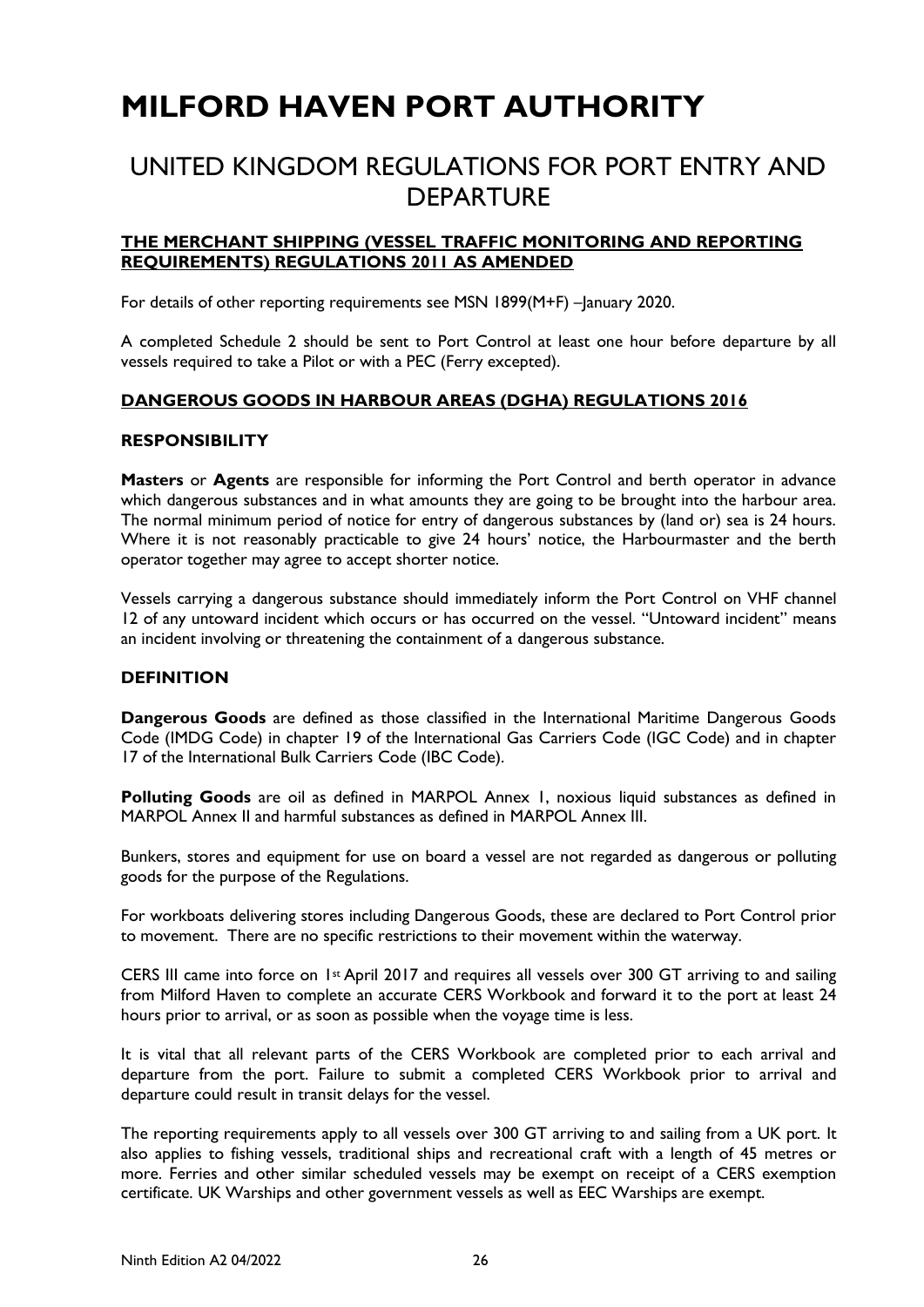# MILFORD HAVEN PORT AUTHORITY

## UNITED KINGDOM REGULATIONS FOR PORT ENTRY AND DEPARTURE

### THE MERCHANT SHIPPING (VESSEL TRAFFIC MONITORING AND REPORTING REQUIREMENTS) REGULATIONS 2011 AS AMENDED

For details of other reporting requirements see MSN 1899(M+F) –January 2020.

A completed Schedule 2 should be sent to Port Control at least one hour before departure by all vessels required to take a Pilot or with a PEC (Ferry excepted).

### DANGEROUS GOODS IN HARBOUR AREAS (DGHA) REGULATIONS 2016

#### RESPONSIBILITY

**Masters** or **Agents** are responsible for informing the Port Control and berth operator in advance which dangerous substances and in what amounts they are going to be brought into the harbour area. The normal minimum period of notice for entry of dangerous substances by (land or) sea is 24 hours. Where it is not reasonably practicable to give 24 hours' notice, the Harbourmaster and the berth operator together may agree to accept shorter notice.

Vessels carrying a dangerous substance should immediately inform the Port Control on VHF channel 12 of any untoward incident which occurs or has occurred on the vessel. "Untoward incident" means an incident involving or threatening the containment of a dangerous substance.

#### DEFINITION

**Dangerous Goods** are defined as those classified in the International Maritime Dangerous Goods Code (IMDG Code) in chapter 19 of the International Gas Carriers Code (IGC Code) and in chapter 17 of the International Bulk Carriers Code (IBC Code).

**Polluting Goods** are oil as defined in MARPOL Annex 1, noxious liquid substances as defined in MARPOL Annex II and harmful substances as defined in MARPOL Annex III.

Bunkers, stores and equipment for use on board a vessel are not regarded as dangerous or polluting goods for the purpose of the Regulations.

For workboats delivering stores including Dangerous Goods, these are declared to Port Control prior to movement. There are no specific restrictions to their movement within the waterway.

CERS III came into force on 1st April 2017 and requires all vessels over 300 GT arriving to and sailing from Milford Haven to complete an accurate CERS Workbook and forward it to the port at least 24 hours prior to arrival, or as soon as possible when the voyage time is less.

It is vital that all relevant parts of the CERS Workbook are completed prior to each arrival and departure from the port. Failure to submit a completed CERS Workbook prior to arrival and departure could result in transit delays for the vessel.

The reporting requirements apply to all vessels over 300 GT arriving to and sailing from a UK port. It also applies to fishing vessels, traditional ships and recreational craft with a length of 45 metres or more. Ferries and other similar scheduled vessels may be exempt on receipt of a CERS exemption certificate. UK Warships and other government vessels as well as EEC Warships are exempt.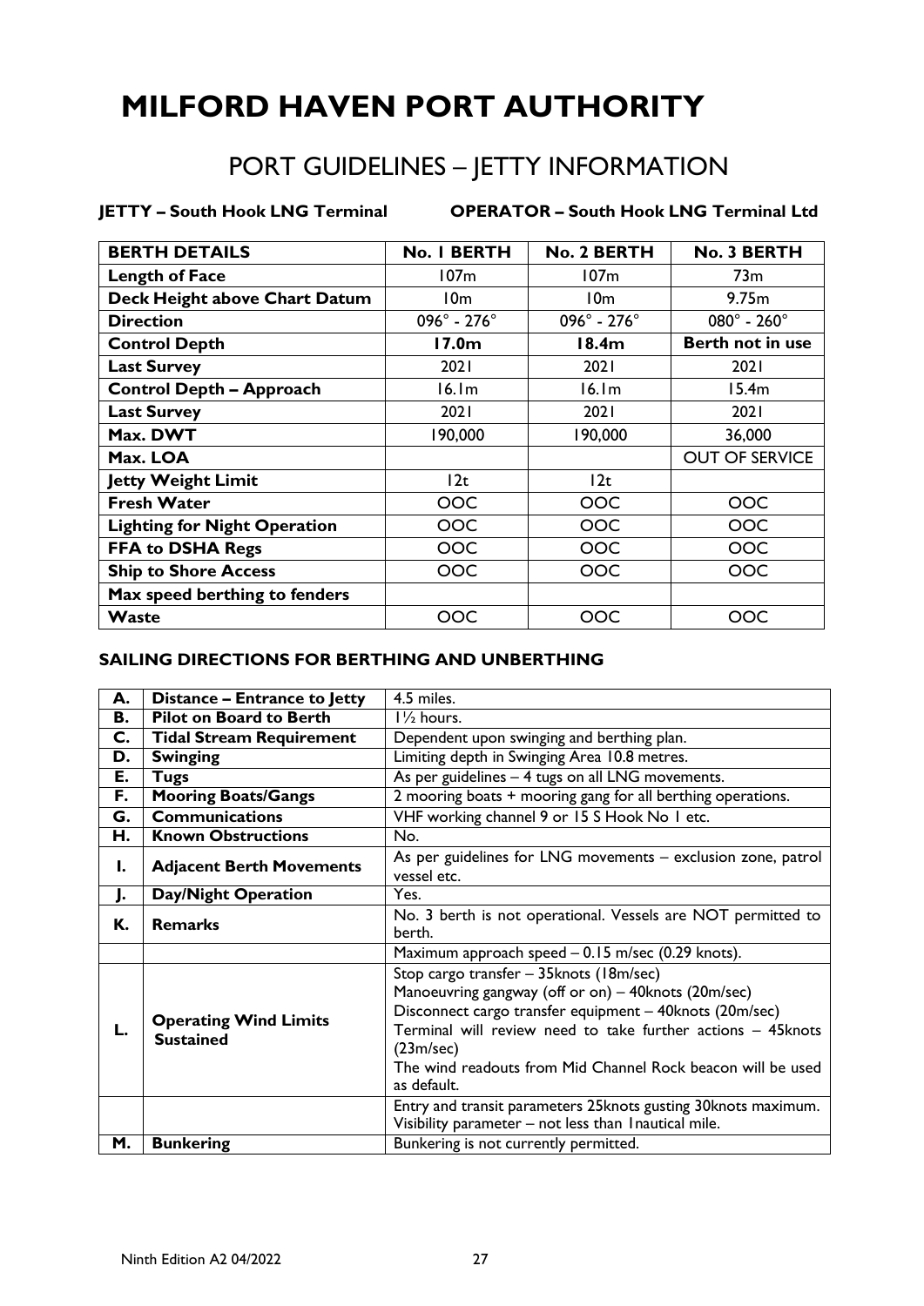# MILFORD HAVEN PORT AUTHORITY

## PORT GUIDELINES – JETTY INFORMATION

**JETTY – South Hook LNG Terminal** **OPERATOR – South Hook LNG Terminal Ltd**

| BERTH DETAILS | No. 1 BERTH | No. 2 BERTH | No. 3 BERTH |
|---|---|---|---|
| **Length of Face** | 107m | 107m | 73m |
| **Deck Height above Chart Datum** | 10m | 10m | 9.75m |
| **Direction** | 096° - 276° | 096° - 276° | 080° - 260° |
| **Control Depth** | **17.0m** | **18.4m** | **Berth not in use** |
| **Last Survey** | 2021 | 2021 | 2021 |
| **Control Depth – Approach** | 16.1m | 16.1m | 15.4m |
| **Last Survey** | 2021 | 2021 | 2021 |
| **Max. DWT** | 190,000 | 190,000 | 36,000 |
| **Max. LOA** | | | OUT OF SERVICE |
| **Jetty Weight Limit** | 12t | 12t | |
| **Fresh Water** | OOC | OOC | OOC |
| **Lighting for Night Operation** | OOC | OOC | OOC |
| **FFA to DSHA Regs** | OOC | OOC | OOC |
| **Ship to Shore Access** | OOC | OOC | OOC |
| **Max speed berthing to fenders** | | | |
| **Waste** | OOC | OOC | OOC |

### SAILING DIRECTIONS FOR BERTHING AND UNBERTHING

| | | |
|---|---|---|
| **A.** | **Distance – Entrance to Jetty** | 4.5 miles. |
| **B.** | **Pilot on Board to Berth** | 1½ hours. |
| **C.** | **Tidal Stream Requirement** | Dependent upon swinging and berthing plan. |
| **D.** | **Swinging** | Limiting depth in Swinging Area 10.8 metres. |
| **E.** | **Tugs** | As per guidelines – 4 tugs on all LNG movements. |
| **F.** | **Mooring Boats/Gangs** | 2 mooring boats + mooring gang for all berthing operations. |
| **G.** | **Communications** | VHF working channel 9 or 15 S Hook No 1 etc. |
| **H.** | **Known Obstructions** | No. |
| **I.** | **Adjacent Berth Movements** | As per guidelines for LNG movements – exclusion zone, patrol vessel etc. |
| **J.** | **Day/Night Operation** | Yes. |
| **K.** | **Remarks** | No. 3 berth is not operational. Vessels are NOT permitted to berth. |
| | | Maximum approach speed – 0.15 m/sec (0.29 knots). |
| **L.** | **Operating Wind Limits Sustained** | Stop cargo transfer – 35knots (18m/sec)<br>Manoeuvring gangway (off or on) – 40knots (20m/sec)<br>Disconnect cargo transfer equipment – 40knots (20m/sec)<br>Terminal will review need to take further actions – 45knots (23m/sec)<br>The wind readouts from Mid Channel Rock beacon will be used as default. |
| | | Entry and transit parameters 25knots gusting 30knots maximum.<br>Visibility parameter – not less than 1nautical mile. |
| **M.** | **Bunkering** | Bunkering is not currently permitted. |

Ninth Edition A2 04/2022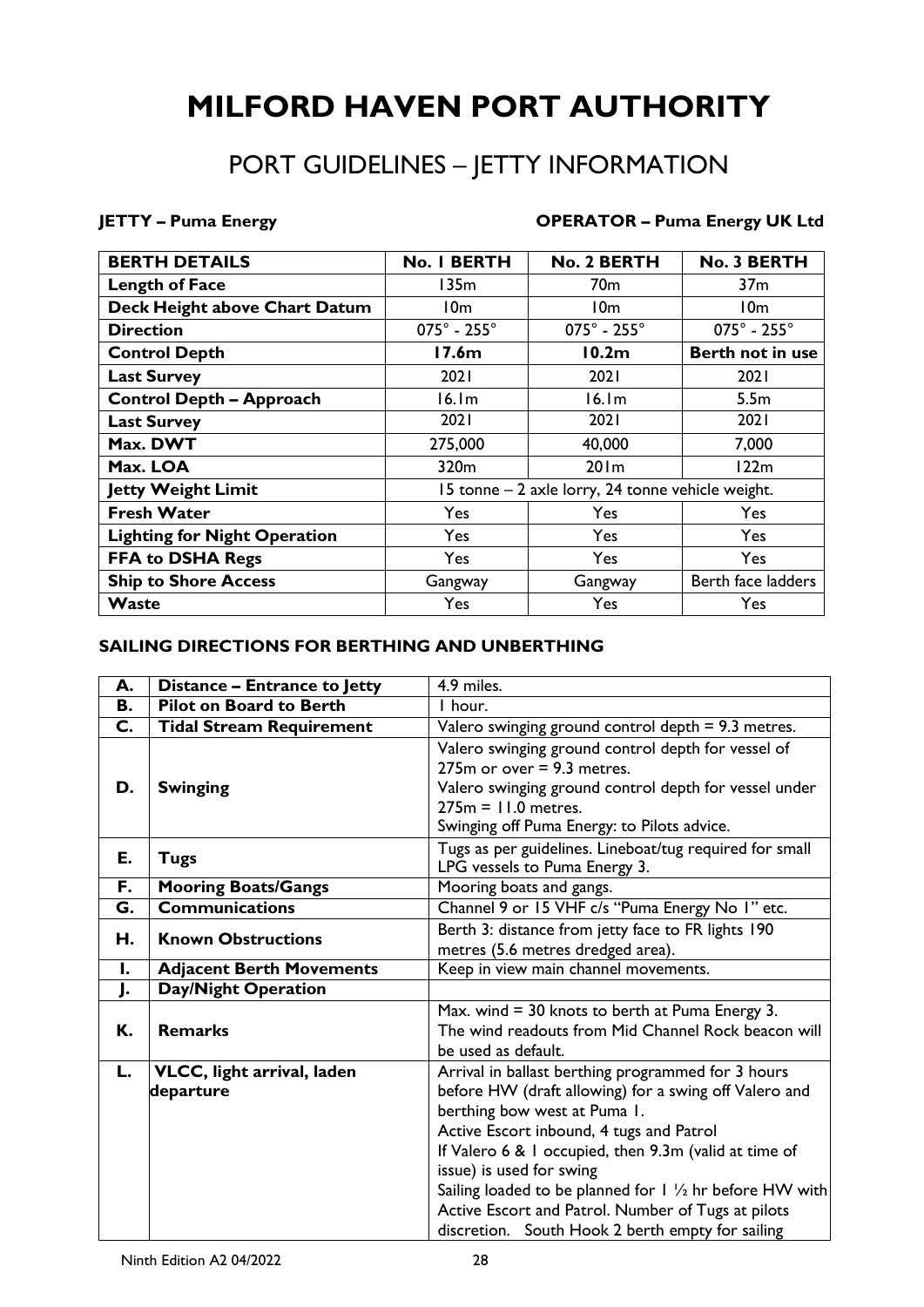# MILFORD HAVEN PORT AUTHORITY

## PORT GUIDELINES – JETTY INFORMATION

**JETTY – Puma Energy** **OPERATOR – Puma Energy UK Ltd**

| BERTH DETAILS | No. 1 BERTH | No. 2 BERTH | No. 3 BERTH |
|---|---|---|---|
| **Length of Face** | 135m | 70m | 37m |
| **Deck Height above Chart Datum** | 10m | 10m | 10m |
| **Direction** | 075° - 255° | 075° - 255° | 075° - 255° |
| **Control Depth** | **17.6m** | **10.2m** | **Berth not in use** |
| **Last Survey** | 2021 | 2021 | 2021 |
| **Control Depth – Approach** | 16.1m | 16.1m | 5.5m |
| **Last Survey** | 2021 | 2021 | 2021 |
| **Max. DWT** | 275,000 | 40,000 | 7,000 |
| **Max. LOA** | 320m | 201m | 122m |
| **Jetty Weight Limit** | 15 tonne – 2 axle lorry, 24 tonne vehicle weight. | | |
| **Fresh Water** | Yes | Yes | Yes |
| **Lighting for Night Operation** | Yes | Yes | Yes |
| **FFA to DSHA Regs** | Yes | Yes | Yes |
| **Ship to Shore Access** | Gangway | Gangway | Berth face ladders |
| **Waste** | Yes | Yes | Yes |

### SAILING DIRECTIONS FOR BERTHING AND UNBERTHING

| | | |
|---|---|---|
| **A.** | **Distance – Entrance to Jetty** | 4.9 miles. |
| **B.** | **Pilot on Board to Berth** | 1 hour. |
| **C.** | **Tidal Stream Requirement** | Valero swinging ground control depth = 9.3 metres. |
| **D.** | **Swinging** | Valero swinging ground control depth for vessel of 275m or over = 9.3 metres. Valero swinging ground control depth for vessel under 275m = 11.0 metres. Swinging off Puma Energy: to Pilots advice. |
| **E.** | **Tugs** | Tugs as per guidelines. Lineboat/tug required for small LPG vessels to Puma Energy 3. |
| **F.** | **Mooring Boats/Gangs** | Mooring boats and gangs. |
| **G.** | **Communications** | Channel 9 or 15 VHF c/s "Puma Energy No 1" etc. |
| **H.** | **Known Obstructions** | Berth 3: distance from jetty face to FR lights 190 metres (5.6 metres dredged area). |
| **I.** | **Adjacent Berth Movements** | Keep in view main channel movements. |
| **J.** | **Day/Night Operation** | |
| **K.** | **Remarks** | Max. wind = 30 knots to berth at Puma Energy 3. The wind readouts from Mid Channel Rock beacon will be used as default. |
| **L.** | **VLCC, light arrival, laden departure** | Arrival in ballast berthing programmed for 3 hours before HW (draft allowing) for a swing off Valero and berthing bow west at Puma 1. Active Escort inbound, 4 tugs and Patrol. If Valero 6 & 1 occupied, then 9.3m (valid at time of issue) is used for swing. Sailing loaded to be planned for 1 ½ hr before HW with Active Escort and Patrol. Number of Tugs at pilots discretion. South Hook 2 berth empty for sailing |

Ninth Edition A2 04/2022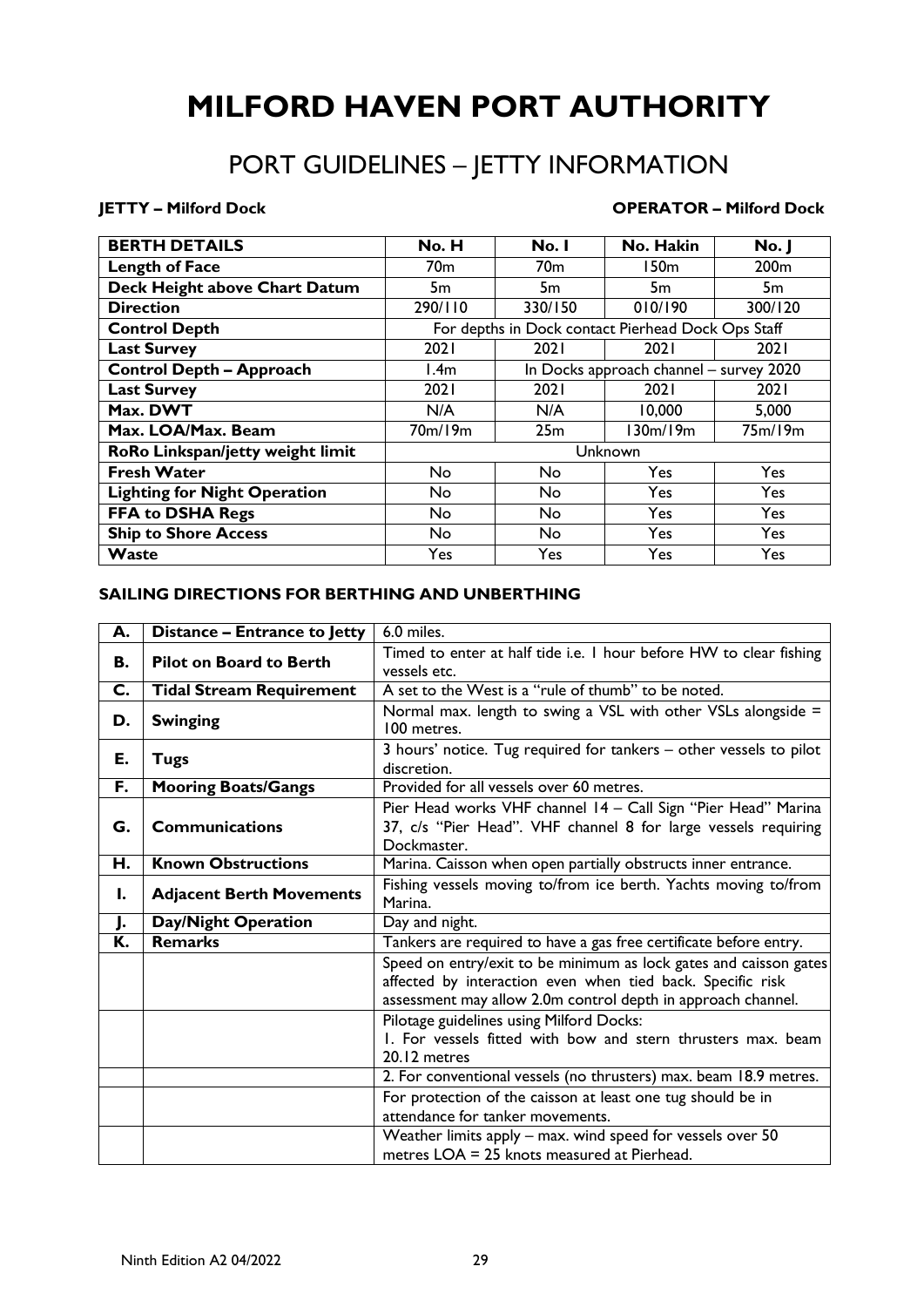# MILFORD HAVEN PORT AUTHORITY

## PORT GUIDELINES – JETTY INFORMATION

**JETTY – Milford Dock** **OPERATOR – Milford Dock**

| BERTH DETAILS | No. H | No. I | No. Hakin | No. J |
|---|---|---|---|---|
| **Length of Face** | 70m | 70m | 150m | 200m |
| **Deck Height above Chart Datum** | 5m | 5m | 5m | 5m |
| **Direction** | 290/110 | 330/150 | 010/190 | 300/120 |
| **Control Depth** | For depths in Dock contact Pierhead Dock Ops Staff | | | |
| **Last Survey** | 2021 | 2021 | 2021 | 2021 |
| **Control Depth – Approach** | 1.4m | In Docks approach channel – survey 2020 | | |
| **Last Survey** | 2021 | 2021 | 2021 | 2021 |
| **Max. DWT** | N/A | N/A | 10,000 | 5,000 |
| **Max. LOA/Max. Beam** | 70m/19m | 25m | 130m/19m | 75m/19m |
| **RoRo Linkspan/jetty weight limit** | Unknown | | | |
| **Fresh Water** | No | No | Yes | Yes |
| **Lighting for Night Operation** | No | No | Yes | Yes |
| **FFA to DSHA Regs** | No | No | Yes | Yes |
| **Ship to Shore Access** | No | No | Yes | Yes |
| **Waste** | Yes | Yes | Yes | Yes |

### SAILING DIRECTIONS FOR BERTHING AND UNBERTHING

| | | |
|---|---|---|
| **A.** | **Distance – Entrance to Jetty** | 6.0 miles. |
| **B.** | **Pilot on Board to Berth** | Timed to enter at half tide i.e. 1 hour before HW to clear fishing vessels etc. |
| **C.** | **Tidal Stream Requirement** | A set to the West is a "rule of thumb" to be noted. |
| **D.** | **Swinging** | Normal max. length to swing a VSL with other VSLs alongside = 100 metres. |
| **E.** | **Tugs** | 3 hours' notice. Tug required for tankers – other vessels to pilot discretion. |
| **F.** | **Mooring Boats/Gangs** | Provided for all vessels over 60 metres. |
| **G.** | **Communications** | Pier Head works VHF channel 14 – Call Sign "Pier Head" Marina 37, c/s "Pier Head". VHF channel 8 for large vessels requiring Dockmaster. |
| **H.** | **Known Obstructions** | Marina. Caisson when open partially obstructs inner entrance. |
| **I.** | **Adjacent Berth Movements** | Fishing vessels moving to/from ice berth. Yachts moving to/from Marina. |
| **J.** | **Day/Night Operation** | Day and night. |
| **K.** | **Remarks** | Tankers are required to have a gas free certificate before entry. |
| | | Speed on entry/exit to be minimum as lock gates and caisson gates affected by interaction even when tied back. Specific risk assessment may allow 2.0m control depth in approach channel. |
| | | Pilotage guidelines using Milford Docks:<br>1. For vessels fitted with bow and stern thrusters max. beam 20.12 metres |
| | | 2. For conventional vessels (no thrusters) max. beam 18.9 metres. |
| | | For protection of the caisson at least one tug should be in attendance for tanker movements. |
| | | Weather limits apply – max. wind speed for vessels over 50 metres LOA = 25 knots measured at Pierhead. |

Ninth Edition A2 04/2022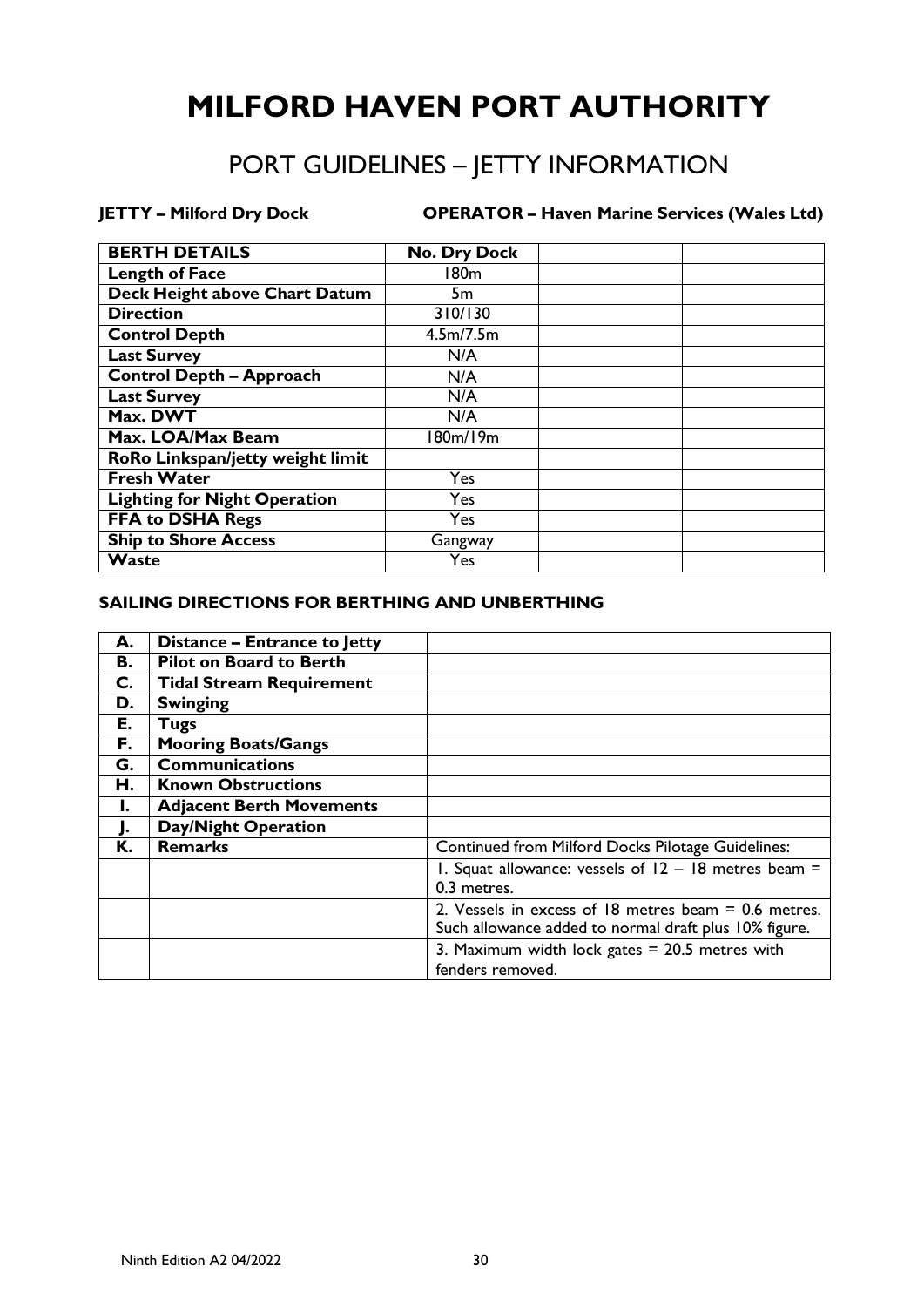# MILFORD HAVEN PORT AUTHORITY

## PORT GUIDELINES – JETTY INFORMATION

**JETTY – Milford Dry Dock** **OPERATOR – Haven Marine Services (Wales Ltd)**

| BERTH DETAILS | No. Dry Dock | | |
|---|---|---|---|
| **Length of Face** | 180m | | |
| **Deck Height above Chart Datum** | 5m | | |
| **Direction** | 310/130 | | |
| **Control Depth** | 4.5m/7.5m | | |
| **Last Survey** | N/A | | |
| **Control Depth – Approach** | N/A | | |
| **Last Survey** | N/A | | |
| **Max. DWT** | N/A | | |
| **Max. LOA/Max Beam** | 180m/19m | | |
| **RoRo Linkspan/jetty weight limit** | | | |
| **Fresh Water** | Yes | | |
| **Lighting for Night Operation** | Yes | | |
| **FFA to DSHA Regs** | Yes | | |
| **Ship to Shore Access** | Gangway | | |
| **Waste** | Yes | | |

### SAILING DIRECTIONS FOR BERTHING AND UNBERTHING

| | | |
|---|---|---|
| **A.** | **Distance – Entrance to Jetty** | |
| **B.** | **Pilot on Board to Berth** | |
| **C.** | **Tidal Stream Requirement** | |
| **D.** | **Swinging** | |
| **E.** | **Tugs** | |
| **F.** | **Mooring Boats/Gangs** | |
| **G.** | **Communications** | |
| **H.** | **Known Obstructions** | |
| **I.** | **Adjacent Berth Movements** | |
| **J.** | **Day/Night Operation** | |
| **K.** | **Remarks** | Continued from Milford Docks Pilotage Guidelines: |
| | | 1. Squat allowance: vessels of 12 – 18 metres beam = 0.3 metres. |
| | | 2. Vessels in excess of 18 metres beam = 0.6 metres. Such allowance added to normal draft plus 10% figure. |
| | | 3. Maximum width lock gates = 20.5 metres with fenders removed. |

Ninth Edition A2 04/2022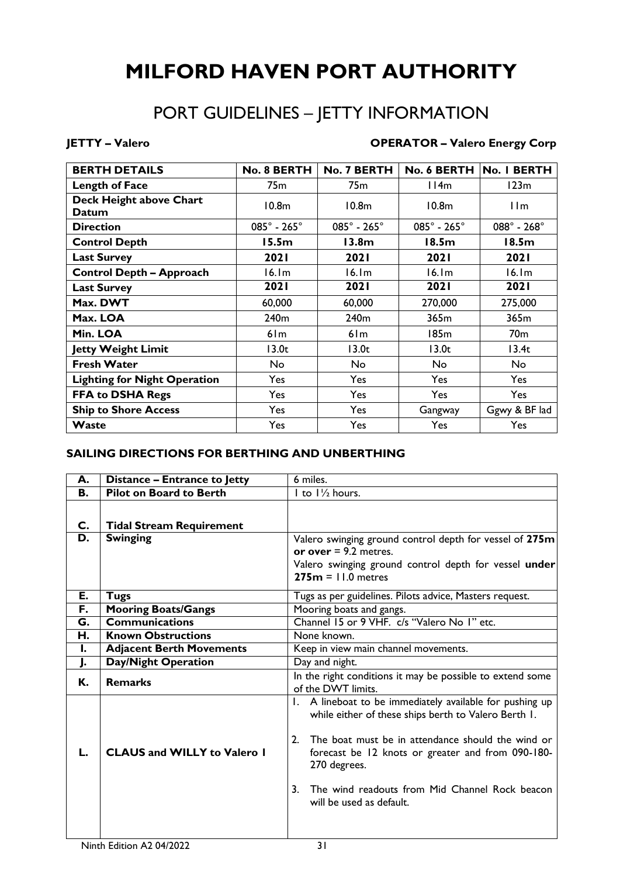# MILFORD HAVEN PORT AUTHORITY

## PORT GUIDELINES – JETTY INFORMATION

**JETTY – Valero** **OPERATOR – Valero Energy Corp**

| BERTH DETAILS | No. 8 BERTH | No. 7 BERTH | No. 6 BERTH | No. 1 BERTH |
|---|---|---|---|---|
| **Length of Face** | 75m | 75m | 114m | 123m |
| **Deck Height above Chart Datum** | 10.8m | 10.8m | 10.8m | 11m |
| **Direction** | 085° - 265° | 085° - 265° | 085° - 265° | 088° - 268° |
| **Control Depth** | **15.5m** | **13.8m** | **18.5m** | **18.5m** |
| **Last Survey** | **2021** | **2021** | **2021** | **2021** |
| **Control Depth – Approach** | 16.1m | 16.1m | 16.1m | 16.1m |
| **Last Survey** | **2021** | **2021** | **2021** | **2021** |
| **Max. DWT** | 60,000 | 60,000 | 270,000 | 275,000 |
| **Max. LOA** | 240m | 240m | 365m | 365m |
| **Min. LOA** | 61m | 61m | 185m | 70m |
| **Jetty Weight Limit** | 13.0t | 13.0t | 13.0t | 13.4t |
| **Fresh Water** | No | No | No | No |
| **Lighting for Night Operation** | Yes | Yes | Yes | Yes |
| **FFA to DSHA Regs** | Yes | Yes | Yes | Yes |
| **Ship to Shore Access** | Yes | Yes | Gangway | Ggwy & BF lad |
| **Waste** | Yes | Yes | Yes | Yes |

### SAILING DIRECTIONS FOR BERTHING AND UNBERTHING

| | | |
|---|---|---|
| **A.** | **Distance – Entrance to Jetty** | 6 miles. |
| **B.** | **Pilot on Board to Berth** | 1 to 1½ hours. |
| **C.** | **Tidal Stream Requirement** | |
| **D.** | **Swinging** | Valero swinging ground control depth for vessel of **275m or over** = 9.2 metres.<br>Valero swinging ground control depth for vessel **under 275m** = 11.0 metres |
| **E.** | **Tugs** | Tugs as per guidelines. Pilots advice, Masters request. |
| **F.** | **Mooring Boats/Gangs** | Mooring boats and gangs. |
| **G.** | **Communications** | Channel 15 or 9 VHF. c/s "Valero No 1" etc. |
| **H.** | **Known Obstructions** | None known. |
| **I.** | **Adjacent Berth Movements** | Keep in view main channel movements. |
| **J.** | **Day/Night Operation** | Day and night. |
| **K.** | **Remarks** | In the right conditions it may be possible to extend some of the DWT limits. |
| **L.** | **CLAUS and WILLY to Valero 1** | 1. A lineboat to be immediately available for pushing up while either of these ships berth to Valero Berth 1.<br>2. The boat must be in attendance should the wind or forecast be 12 knots or greater and from 090-180-270 degrees.<br>3. The wind readouts from Mid Channel Rock beacon will be used as default. |

Ninth Edition A2 04/2022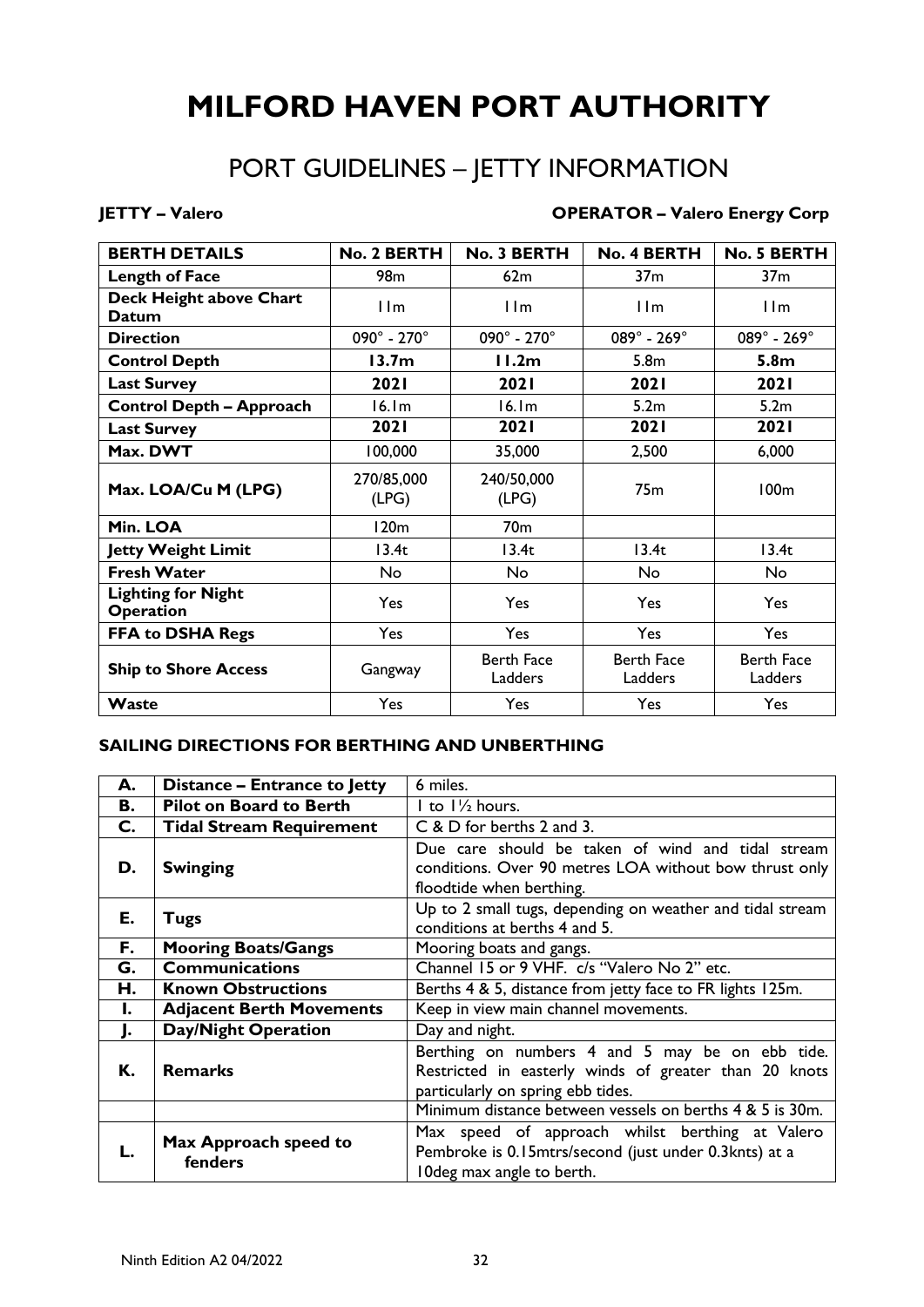# MILFORD HAVEN PORT AUTHORITY

## PORT GUIDELINES – JETTY INFORMATION

**JETTY – Valero** **OPERATOR – Valero Energy Corp**

| BERTH DETAILS | No. 2 BERTH | No. 3 BERTH | No. 4 BERTH | No. 5 BERTH |
|---|---|---|---|---|
| **Length of Face** | 98m | 62m | 37m | 37m |
| **Deck Height above Chart Datum** | 11m | 11m | 11m | 11m |
| **Direction** | 090° - 270° | 090° - 270° | 089° - 269° | 089° - 269° |
| **Control Depth** | **13.7m** | **11.2m** | 5.8m | **5.8m** |
| **Last Survey** | **2021** | **2021** | **2021** | **2021** |
| **Control Depth – Approach** | 16.1m | 16.1m | 5.2m | 5.2m |
| **Last Survey** | **2021** | **2021** | **2021** | **2021** |
| **Max. DWT** | 100,000 | 35,000 | 2,500 | 6,000 |
| **Max. LOA/Cu M (LPG)** | 270/85,000 (LPG) | 240/50,000 (LPG) | 75m | 100m |
| **Min. LOA** | 120m | 70m | | |
| **Jetty Weight Limit** | 13.4t | 13.4t | 13.4t | 13.4t |
| **Fresh Water** | No | No | No | No |
| **Lighting for Night Operation** | Yes | Yes | Yes | Yes |
| **FFA to DSHA Regs** | Yes | Yes | Yes | Yes |
| **Ship to Shore Access** | Gangway | Berth Face Ladders | Berth Face Ladders | Berth Face Ladders |
| **Waste** | Yes | Yes | Yes | Yes |

### SAILING DIRECTIONS FOR BERTHING AND UNBERTHING

| | | |
|---|---|---|
| **A.** | **Distance – Entrance to Jetty** | 6 miles. |
| **B.** | **Pilot on Board to Berth** | 1 to 1½ hours. |
| **C.** | **Tidal Stream Requirement** | C & D for berths 2 and 3. |
| **D.** | **Swinging** | Due care should be taken of wind and tidal stream conditions. Over 90 metres LOA without bow thrust only floodtide when berthing. |
| **E.** | **Tugs** | Up to 2 small tugs, depending on weather and tidal stream conditions at berths 4 and 5. |
| **F.** | **Mooring Boats/Gangs** | Mooring boats and gangs. |
| **G.** | **Communications** | Channel 15 or 9 VHF. c/s "Valero No 2" etc. |
| **H.** | **Known Obstructions** | Berths 4 & 5, distance from jetty face to FR lights 125m. |
| **I.** | **Adjacent Berth Movements** | Keep in view main channel movements. |
| **J.** | **Day/Night Operation** | Day and night. |
| **K.** | **Remarks** | Berthing on numbers 4 and 5 may be on ebb tide. Restricted in easterly winds of greater than 20 knots particularly on spring ebb tides. |
| | | Minimum distance between vessels on berths 4 & 5 is 30m. |
| **L.** | **Max Approach speed to fenders** | Max speed of approach whilst berthing at Valero Pembroke is 0.15mtrs/second (just under 0.3knts) at a 10deg max angle to berth. |

Ninth Edition A2 04/2022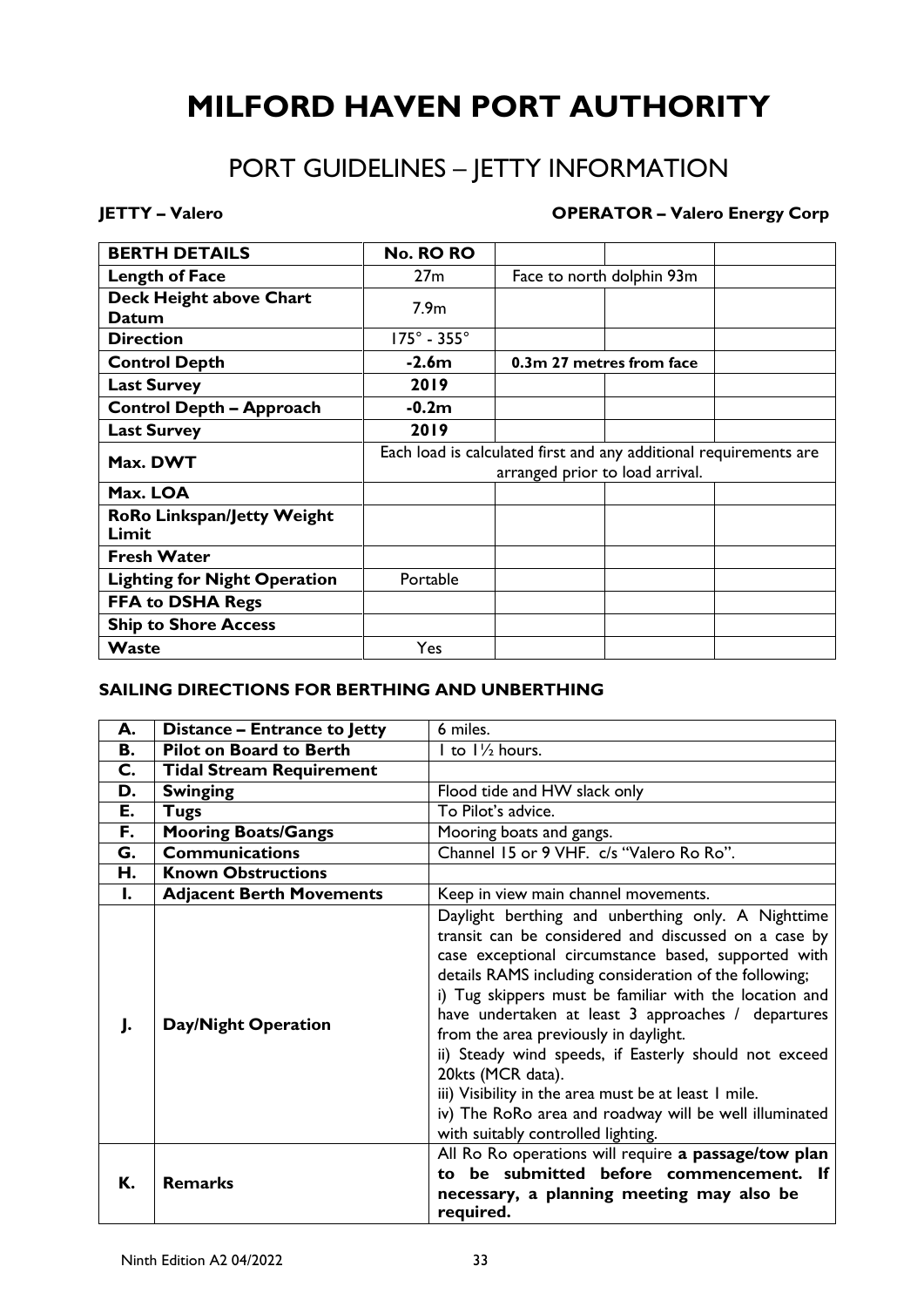# MILFORD HAVEN PORT AUTHORITY

## PORT GUIDELINES – JETTY INFORMATION

**JETTY – Valero** **OPERATOR – Valero Energy Corp**

| **BERTH DETAILS** | **No. RO RO** | | | |
|---|---|---|---|---|
| **Length of Face** | 27m | Face to north dolphin 93m | | |
| **Deck Height above Chart Datum** | 7.9m | | | |
| **Direction** | 175° - 355° | | | |
| **Control Depth** | **-2.6m** | **0.3m 27 metres from face** | | |
| **Last Survey** | **2019** | | | |
| **Control Depth – Approach** | **-0.2m** | | | |
| **Last Survey** | **2019** | | | |
| **Max. DWT** | Each load is calculated first and any additional requirements are arranged prior to load arrival. | | | |
| **Max. LOA** | | | | |
| **RoRo Linkspan/Jetty Weight Limit** | | | | |
| **Fresh Water** | | | | |
| **Lighting for Night Operation** | Portable | | | |
| **FFA to DSHA Regs** | | | | |
| **Ship to Shore Access** | | | | |
| **Waste** | Yes | | | |

### SAILING DIRECTIONS FOR BERTHING AND UNBERTHING

| | | |
|---|---|---|
| **A.** | **Distance – Entrance to Jetty** | 6 miles. |
| **B.** | **Pilot on Board to Berth** | 1 to 1½ hours. |
| **C.** | **Tidal Stream Requirement** | |
| **D.** | **Swinging** | Flood tide and HW slack only |
| **E.** | **Tugs** | To Pilot's advice. |
| **F.** | **Mooring Boats/Gangs** | Mooring boats and gangs. |
| **G.** | **Communications** | Channel 15 or 9 VHF. c/s "Valero Ro Ro". |
| **H.** | **Known Obstructions** | |
| **I.** | **Adjacent Berth Movements** | Keep in view main channel movements. |
| **J.** | **Day/Night Operation** | Daylight berthing and unberthing only. A Nighttime transit can be considered and discussed on a case by case exceptional circumstance based, supported with details RAMS including consideration of the following; i) Tug skippers must be familiar with the location and have undertaken at least 3 approaches / departures from the area previously in daylight. ii) Steady wind speeds, if Easterly should not exceed 20kts (MCR data). iii) Visibility in the area must be at least 1 mile. iv) The RoRo area and roadway will be well illuminated with suitably controlled lighting. |
| **K.** | **Remarks** | All Ro Ro operations will require **a passage/tow plan to be submitted before commencement. If necessary, a planning meeting may also be required.** |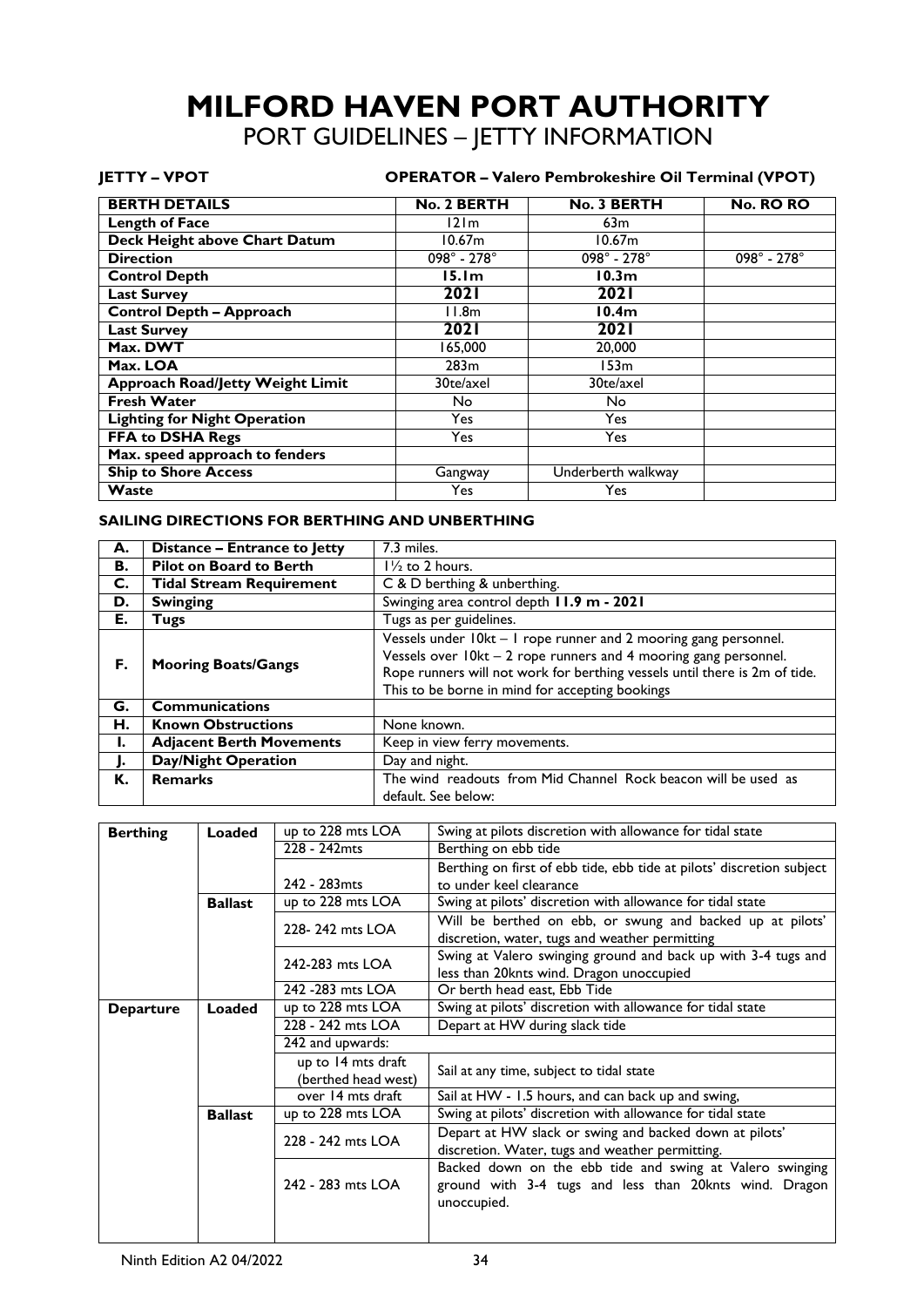# MILFORD HAVEN PORT AUTHORITY

## PORT GUIDELINES – JETTY INFORMATION

**JETTY – VPOT** **OPERATOR – Valero Pembrokeshire Oil Terminal (VPOT)**

| BERTH DETAILS | No. 2 BERTH | No. 3 BERTH | No. RO RO |
|---|---|---|---|
| **Length of Face** | 121m | 63m | |
| **Deck Height above Chart Datum** | 10.67m | 10.67m | |
| **Direction** | 098° - 278° | 098° - 278° | 098° - 278° |
| **Control Depth** | **15.1m** | **10.3m** | |
| **Last Survey** | **2021** | **2021** | |
| **Control Depth – Approach** | 11.8m | **10.4m** | |
| **Last Survey** | **2021** | **2021** | |
| **Max. DWT** | 165,000 | 20,000 | |
| **Max. LOA** | 283m | 153m | |
| **Approach Road/Jetty Weight Limit** | 30te/axel | 30te/axel | |
| **Fresh Water** | No | No | |
| **Lighting for Night Operation** | Yes | Yes | |
| **FFA to DSHA Regs** | Yes | Yes | |
| **Max. speed approach to fenders** | | | |
| **Ship to Shore Access** | Gangway | Underberth walkway | |
| **Waste** | Yes | Yes | |

### SAILING DIRECTIONS FOR BERTHING AND UNBERTHING

| | | |
|---|---|---|
| **A.** | **Distance – Entrance to Jetty** | 7.3 miles. |
| **B.** | **Pilot on Board to Berth** | 1½ to 2 hours. |
| **C.** | **Tidal Stream Requirement** | C & D berthing & unberthing. |
| **D.** | **Swinging** | Swinging area control depth **11.9 m - 2021** |
| **E.** | **Tugs** | Tugs as per guidelines. |
| **F.** | **Mooring Boats/Gangs** | Vessels under 10kt – 1 rope runner and 2 mooring gang personnel. Vessels over 10kt – 2 rope runners and 4 mooring gang personnel. Rope runners will not work for berthing vessels until there is 2m of tide. This to be borne in mind for accepting bookings |
| **G.** | **Communications** | |
| **H.** | **Known Obstructions** | None known. |
| **I.** | **Adjacent Berth Movements** | Keep in view ferry movements. |
| **J.** | **Day/Night Operation** | Day and night. |
| **K.** | **Remarks** | The wind readouts from Mid Channel Rock beacon will be used as default. See below: |

| | | | |
|---|---|---|---|
| **Berthing** | **Loaded** | up to 228 mts LOA | Swing at pilots discretion with allowance for tidal state |
| | | 228 - 242mts | Berthing on ebb tide |
| | | 242 - 283mts | Berthing on first of ebb tide, ebb tide at pilots' discretion subject to under keel clearance |
| | **Ballast** | up to 228 mts LOA | Swing at pilots' discretion with allowance for tidal state |
| | | 228- 242 mts LOA | Will be berthed on ebb, or swung and backed up at pilots' discretion, water, tugs and weather permitting |
| | | 242-283 mts LOA | Swing at Valero swinging ground and back up with 3-4 tugs and less than 20knts wind. Dragon unoccupied |
| | | 242 -283 mts LOA | Or berth head east, Ebb Tide |
| **Departure** | **Loaded** | up to 228 mts LOA | Swing at pilots' discretion with allowance for tidal state |
| | | 228 - 242 mts LOA | Depart at HW during slack tide |
| | | 242 and upwards: | |
| | | up to 14 mts draft (berthed head west) | Sail at any time, subject to tidal state |
| | | over 14 mts draft | Sail at HW - 1.5 hours, and can back up and swing, |
| | **Ballast** | up to 228 mts LOA | Swing at pilots' discretion with allowance for tidal state |
| | | 228 - 242 mts LOA | Depart at HW slack or swing and backed down at pilots' discretion. Water, tugs and weather permitting. |
| | | 242 - 283 mts LOA | Backed down on the ebb tide and swing at Valero swinging ground with 3-4 tugs and less than 20knts wind. Dragon unoccupied. |

Ninth Edition A2 04/2022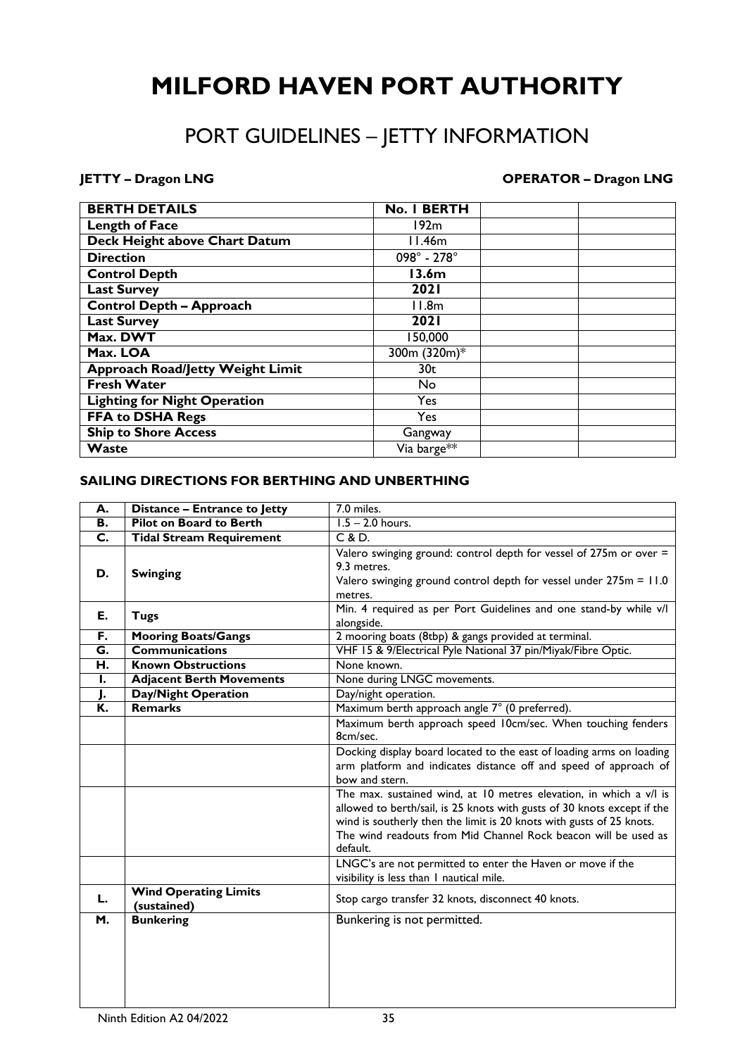# MILFORD HAVEN PORT AUTHORITY

## PORT GUIDELINES – JETTY INFORMATION

**JETTY – Dragon LNG** **OPERATOR – Dragon LNG**

| BERTH DETAILS | No. 1 BERTH | | |
|---|---|---|---|
| **Length of Face** | 192m | | |
| **Deck Height above Chart Datum** | 11.46m | | |
| **Direction** | 098° - 278° | | |
| **Control Depth** | **13.6m** | | |
| **Last Survey** | **2021** | | |
| **Control Depth – Approach** | 11.8m | | |
| **Last Survey** | **2021** | | |
| **Max. DWT** | 150,000 | | |
| **Max. LOA** | 300m (320m)* | | |
| **Approach Road/Jetty Weight Limit** | 30t | | |
| **Fresh Water** | No | | |
| **Lighting for Night Operation** | Yes | | |
| **FFA to DSHA Regs** | Yes | | |
| **Ship to Shore Access** | Gangway | | |
| **Waste** | Via barge** | | |

### SAILING DIRECTIONS FOR BERTHING AND UNBERTHING

| | | |
|---|---|---|
| **A.** | **Distance – Entrance to Jetty** | 7.0 miles. |
| **B.** | **Pilot on Board to Berth** | 1.5 – 2.0 hours. |
| **C.** | **Tidal Stream Requirement** | C & D. |
| **D.** | **Swinging** | Valero swinging ground: control depth for vessel of 275m or over = 9.3 metres. Valero swinging ground control depth for vessel under 275m = 11.0 metres. |
| **E.** | **Tugs** | Min. 4 required as per Port Guidelines and one stand-by while v/l alongside. |
| **F.** | **Mooring Boats/Gangs** | 2 mooring boats (8tbp) & gangs provided at terminal. |
| **G.** | **Communications** | VHF 15 & 9/Electrical Pyle National 37 pin/Miyak/Fibre Optic. |
| **H.** | **Known Obstructions** | None known. |
| **I.** | **Adjacent Berth Movements** | None during LNGC movements. |
| **J.** | **Day/Night Operation** | Day/night operation. |
| **K.** | **Remarks** | Maximum berth approach angle 7° (0 preferred). |
| | | Maximum berth approach speed 10cm/sec. When touching fenders 8cm/sec. |
| | | Docking display board located to the east of loading arms on loading arm platform and indicates distance off and speed of approach of bow and stern. |
| | | The max. sustained wind, at 10 metres elevation, in which a v/l is allowed to berth/sail, is 25 knots with gusts of 30 knots except if the wind is southerly then the limit is 20 knots with gusts of 25 knots. The wind readouts from Mid Channel Rock beacon will be used as default. |
| | | LNGC's are not permitted to enter the Haven or move if the visibility is less than 1 nautical mile. |
| **L.** | **Wind Operating Limits (sustained)** | Stop cargo transfer 32 knots, disconnect 40 knots. |
| **M.** | **Bunkering** | Bunkering is not permitted. |

Ninth Edition A2 04/2022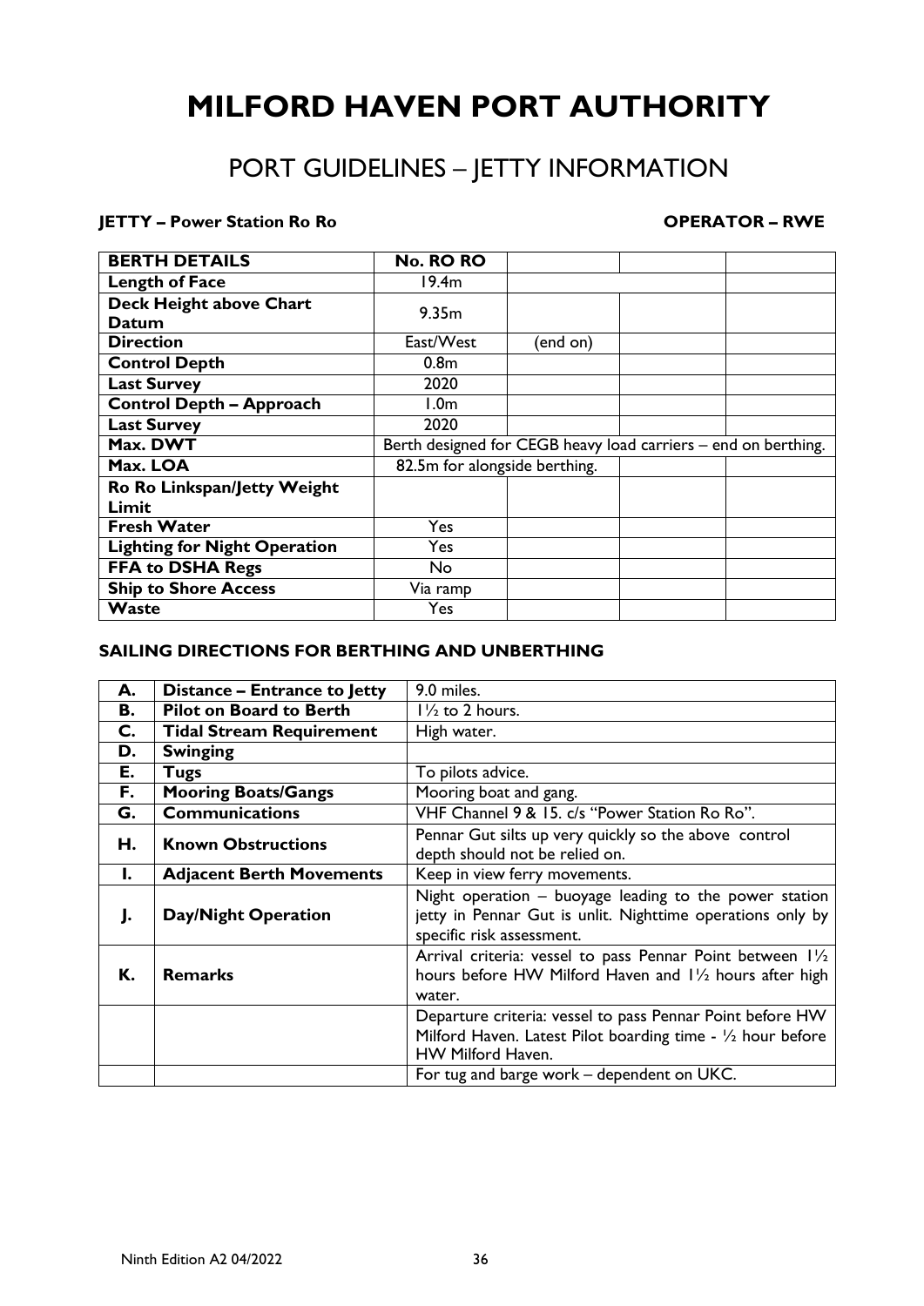# MILFORD HAVEN PORT AUTHORITY

## PORT GUIDELINES – JETTY INFORMATION

**JETTY – Power Station Ro Ro** **OPERATOR – RWE**

| BERTH DETAILS | No. RO RO | | | |
|---|---|---|---|---|
| Length of Face | 19.4m | | | |
| Deck Height above Chart Datum | 9.35m | | | |
| Direction | East/West | (end on) | | |
| Control Depth | 0.8m | | | |
| Last Survey | 2020 | | | |
| Control Depth – Approach | 1.0m | | | |
| Last Survey | 2020 | | | |
| Max. DWT | Berth designed for CEGB heavy load carriers – end on berthing. | | | |
| Max. LOA | 82.5m for alongside berthing. | | | |
| Ro Ro Linkspan/Jetty Weight Limit | | | | |
| Fresh Water | Yes | | | |
| Lighting for Night Operation | Yes | | | |
| FFA to DSHA Regs | No | | | |
| Ship to Shore Access | Via ramp | | | |
| Waste | Yes | | | |

### SAILING DIRECTIONS FOR BERTHING AND UNBERTHING

| | | |
|---|---|---|
| A. | Distance – Entrance to Jetty | 9.0 miles. |
| B. | Pilot on Board to Berth | 1½ to 2 hours. |
| C. | Tidal Stream Requirement | High water. |
| D. | Swinging | |
| E. | Tugs | To pilots advice. |
| F. | Mooring Boats/Gangs | Mooring boat and gang. |
| G. | Communications | VHF Channel 9 & 15. c/s "Power Station Ro Ro". |
| H. | Known Obstructions | Pennar Gut silts up very quickly so the above control depth should not be relied on. |
| I. | Adjacent Berth Movements | Keep in view ferry movements. |
| J. | Day/Night Operation | Night operation – buoyage leading to the power station jetty in Pennar Gut is unlit. Nighttime operations only by specific risk assessment. |
| K. | Remarks | Arrival criteria: vessel to pass Pennar Point between 1½ hours before HW Milford Haven and 1½ hours after high water. |
| | | Departure criteria: vessel to pass Pennar Point before HW Milford Haven. Latest Pilot boarding time - ½ hour before HW Milford Haven. |
| | | For tug and barge work – dependent on UKC. |

Ninth Edition A2 04/2022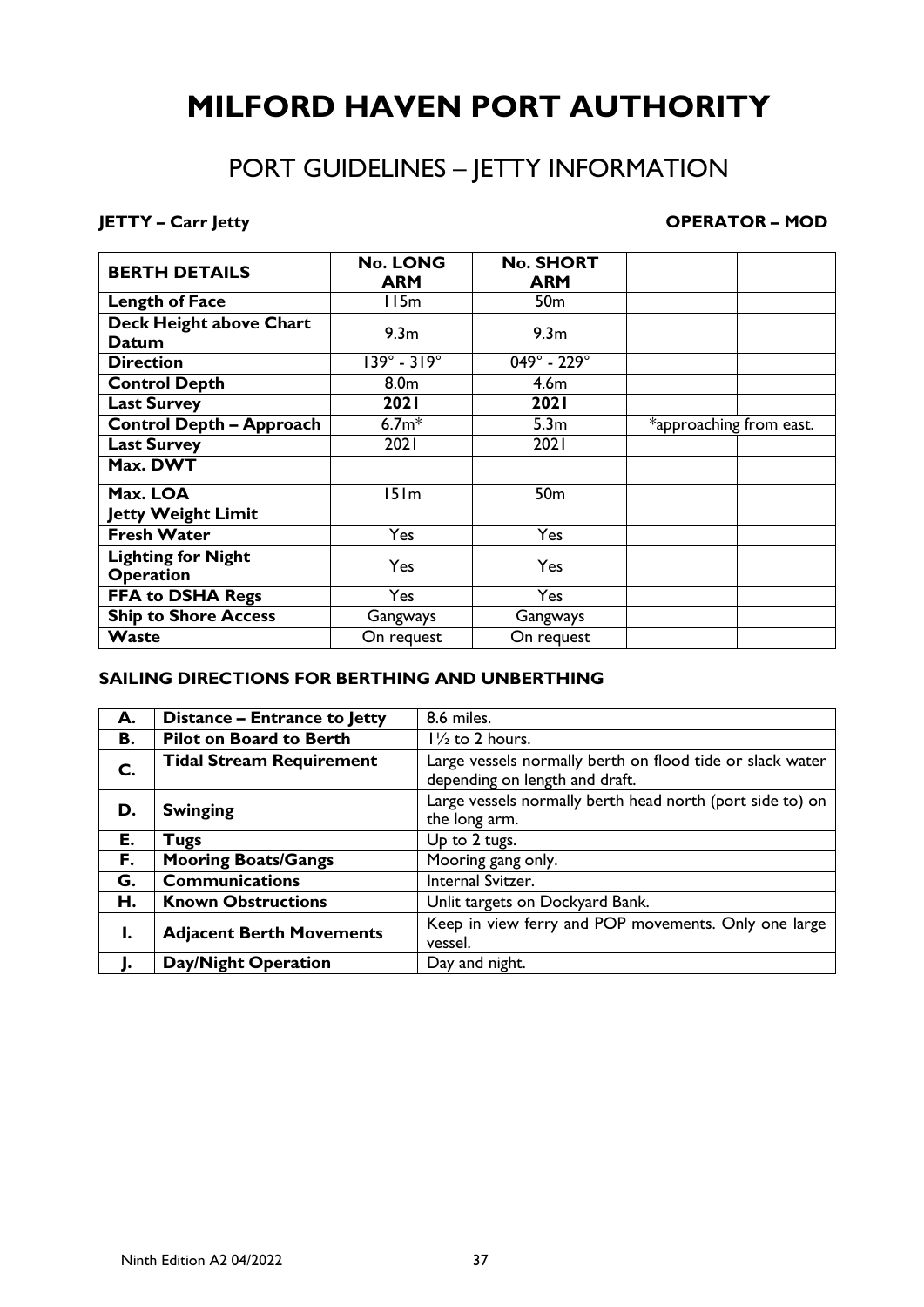# MILFORD HAVEN PORT AUTHORITY

## PORT GUIDELINES – JETTY INFORMATION

**JETTY – Carr Jetty** **OPERATOR – MOD**

| BERTH DETAILS | No. LONG ARM | No. SHORT ARM | | |
|---|---|---|---|---|
| Length of Face | 115m | 50m | | |
| Deck Height above Chart Datum | 9.3m | 9.3m | | |
| Direction | 139° - 319° | 049° - 229° | | |
| Control Depth | 8.0m | 4.6m | | |
| Last Survey | **2021** | **2021** | | |
| Control Depth – Approach | 6.7m* | 5.3m | *approaching from east. | |
| Last Survey | 2021 | 2021 | | |
| Max. DWT | | | | |
| Max. LOA | 151m | 50m | | |
| Jetty Weight Limit | | | | |
| Fresh Water | Yes | Yes | | |
| Lighting for Night Operation | Yes | Yes | | |
| FFA to DSHA Regs | Yes | Yes | | |
| Ship to Shore Access | Gangways | Gangways | | |
| Waste | On request | On request | | |

### SAILING DIRECTIONS FOR BERTHING AND UNBERTHING

| | | |
|---|---|---|
| **A.** | **Distance – Entrance to Jetty** | 8.6 miles. |
| **B.** | **Pilot on Board to Berth** | 1½ to 2 hours. |
| **C.** | **Tidal Stream Requirement** | Large vessels normally berth on flood tide or slack water depending on length and draft. |
| **D.** | **Swinging** | Large vessels normally berth head north (port side to) on the long arm. |
| **E.** | **Tugs** | Up to 2 tugs. |
| **F.** | **Mooring Boats/Gangs** | Mooring gang only. |
| **G.** | **Communications** | Internal Svitzer. |
| **H.** | **Known Obstructions** | Unlit targets on Dockyard Bank. |
| **I.** | **Adjacent Berth Movements** | Keep in view ferry and POP movements. Only one large vessel. |
| **J.** | **Day/Night Operation** | Day and night. |

Ninth Edition A2 04/2022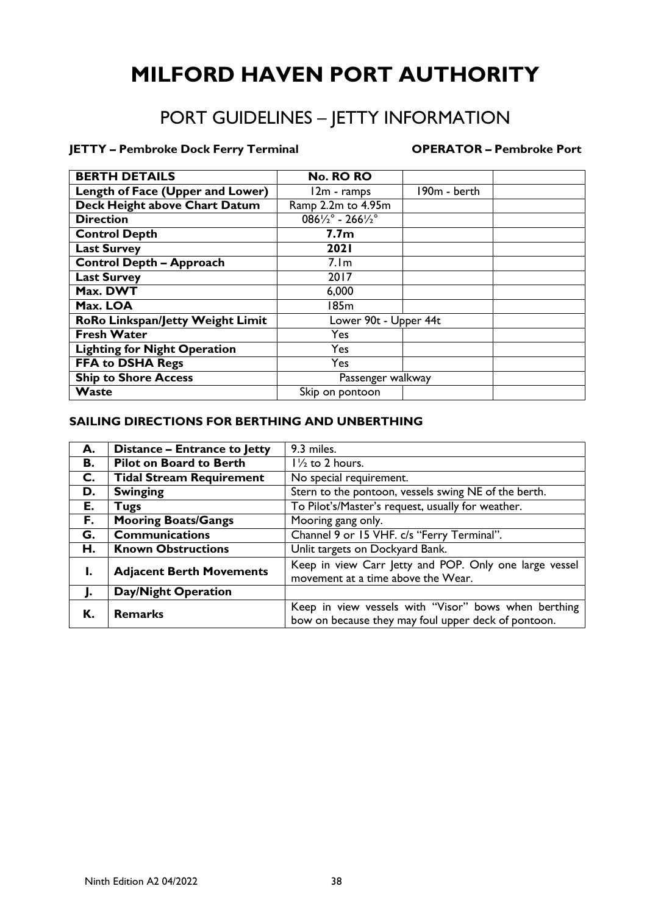# MILFORD HAVEN PORT AUTHORITY

## PORT GUIDELINES – JETTY INFORMATION

**JETTY – Pembroke Dock Ferry Terminal** **OPERATOR – Pembroke Port**

| BERTH DETAILS | No. RO RO | | |
|---|---|---|---|
| Length of Face (Upper and Lower) | 12m - ramps | 190m - berth | |
| Deck Height above Chart Datum | Ramp 2.2m to 4.95m | | |
| Direction | 086½° - 266½° | | |
| Control Depth | **7.7m** | | |
| Last Survey | **2021** | | |
| Control Depth – Approach | 7.1m | | |
| Last Survey | 2017 | | |
| Max. DWT | 6,000 | | |
| Max. LOA | 185m | | |
| RoRo Linkspan/Jetty Weight Limit | Lower 90t - Upper 44t | | |
| Fresh Water | Yes | | |
| Lighting for Night Operation | Yes | | |
| FFA to DSHA Regs | Yes | | |
| Ship to Shore Access | Passenger walkway | | |
| Waste | Skip on pontoon | | |

### SAILING DIRECTIONS FOR BERTHING AND UNBERTHING

| | | |
|---|---|---|
| **A.** | **Distance – Entrance to Jetty** | 9.3 miles. |
| **B.** | **Pilot on Board to Berth** | 1½ to 2 hours. |
| **C.** | **Tidal Stream Requirement** | No special requirement. |
| **D.** | **Swinging** | Stern to the pontoon, vessels swing NE of the berth. |
| **E.** | **Tugs** | To Pilot's/Master's request, usually for weather. |
| **F.** | **Mooring Boats/Gangs** | Mooring gang only. |
| **G.** | **Communications** | Channel 9 or 15 VHF. c/s "Ferry Terminal". |
| **H.** | **Known Obstructions** | Unlit targets on Dockyard Bank. |
| **I.** | **Adjacent Berth Movements** | Keep in view Carr Jetty and POP. Only one large vessel movement at a time above the Wear. |
| **J.** | **Day/Night Operation** | |
| **K.** | **Remarks** | Keep in view vessels with "Visor" bows when berthing bow on because they may foul upper deck of pontoon. |

Ninth Edition A2 04/2022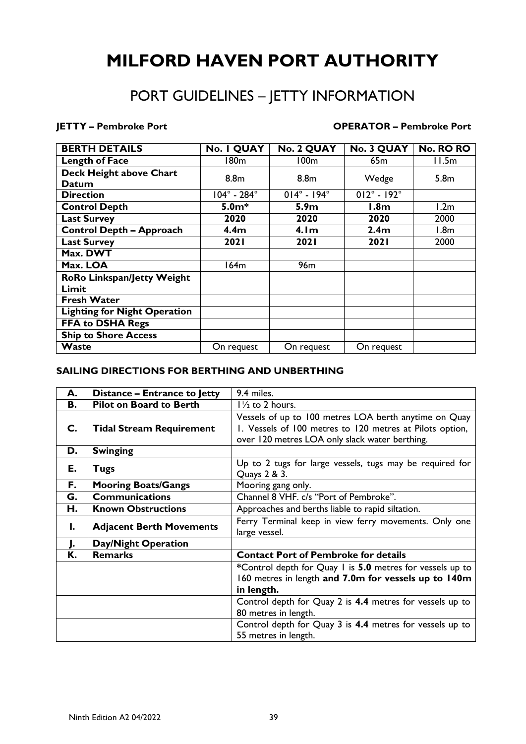# MILFORD HAVEN PORT AUTHORITY

## PORT GUIDELINES – JETTY INFORMATION

**JETTY – Pembroke Port** **OPERATOR – Pembroke Port**

| BERTH DETAILS | No. 1 QUAY | No. 2 QUAY | No. 3 QUAY | No. RO RO |
|---|---|---|---|---|
| **Length of Face** | 180m | 100m | 65m | 11.5m |
| **Deck Height above Chart Datum** | 8.8m | 8.8m | Wedge | 5.8m |
| **Direction** | 104° - 284° | 014° - 194° | 012° - 192° | |
| **Control Depth** | **5.0m*** | **5.9m** | **1.8m** | 1.2m |
| **Last Survey** | **2020** | **2020** | **2020** | 2000 |
| **Control Depth – Approach** | **4.4m** | **4.1m** | **2.4m** | 1.8m |
| **Last Survey** | **2021** | **2021** | **2021** | 2000 |
| **Max. DWT** | | | | |
| **Max. LOA** | 164m | 96m | | |
| **RoRo Linkspan/Jetty Weight Limit** | | | | |
| **Fresh Water** | | | | |
| **Lighting for Night Operation** | | | | |
| **FFA to DSHA Regs** | | | | |
| **Ship to Shore Access** | | | | |
| **Waste** | On request | On request | On request | |

### SAILING DIRECTIONS FOR BERTHING AND UNBERTHING

| | | |
|---|---|---|
| **A.** | **Distance – Entrance to Jetty** | 9.4 miles. |
| **B.** | **Pilot on Board to Berth** | 1½ to 2 hours. |
| **C.** | **Tidal Stream Requirement** | Vessels of up to 100 metres LOA berth anytime on Quay 1. Vessels of 100 metres to 120 metres at Pilots option, over 120 metres LOA only slack water berthing. |
| **D.** | **Swinging** | |
| **E.** | **Tugs** | Up to 2 tugs for large vessels, tugs may be required for Quays 2 & 3. |
| **F.** | **Mooring Boats/Gangs** | Mooring gang only. |
| **G.** | **Communications** | Channel 8 VHF. c/s "Port of Pembroke". |
| **H.** | **Known Obstructions** | Approaches and berths liable to rapid siltation. |
| **I.** | **Adjacent Berth Movements** | Ferry Terminal keep in view ferry movements. Only one large vessel. |
| **J.** | **Day/Night Operation** | |
| **K.** | **Remarks** | **Contact Port of Pembroke for details** |
| | | *Control depth for Quay 1 is **5.0** metres for vessels up to 160 metres in length **and 7.0m for vessels up to 140m in length.** |
| | | Control depth for Quay 2 is **4.4** metres for vessels up to 80 metres in length. |
| | | Control depth for Quay 3 is **4.4** metres for vessels up to 55 metres in length. |

Ninth Edition A2 04/2022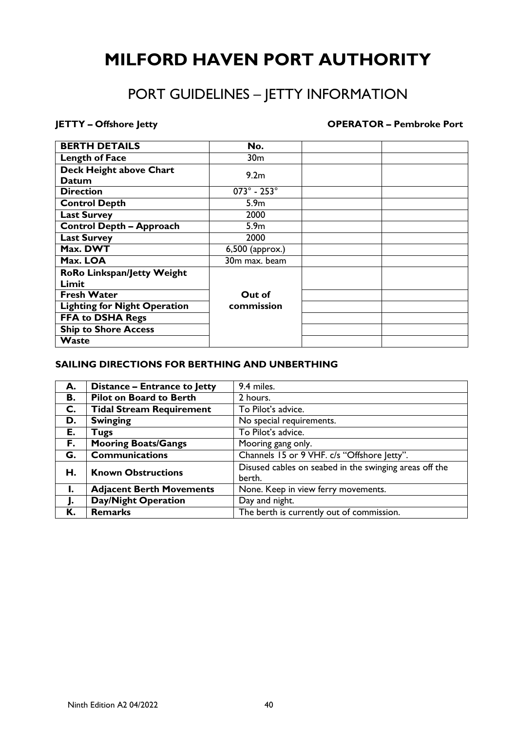# MILFORD HAVEN PORT AUTHORITY

## PORT GUIDELINES – JETTY INFORMATION

**JETTY – Offshore Jetty** **OPERATOR – Pembroke Port**

| BERTH DETAILS | No. | | |
|---|---|---|---|
| Length of Face | 30m | | |
| Deck Height above Chart Datum | 9.2m | | |
| Direction | 073° - 253° | | |
| Control Depth | 5.9m | | |
| Last Survey | 2000 | | |
| Control Depth – Approach | 5.9m | | |
| Last Survey | 2000 | | |
| Max. DWT | 6,500 (approx.) | | |
| Max. LOA | 30m max. beam | | |
| RoRo Linkspan/Jetty Weight Limit | Out of commission | | |
| Fresh Water | | | |
| Lighting for Night Operation | | | |
| FFA to DSHA Regs | | | |
| Ship to Shore Access | | | |
| Waste | | | |

### SAILING DIRECTIONS FOR BERTHING AND UNBERTHING

| | | |
|---|---|---|
| **A.** | **Distance – Entrance to Jetty** | 9.4 miles. |
| **B.** | **Pilot on Board to Berth** | 2 hours. |
| **C.** | **Tidal Stream Requirement** | To Pilot's advice. |
| **D.** | **Swinging** | No special requirements. |
| **E.** | **Tugs** | To Pilot's advice. |
| **F.** | **Mooring Boats/Gangs** | Mooring gang only. |
| **G.** | **Communications** | Channels 15 or 9 VHF. c/s "Offshore Jetty". |
| **H.** | **Known Obstructions** | Disused cables on seabed in the swinging areas off the berth. |
| **I.** | **Adjacent Berth Movements** | None. Keep in view ferry movements. |
| **J.** | **Day/Night Operation** | Day and night. |
| **K.** | **Remarks** | The berth is currently out of commission. |

Ninth Edition A2 04/2022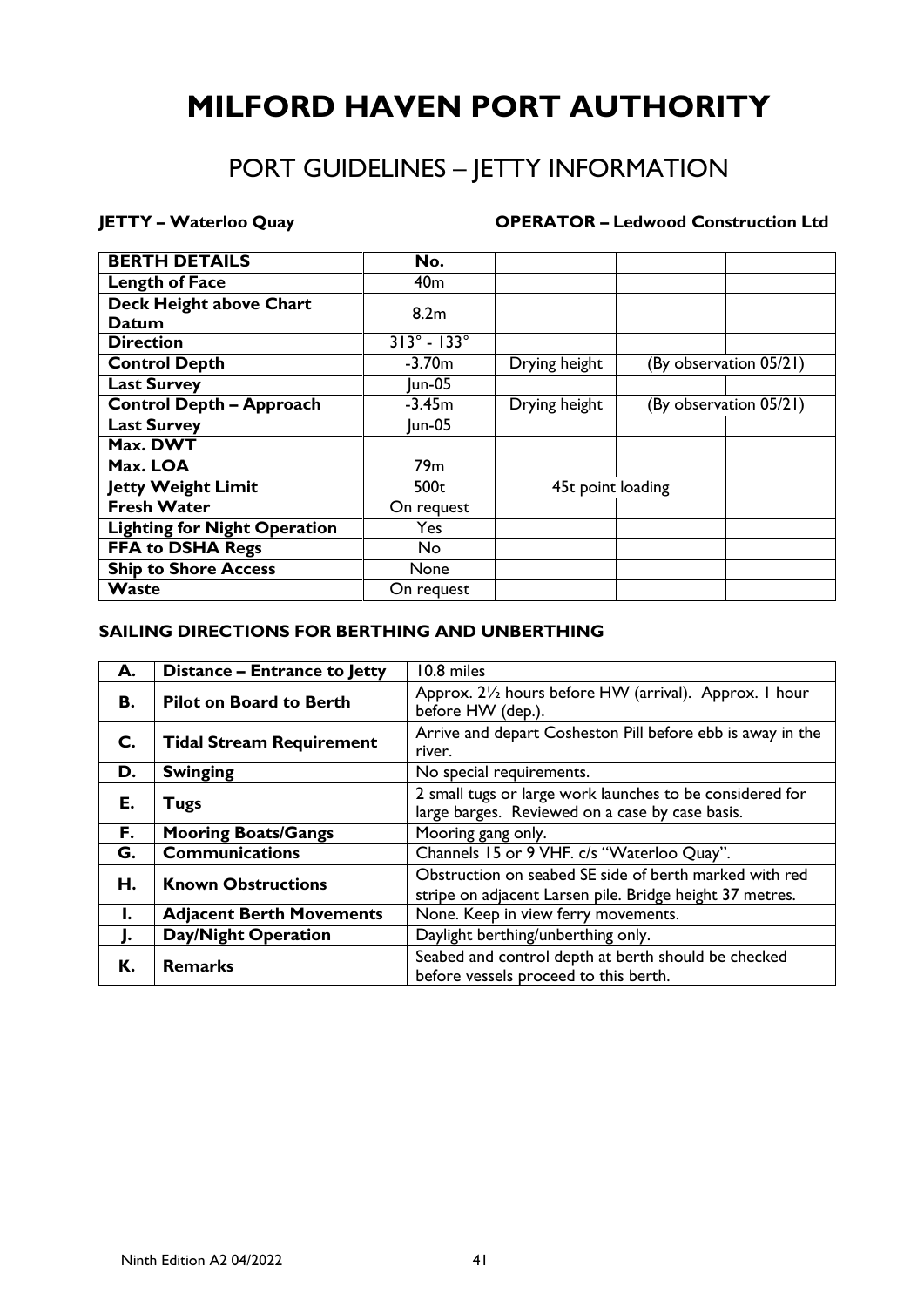# MILFORD HAVEN PORT AUTHORITY

## PORT GUIDELINES – JETTY INFORMATION

**JETTY – Waterloo Quay** **OPERATOR – Ledwood Construction Ltd**

| BERTH DETAILS | No. | | | |
|---|---|---|---|---|
| Length of Face | 40m | | | |
| Deck Height above Chart Datum | 8.2m | | | |
| Direction | 313° - 133° | | | |
| Control Depth | -3.70m | Drying height | (By observation 05/21) | |
| Last Survey | Jun-05 | | | |
| Control Depth – Approach | -3.45m | Drying height | (By observation 05/21) | |
| Last Survey | Jun-05 | | | |
| Max. DWT | | | | |
| Max. LOA | 79m | | | |
| Jetty Weight Limit | 500t | 45t point loading | | |
| Fresh Water | On request | | | |
| Lighting for Night Operation | Yes | | | |
| FFA to DSHA Regs | No | | | |
| Ship to Shore Access | None | | | |
| Waste | On request | | | |

### SAILING DIRECTIONS FOR BERTHING AND UNBERTHING

| | | |
|---|---|---|
| A. | Distance – Entrance to Jetty | 10.8 miles |
| B. | Pilot on Board to Berth | Approx. 2½ hours before HW (arrival). Approx. 1 hour before HW (dep.). |
| C. | Tidal Stream Requirement | Arrive and depart Cosheston Pill before ebb is away in the river. |
| D. | Swinging | No special requirements. |
| E. | Tugs | 2 small tugs or large work launches to be considered for large barges. Reviewed on a case by case basis. |
| F. | Mooring Boats/Gangs | Mooring gang only. |
| G. | Communications | Channels 15 or 9 VHF. c/s "Waterloo Quay". |
| H. | Known Obstructions | Obstruction on seabed SE side of berth marked with red stripe on adjacent Larsen pile. Bridge height 37 metres. |
| I. | Adjacent Berth Movements | None. Keep in view ferry movements. |
| J. | Day/Night Operation | Daylight berthing/unberthing only. |
| K. | Remarks | Seabed and control depth at berth should be checked before vessels proceed to this berth. |

Ninth Edition A2 04/2022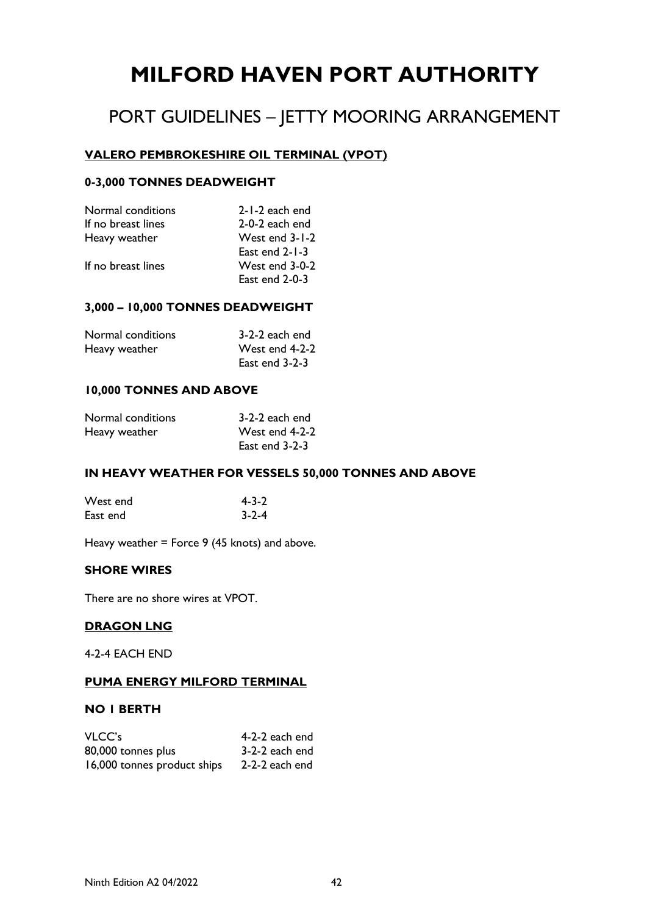# MILFORD HAVEN PORT AUTHORITY

## PORT GUIDELINES – JETTY MOORING ARRANGEMENT

### VALERO PEMBROKESHIRE OIL TERMINAL (VPOT)

#### 0-3,000 TONNES DEADWEIGHT

| | |
|---|---|
| Normal conditions | 2-1-2 each end |
| If no breast lines | 2-0-2 each end |
| Heavy weather | West end 3-1-2 |
| | East end 2-1-3 |
| If no breast lines | West end 3-0-2 |
| | East end 2-0-3 |

#### 3,000 – 10,000 TONNES DEADWEIGHT

| | |
|---|---|
| Normal conditions | 3-2-2 each end |
| Heavy weather | West end 4-2-2 |
| | East end 3-2-3 |

#### 10,000 TONNES AND ABOVE

| | |
|---|---|
| Normal conditions | 3-2-2 each end |
| Heavy weather | West end 4-2-2 |
| | East end 3-2-3 |

#### IN HEAVY WEATHER FOR VESSELS 50,000 TONNES AND ABOVE

| | |
|---|---|
| West end | 4-3-2 |
| East end | 3-2-4 |

Heavy weather = Force 9 (45 knots) and above.

#### SHORE WIRES

There are no shore wires at VPOT.

### DRAGON LNG

4-2-4 EACH END

### PUMA ENERGY MILFORD TERMINAL

#### NO 1 BERTH

| | |
|---|---|
| VLCC's | 4-2-2 each end |
| 80,000 tonnes plus | 3-2-2 each end |
| 16,000 tonnes product ships | 2-2-2 each end |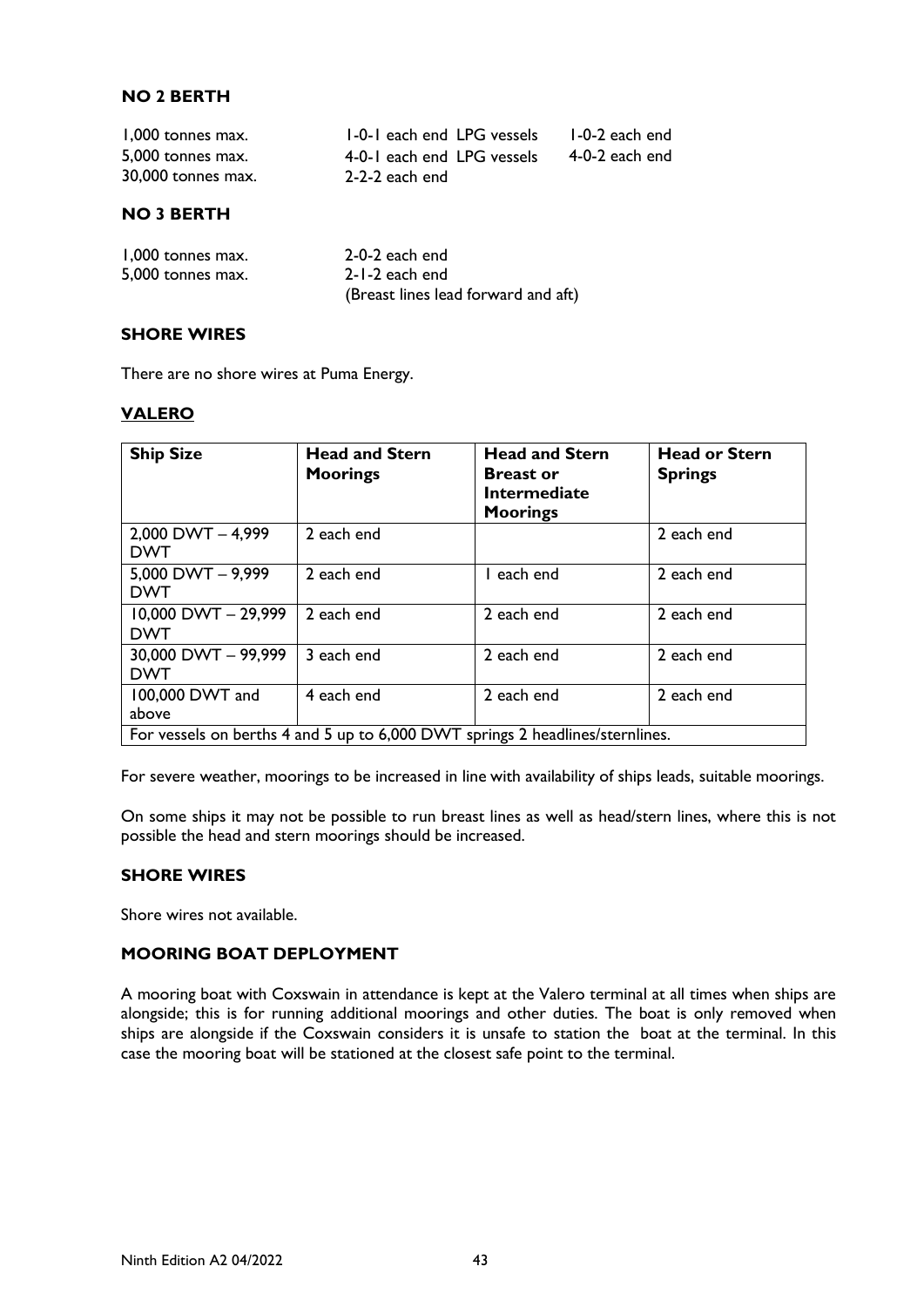### NO 2 BERTH

| | | |
|---|---|---|
| 1,000 tonnes max. | 1-0-1 each end LPG vessels | 1-0-2 each end |
| 5,000 tonnes max. | 4-0-1 each end LPG vessels | 4-0-2 each end |
| 30,000 tonnes max. | 2-2-2 each end | |

### NO 3 BERTH

| | |
|---|---|
| 1,000 tonnes max. | 2-0-2 each end |
| 5,000 tonnes max. | 2-1-2 each end |
| | (Breast lines lead forward and aft) |

### SHORE WIRES

There are no shore wires at Puma Energy.

## VALERO

| Ship Size | Head and Stern Moorings | Head and Stern Breast or Intermediate Moorings | Head or Stern Springs |
|---|---|---|---|
| 2,000 DWT – 4,999 DWT | 2 each end | | 2 each end |
| 5,000 DWT – 9,999 DWT | 2 each end | 1 each end | 2 each end |
| 10,000 DWT – 29,999 DWT | 2 each end | 2 each end | 2 each end |
| 30,000 DWT – 99,999 DWT | 3 each end | 2 each end | 2 each end |
| 100,000 DWT and above | 4 each end | 2 each end | 2 each end |
| For vessels on berths 4 and 5 up to 6,000 DWT springs 2 headlines/sternlines. | | | |

For severe weather, moorings to be increased in line with availability of ships leads, suitable moorings.

On some ships it may not be possible to run breast lines as well as head/stern lines, where this is not possible the head and stern moorings should be increased.

### SHORE WIRES

Shore wires not available.

### MOORING BOAT DEPLOYMENT

A mooring boat with Coxswain in attendance is kept at the Valero terminal at all times when ships are alongside; this is for running additional moorings and other duties. The boat is only removed when ships are alongside if the Coxswain considers it is unsafe to station the boat at the terminal. In this case the mooring boat will be stationed at the closest safe point to the terminal.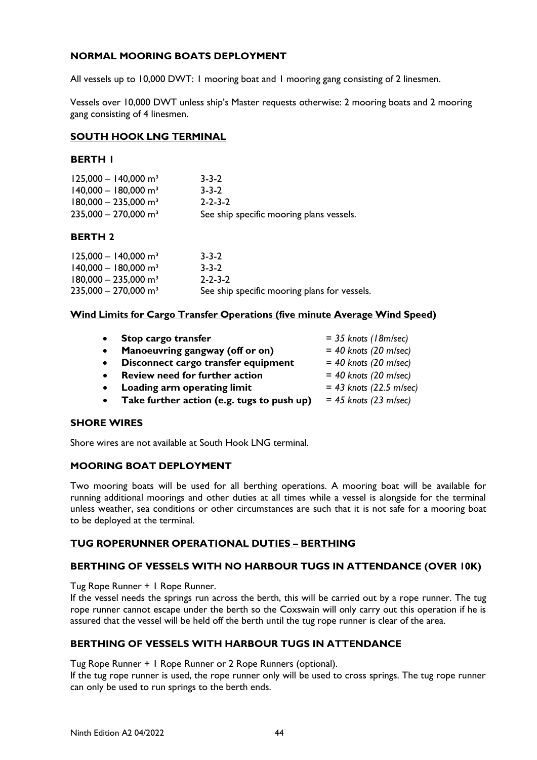### NORMAL MOORING BOATS DEPLOYMENT

All vessels up to 10,000 DWT: 1 mooring boat and 1 mooring gang consisting of 2 linesmen.

Vessels over 10,000 DWT unless ship's Master requests otherwise: 2 mooring boats and 2 mooring gang consisting of 4 linesmen.

## SOUTH HOOK LNG TERMINAL

### BERTH 1

| | |
|---|---|
| 125,000 – 140,000 m³ | 3-3-2 |
| 140,000 – 180,000 m³ | 3-3-2 |
| 180,000 – 235,000 m³ | 2-2-3-2 |
| 235,000 – 270,000 m³ | See ship specific mooring plans vessels. |

### BERTH 2

| | |
|---|---|
| 125,000 – 140,000 m³ | 3-3-2 |
| 140,000 – 180,000 m³ | 3-3-2 |
| 180,000 – 235,000 m³ | 2-2-3-2 |
| 235,000 – 270,000 m³ | See ship specific mooring plans for vessels. |

### Wind Limits for Cargo Transfer Operations (five minute Average Wind Speed)

- **Stop cargo transfer** = *35 knots (18m/sec)*
- **Manoeuvring gangway (off or on)** = *40 knots (20 m/sec)*
- **Disconnect cargo transfer equipment** = *40 knots (20 m/sec)*
- **Review need for further action** = *40 knots (20 m/sec)*
- **Loading arm operating limit** = *43 knots (22.5 m/sec)*
- **Take further action (e.g. tugs to push up)** = *45 knots (23 m/sec)*

### SHORE WIRES

Shore wires are not available at South Hook LNG terminal.

### MOORING BOAT DEPLOYMENT

Two mooring boats will be used for all berthing operations. A mooring boat will be available for running additional moorings and other duties at all times while a vessel is alongside for the terminal unless weather, sea conditions or other circumstances are such that it is not safe for a mooring boat to be deployed at the terminal.

## TUG ROPERUNNER OPERATIONAL DUTIES – BERTHING

### BERTHING OF VESSELS WITH NO HARBOUR TUGS IN ATTENDANCE (OVER 10K)

Tug Rope Runner + 1 Rope Runner.
If the vessel needs the springs run across the berth, this will be carried out by a rope runner. The tug rope runner cannot escape under the berth so the Coxswain will only carry out this operation if he is assured that the vessel will be held off the berth until the tug rope runner is clear of the area.

### BERTHING OF VESSELS WITH HARBOUR TUGS IN ATTENDANCE

Tug Rope Runner + 1 Rope Runner or 2 Rope Runners (optional).
If the tug rope runner is used, the rope runner only will be used to cross springs. The tug rope runner can only be used to run springs to the berth ends.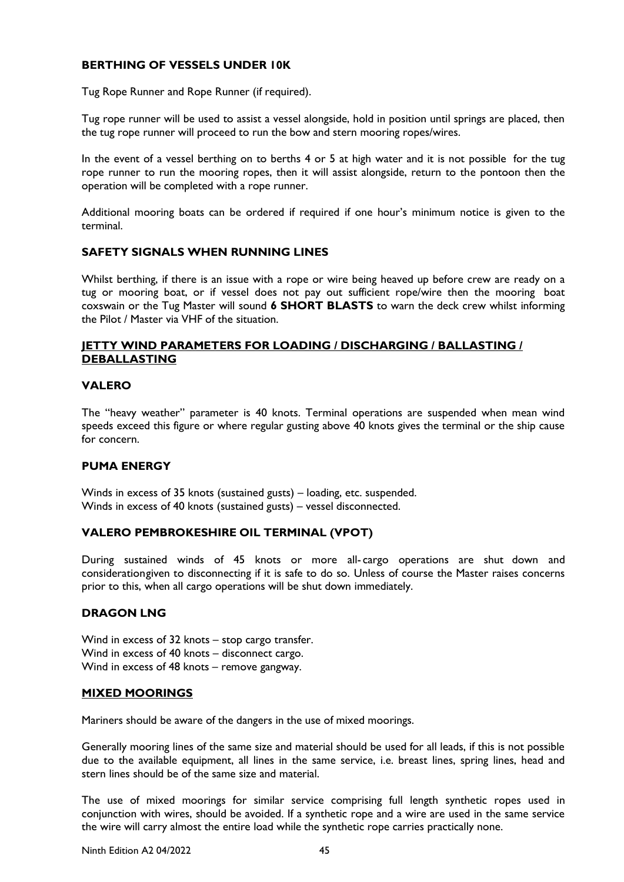## BERTHING OF VESSELS UNDER 10K

Tug Rope Runner and Rope Runner (if required).

Tug rope runner will be used to assist a vessel alongside, hold in position until springs are placed, then the tug rope runner will proceed to run the bow and stern mooring ropes/wires.

In the event of a vessel berthing on to berths 4 or 5 at high water and it is not possible for the tug rope runner to run the mooring ropes, then it will assist alongside, return to the pontoon then the operation will be completed with a rope runner.

Additional mooring boats can be ordered if required if one hour's minimum notice is given to the terminal.

## SAFETY SIGNALS WHEN RUNNING LINES

Whilst berthing, if there is an issue with a rope or wire being heaved up before crew are ready on a tug or mooring boat, or if vessel does not pay out sufficient rope/wire then the mooring boat coxswain or the Tug Master will sound **6 SHORT BLASTS** to warn the deck crew whilst informing the Pilot / Master via VHF of the situation.

## JETTY WIND PARAMETERS FOR LOADING / DISCHARGING / BALLASTING / DEBALLASTING

### VALERO

The "heavy weather" parameter is 40 knots. Terminal operations are suspended when mean wind speeds exceed this figure or where regular gusting above 40 knots gives the terminal or the ship cause for concern.

### PUMA ENERGY

Winds in excess of 35 knots (sustained gusts) – loading, etc. suspended.
Winds in excess of 40 knots (sustained gusts) – vessel disconnected.

### VALERO PEMBROKESHIRE OIL TERMINAL (VPOT)

During sustained winds of 45 knots or more all-cargo operations are shut down and considerationgiven to disconnecting if it is safe to do so. Unless of course the Master raises concerns prior to this, when all cargo operations will be shut down immediately.

### DRAGON LNG

Wind in excess of 32 knots – stop cargo transfer.
Wind in excess of 40 knots – disconnect cargo.
Wind in excess of 48 knots – remove gangway.

## MIXED MOORINGS

Mariners should be aware of the dangers in the use of mixed moorings.

Generally mooring lines of the same size and material should be used for all leads, if this is not possible due to the available equipment, all lines in the same service, i.e. breast lines, spring lines, head and stern lines should be of the same size and material.

The use of mixed moorings for similar service comprising full length synthetic ropes used in conjunction with wires, should be avoided. If a synthetic rope and a wire are used in the same service the wire will carry almost the entire load while the synthetic rope carries practically none.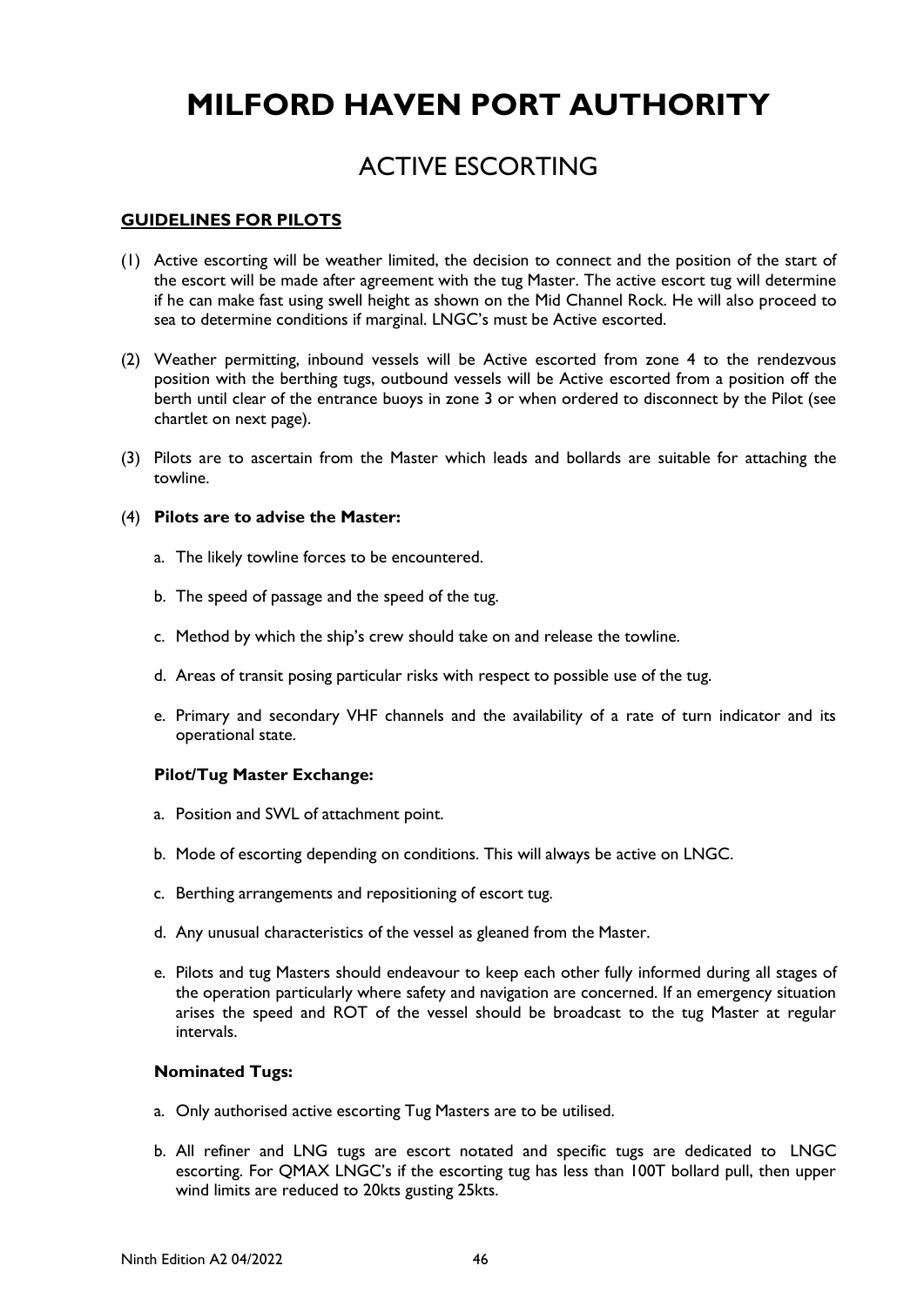# MILFORD HAVEN PORT AUTHORITY

## ACTIVE ESCORTING

### GUIDELINES FOR PILOTS

(1) Active escorting will be weather limited, the decision to connect and the position of the start of the escort will be made after agreement with the tug Master. The active escort tug will determine if he can make fast using swell height as shown on the Mid Channel Rock. He will also proceed to sea to determine conditions if marginal. LNGC's must be Active escorted.

(2) Weather permitting, inbound vessels will be Active escorted from zone 4 to the rendezvous position with the berthing tugs, outbound vessels will be Active escorted from a position off the berth until clear of the entrance buoys in zone 3 or when ordered to disconnect by the Pilot (see chartlet on next page).

(3) Pilots are to ascertain from the Master which leads and bollards are suitable for attaching the towline.

(4) **Pilots are to advise the Master:**

a. The likely towline forces to be encountered.

b. The speed of passage and the speed of the tug.

c. Method by which the ship's crew should take on and release the towline.

d. Areas of transit posing particular risks with respect to possible use of the tug.

e. Primary and secondary VHF channels and the availability of a rate of turn indicator and its operational state.

**Pilot/Tug Master Exchange:**

a. Position and SWL of attachment point.

b. Mode of escorting depending on conditions. This will always be active on LNGC.

c. Berthing arrangements and repositioning of escort tug.

d. Any unusual characteristics of the vessel as gleaned from the Master.

e. Pilots and tug Masters should endeavour to keep each other fully informed during all stages of the operation particularly where safety and navigation are concerned. If an emergency situation arises the speed and ROT of the vessel should be broadcast to the tug Master at regular intervals.

**Nominated Tugs:**

a. Only authorised active escorting Tug Masters are to be utilised.

b. All refiner and LNG tugs are escort notated and specific tugs are dedicated to LNGC escorting. For QMAX LNGC's if the escorting tug has less than 100T bollard pull, then upper wind limits are reduced to 20kts gusting 25kts.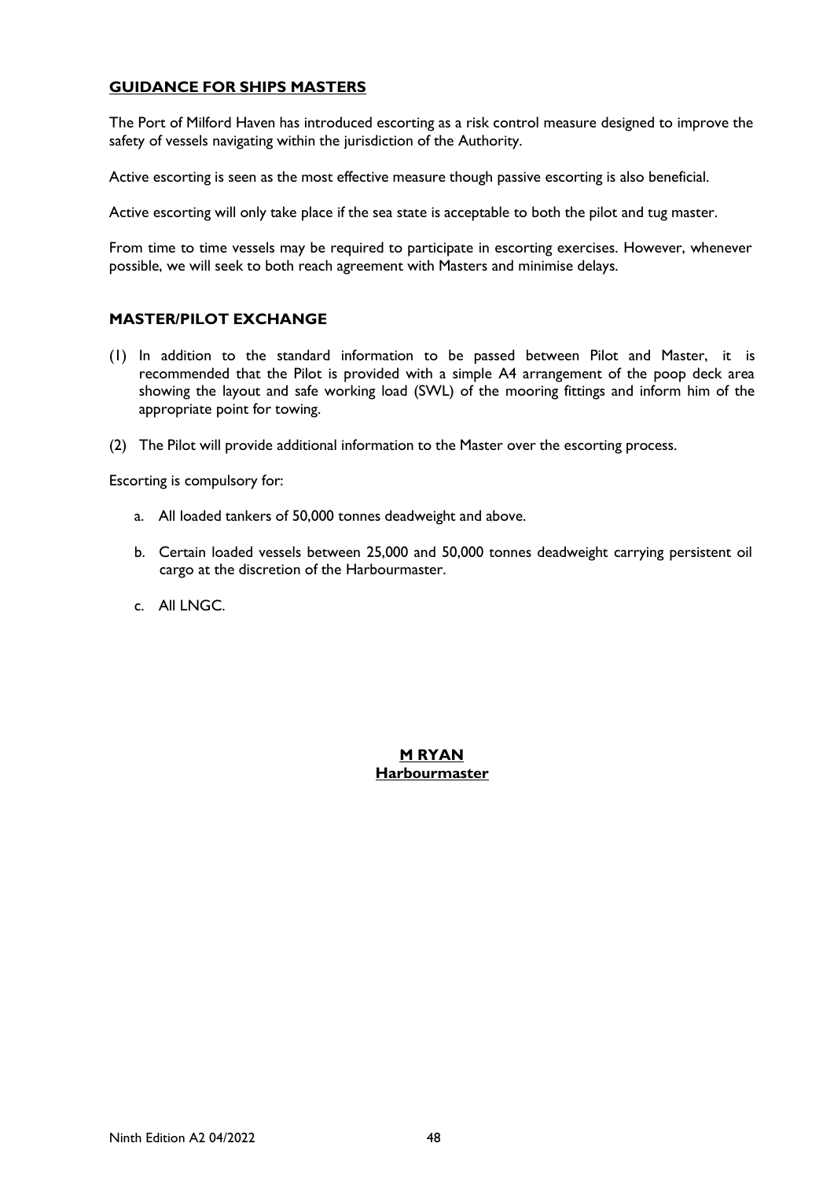## GUIDANCE FOR SHIPS MASTERS

The Port of Milford Haven has introduced escorting as a risk control measure designed to improve the safety of vessels navigating within the jurisdiction of the Authority.

Active escorting is seen as the most effective measure though passive escorting is also beneficial.

Active escorting will only take place if the sea state is acceptable to both the pilot and tug master.

From time to time vessels may be required to participate in escorting exercises. However, whenever possible, we will seek to both reach agreement with Masters and minimise delays.

## MASTER/PILOT EXCHANGE

(1) In addition to the standard information to be passed between Pilot and Master, it is recommended that the Pilot is provided with a simple A4 arrangement of the poop deck area showing the layout and safe working load (SWL) of the mooring fittings and inform him of the appropriate point for towing.

(2) The Pilot will provide additional information to the Master over the escorting process.

Escorting is compulsory for:

a. All loaded tankers of 50,000 tonnes deadweight and above.

b. Certain loaded vessels between 25,000 and 50,000 tonnes deadweight carrying persistent oil cargo at the discretion of the Harbourmaster.

c. All LNGC.

**M RYAN**
**Harbourmaster**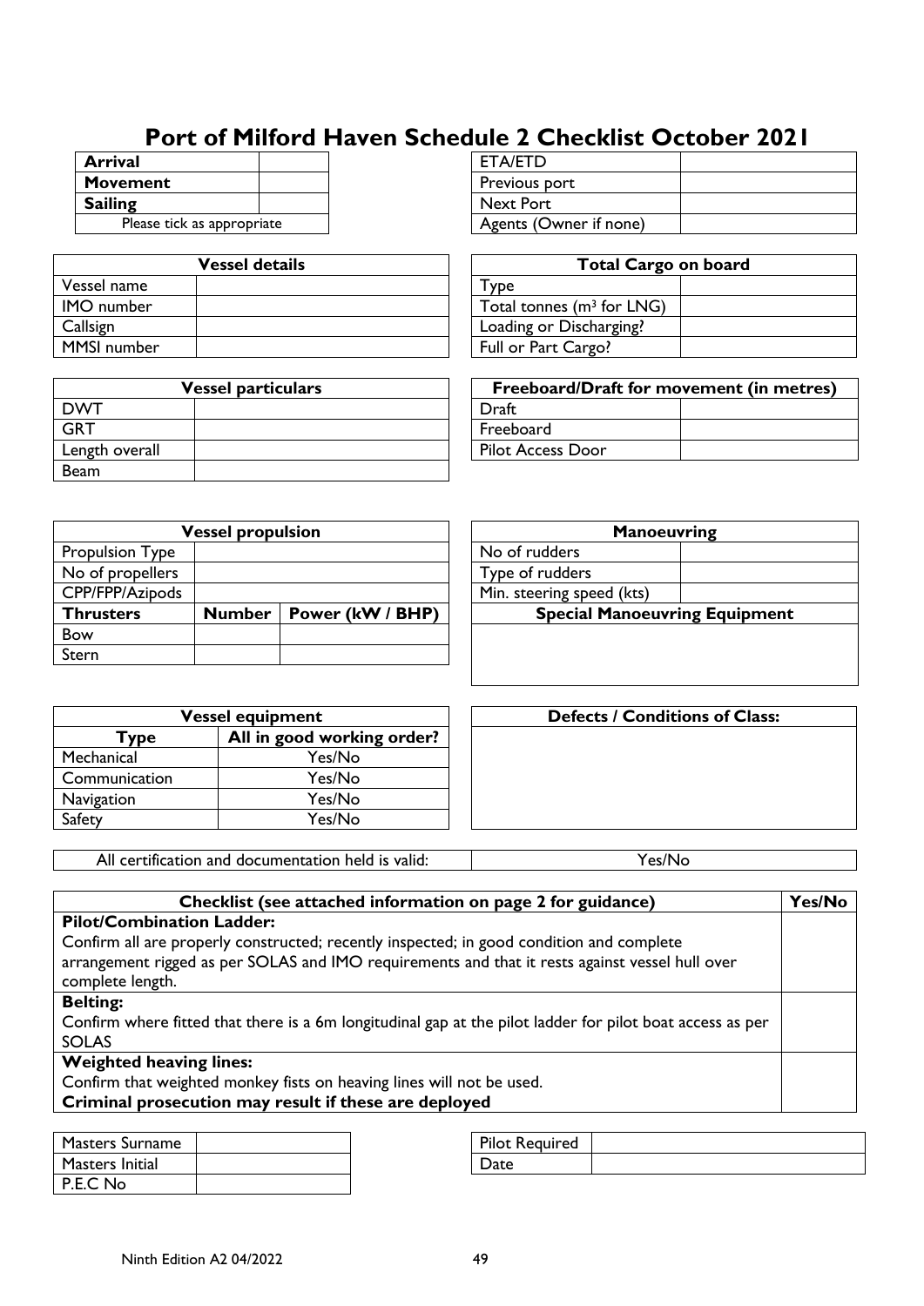# Port of Milford Haven Schedule 2 Checklist October 2021

| Arrival | |
|---|---|
| **Movement** | |
| **Sailing** | |
| Please tick as appropriate | |

| ETA/ETD | |
|---|---|
| Previous port | |
| Next Port | |
| Agents (Owner if none) | |

| Vessel details | |
|---|---|
| Vessel name | |
| IMO number | |
| Callsign | |
| MMSI number | |

| Total Cargo on board | |
|---|---|
| Type | |
| Total tonnes ($m^3$ for LNG) | |
| Loading or Discharging? | |
| Full or Part Cargo? | |

| Vessel particulars | |
|---|---|
| DWT | |
| GRT | |
| Length overall | |
| Beam | |

| Freeboard/Draft for movement (in metres) | |
|---|---|
| Draft | |
| Freeboard | |
| Pilot Access Door | |

| Vessel propulsion | | |
|---|---|---|
| Propulsion Type | | |
| No of propellers | | |
| CPP/FPP/Azipods | | |
| **Thrusters** | **Number** | **Power (kW / BHP)** |
| Bow | | |
| Stern | | |

| Manoeuvring | |
|---|---|
| No of rudders | |
| Type of rudders | |
| Min. steering speed (kts) | |
| **Special Manoeuvring Equipment** | |
| | |

| Vessel equipment | |
|---|---|
| **Type** | **All in good working order?** |
| Mechanical | Yes/No |
| Communication | Yes/No |
| Navigation | Yes/No |
| Safety | Yes/No |

| Defects / Conditions of Class: |
|---|
| |

| All certification and documentation held is valid: | Yes/No |
|---|---|

| Checklist (see attached information on page 2 for guidance) | Yes/No |
|---|---|
| **Pilot/Combination Ladder:** Confirm all are properly constructed; recently inspected; in good condition and complete arrangement rigged as per SOLAS and IMO requirements and that it rests against vessel hull over complete length. | |
| **Belting:** Confirm where fitted that there is a 6m longitudinal gap at the pilot ladder for pilot boat access as per SOLAS | |
| **Weighted heaving lines:** Confirm that weighted monkey fists on heaving lines will not be used. **Criminal prosecution may result if these are deployed** | |

| Masters Surname | |
|---|---|
| Masters Initial | |
| P.E.C No | |

| Pilot Required | |
|---|---|
| Date | |

Ninth Edition A2 04/2022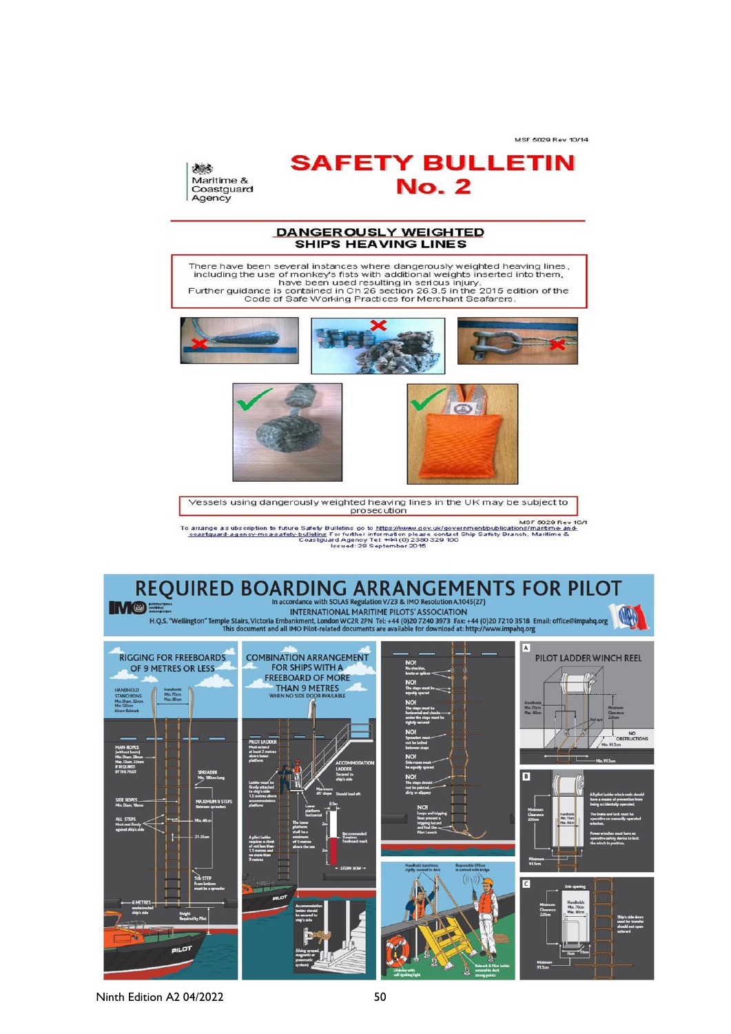MSF 5029 Rev 10/14

Maritime & Coastguard Agency

# SAFETY BULLETIN No. 2

## DANGEROUSLY WEIGHTED SHIPS HEAVING LINES

There have been several instances where dangerously weighted heaving lines, including the use of monkey's fists with additional weights inserted into them, have been used resulting in serious injury.
Further guidance is contained in Ch 26 section 26.3.5 in the 2015 edition of the Code of Safe Working Practices for Merchant Seafarers.

Vessels using dangerously weighted heaving lines in the UK may be subject to prosecution

MSF 5029 Rev 10/1

To arrange a subscription to future Safety Bulletins go to https://www.gov.uk/government/publications/maritime-and-coastguard-agency-mca-safety-bulletins For further information please contact Ship Safety Branch, Maritime & Coastguard Agency Tel: +44 (0) 2380 329 100
Issued: 28 September 2015

# REQUIRED BOARDING ARRANGEMENTS FOR PILOT

In accordance with SOLAS Regulation V/23 & IMO Resolution A.1045(27)

INTERNATIONAL MARITIME PILOTS' ASSOCIATION

H.Q.S. "Wellington" Temple Stairs, Victoria Embankment, London WC2R 2PN Tel: +44 (0)20 7240 3973 Fax: +44 (0)20 7210 3518 Email: office@impahq.org

This document and all IMO Pilot-related documents are available for download at: http://www.impahq.org

Ninth Edition A2 04/2022